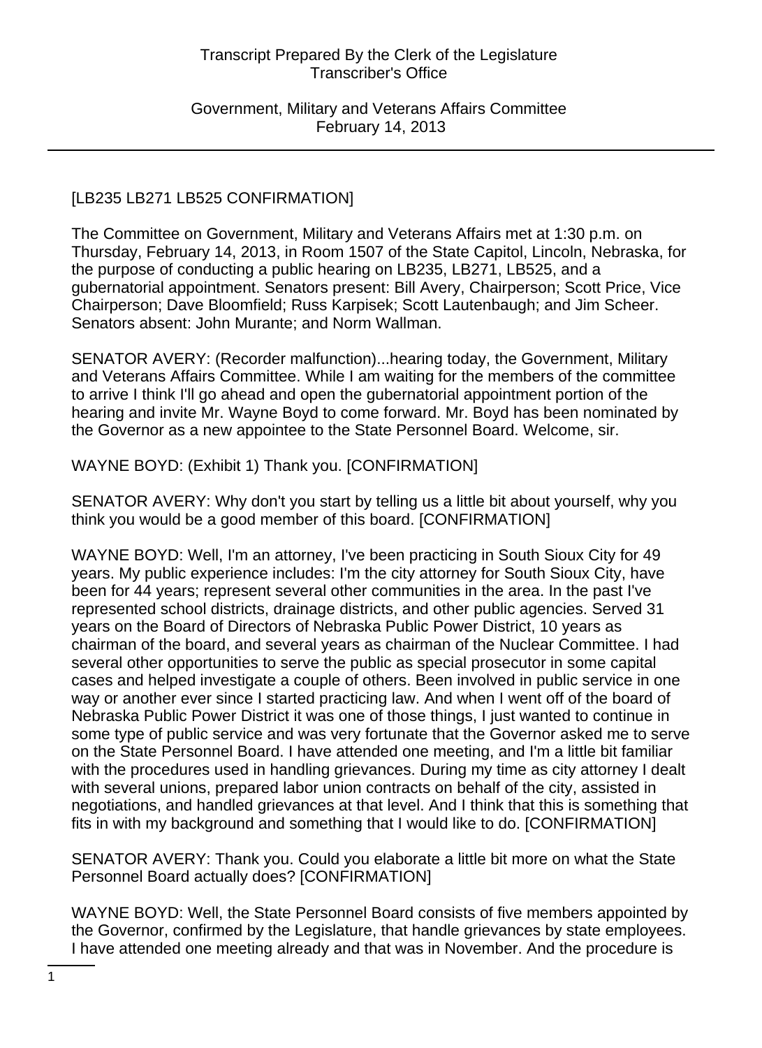[LB235 LB271 LB525 CONFIRMATION]

The Committee on Government, Military and Veterans Affairs met at 1:30 p.m. on Thursday, February 14, 2013, in Room 1507 of the State Capitol, Lincoln, Nebraska, for the purpose of conducting a public hearing on LB235, LB271, LB525, and a gubernatorial appointment. Senators present: Bill Avery, Chairperson; Scott Price, Vice Chairperson; Dave Bloomfield; Russ Karpisek; Scott Lautenbaugh; and Jim Scheer. Senators absent: John Murante; and Norm Wallman.

SENATOR AVERY: (Recorder malfunction)...hearing today, the Government, Military and Veterans Affairs Committee. While I am waiting for the members of the committee to arrive I think I'll go ahead and open the gubernatorial appointment portion of the hearing and invite Mr. Wayne Boyd to come forward. Mr. Boyd has been nominated by the Governor as a new appointee to the State Personnel Board. Welcome, sir.

WAYNE BOYD: (Exhibit 1) Thank you. [CONFIRMATION]

SENATOR AVERY: Why don't you start by telling us a little bit about yourself, why you think you would be a good member of this board. [CONFIRMATION]

WAYNE BOYD: Well, I'm an attorney, I've been practicing in South Sioux City for 49 years. My public experience includes: I'm the city attorney for South Sioux City, have been for 44 years; represent several other communities in the area. In the past I've represented school districts, drainage districts, and other public agencies. Served 31 years on the Board of Directors of Nebraska Public Power District, 10 years as chairman of the board, and several years as chairman of the Nuclear Committee. I had several other opportunities to serve the public as special prosecutor in some capital cases and helped investigate a couple of others. Been involved in public service in one way or another ever since I started practicing law. And when I went off of the board of Nebraska Public Power District it was one of those things, I just wanted to continue in some type of public service and was very fortunate that the Governor asked me to serve on the State Personnel Board. I have attended one meeting, and I'm a little bit familiar with the procedures used in handling grievances. During my time as city attorney I dealt with several unions, prepared labor union contracts on behalf of the city, assisted in negotiations, and handled grievances at that level. And I think that this is something that fits in with my background and something that I would like to do. [CONFIRMATION]

SENATOR AVERY: Thank you. Could you elaborate a little bit more on what the State Personnel Board actually does? [CONFIRMATION]

WAYNE BOYD: Well, the State Personnel Board consists of five members appointed by the Governor, confirmed by the Legislature, that handle grievances by state employees. I have attended one meeting already and that was in November. And the procedure is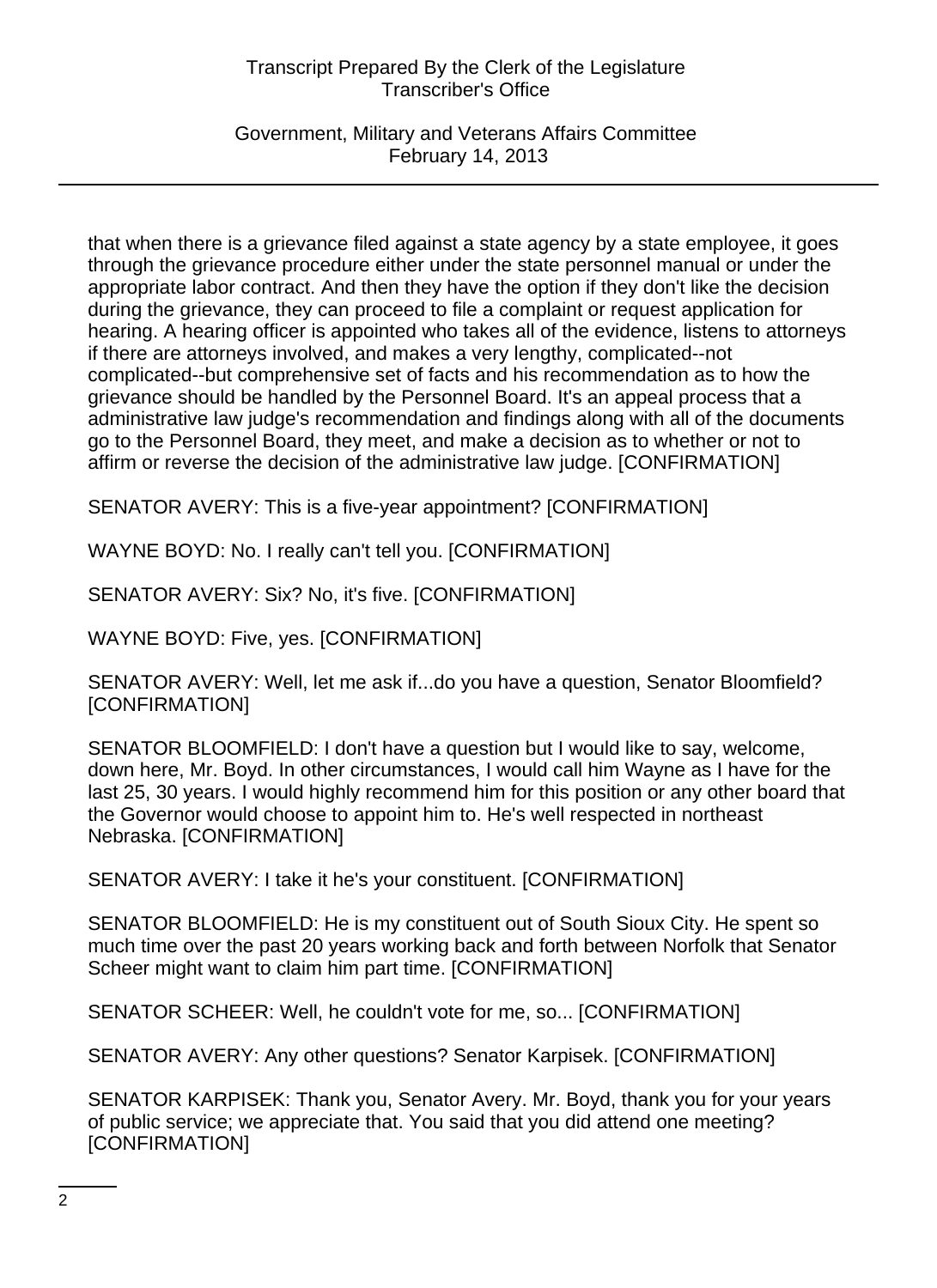that when there is a grievance filed against a state agency by a state employee, it goes through the grievance procedure either under the state personnel manual or under the appropriate labor contract. And then they have the option if they don't like the decision during the grievance, they can proceed to file a complaint or request application for hearing. A hearing officer is appointed who takes all of the evidence, listens to attorneys if there are attorneys involved, and makes a very lengthy, complicated--not complicated--but comprehensive set of facts and his recommendation as to how the grievance should be handled by the Personnel Board. It's an appeal process that a administrative law judge's recommendation and findings along with all of the documents go to the Personnel Board, they meet, and make a decision as to whether or not to affirm or reverse the decision of the administrative law judge. [CONFIRMATION]

SENATOR AVERY: This is a five-year appointment? [CONFIRMATION]

WAYNE BOYD: No. I really can't tell you. [CONFIRMATION]

SENATOR AVERY: Six? No, it's five. [CONFIRMATION]

WAYNE BOYD: Five, yes. [CONFIRMATION]

SENATOR AVERY: Well, let me ask if...do you have a question, Senator Bloomfield? [CONFIRMATION]

SENATOR BLOOMFIELD: I don't have a question but I would like to say, welcome, down here, Mr. Boyd. In other circumstances, I would call him Wayne as I have for the last 25, 30 years. I would highly recommend him for this position or any other board that the Governor would choose to appoint him to. He's well respected in northeast Nebraska. [CONFIRMATION]

SENATOR AVERY: I take it he's your constituent. [CONFIRMATION]

SENATOR BLOOMFIELD: He is my constituent out of South Sioux City. He spent so much time over the past 20 years working back and forth between Norfolk that Senator Scheer might want to claim him part time. [CONFIRMATION]

SENATOR SCHEER: Well, he couldn't vote for me, so... [CONFIRMATION]

SENATOR AVERY: Any other questions? Senator Karpisek. [CONFIRMATION]

SENATOR KARPISEK: Thank you, Senator Avery. Mr. Boyd, thank you for your years of public service; we appreciate that. You said that you did attend one meeting? [CONFIRMATION]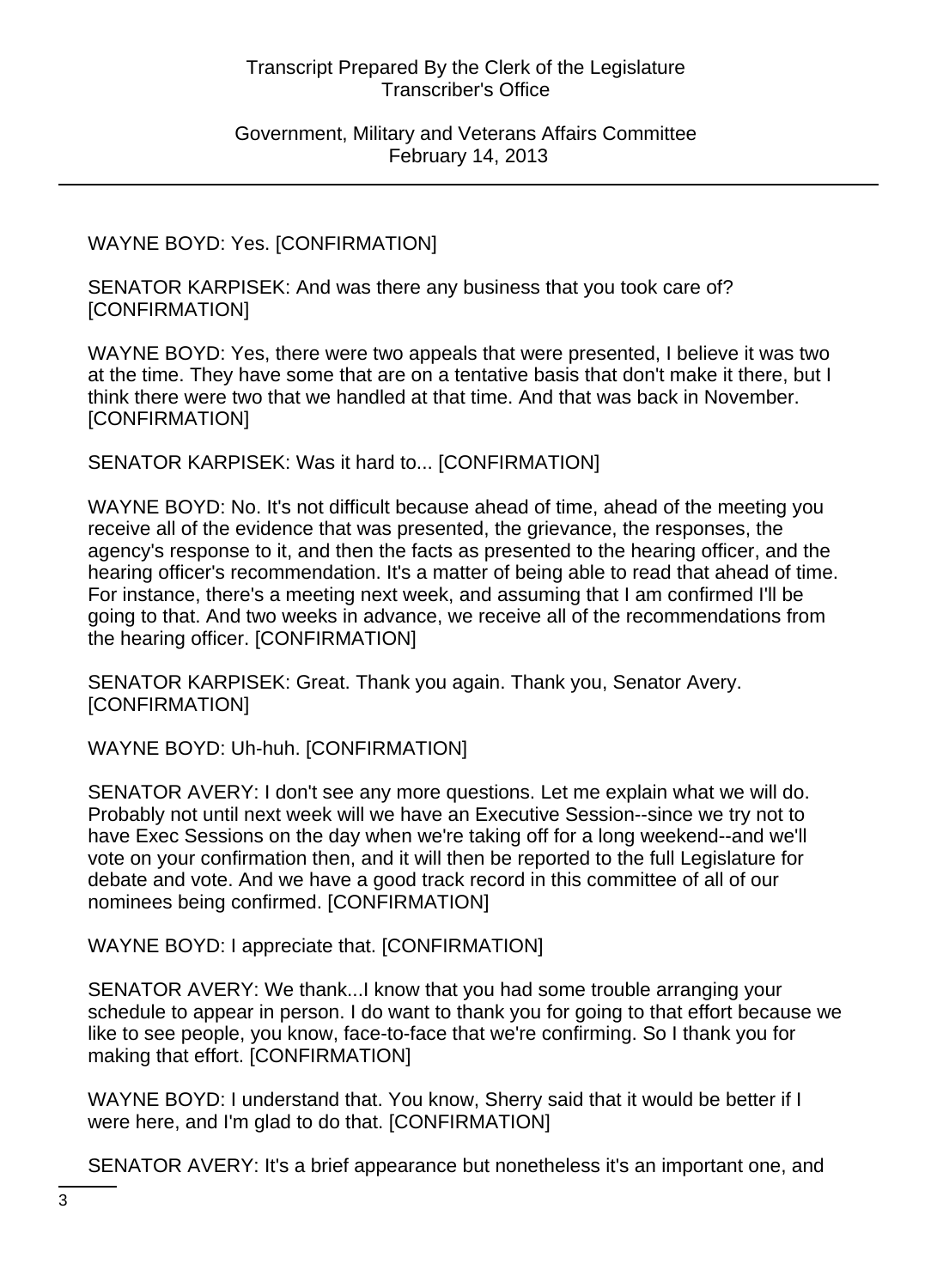WAYNE BOYD: Yes. [CONFIRMATION]

SENATOR KARPISEK: And was there any business that you took care of? [CONFIRMATION]

WAYNE BOYD: Yes, there were two appeals that were presented, I believe it was two at the time. They have some that are on a tentative basis that don't make it there, but I think there were two that we handled at that time. And that was back in November. [CONFIRMATION]

SENATOR KARPISEK: Was it hard to... [CONFIRMATION]

WAYNE BOYD: No. It's not difficult because ahead of time, ahead of the meeting you receive all of the evidence that was presented, the grievance, the responses, the agency's response to it, and then the facts as presented to the hearing officer, and the hearing officer's recommendation. It's a matter of being able to read that ahead of time. For instance, there's a meeting next week, and assuming that I am confirmed I'll be going to that. And two weeks in advance, we receive all of the recommendations from the hearing officer. [CONFIRMATION]

SENATOR KARPISEK: Great. Thank you again. Thank you, Senator Avery. [CONFIRMATION]

WAYNE BOYD: Uh-huh. [CONFIRMATION]

SENATOR AVERY: I don't see any more questions. Let me explain what we will do. Probably not until next week will we have an Executive Session--since we try not to have Exec Sessions on the day when we're taking off for a long weekend--and we'll vote on your confirmation then, and it will then be reported to the full Legislature for debate and vote. And we have a good track record in this committee of all of our nominees being confirmed. [CONFIRMATION]

WAYNE BOYD: I appreciate that. [CONFIRMATION]

SENATOR AVERY: We thank...I know that you had some trouble arranging your schedule to appear in person. I do want to thank you for going to that effort because we like to see people, you know, face-to-face that we're confirming. So I thank you for making that effort. [CONFIRMATION]

WAYNE BOYD: I understand that. You know, Sherry said that it would be better if I were here, and I'm glad to do that. [CONFIRMATION]

SENATOR AVERY: It's a brief appearance but nonetheless it's an important one, and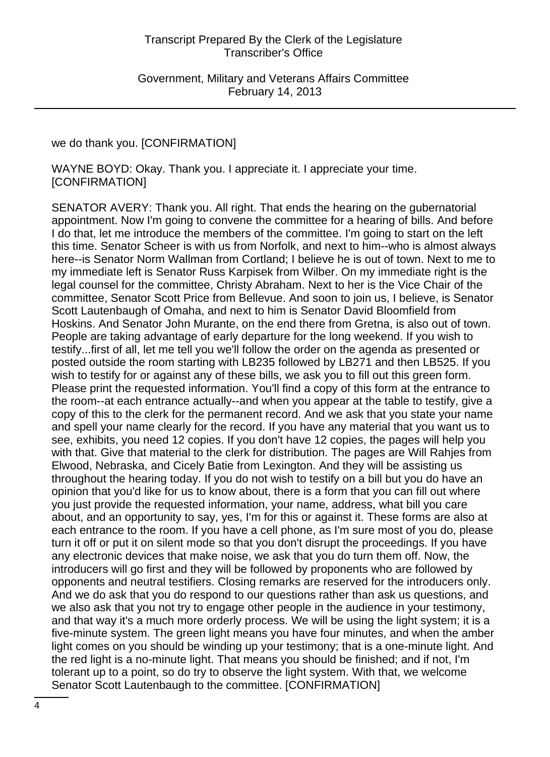we do thank you. [CONFIRMATION]

WAYNE BOYD: Okay. Thank you. I appreciate it. I appreciate your time. [CONFIRMATION]

SENATOR AVERY: Thank you. All right. That ends the hearing on the gubernatorial appointment. Now I'm going to convene the committee for a hearing of bills. And before I do that, let me introduce the members of the committee. I'm going to start on the left this time. Senator Scheer is with us from Norfolk, and next to him--who is almost always here--is Senator Norm Wallman from Cortland; I believe he is out of town. Next to me to my immediate left is Senator Russ Karpisek from Wilber. On my immediate right is the legal counsel for the committee, Christy Abraham. Next to her is the Vice Chair of the committee, Senator Scott Price from Bellevue. And soon to join us, I believe, is Senator Scott Lautenbaugh of Omaha, and next to him is Senator David Bloomfield from Hoskins. And Senator John Murante, on the end there from Gretna, is also out of town. People are taking advantage of early departure for the long weekend. If you wish to testify...first of all, let me tell you we'll follow the order on the agenda as presented or posted outside the room starting with LB235 followed by LB271 and then LB525. If you wish to testify for or against any of these bills, we ask you to fill out this green form. Please print the requested information. You'll find a copy of this form at the entrance to the room--at each entrance actually--and when you appear at the table to testify, give a copy of this to the clerk for the permanent record. And we ask that you state your name and spell your name clearly for the record. If you have any material that you want us to see, exhibits, you need 12 copies. If you don't have 12 copies, the pages will help you with that. Give that material to the clerk for distribution. The pages are Will Rahjes from Elwood, Nebraska, and Cicely Batie from Lexington. And they will be assisting us throughout the hearing today. If you do not wish to testify on a bill but you do have an opinion that you'd like for us to know about, there is a form that you can fill out where you just provide the requested information, your name, address, what bill you care about, and an opportunity to say, yes, I'm for this or against it. These forms are also at each entrance to the room. If you have a cell phone, as I'm sure most of you do, please turn it off or put it on silent mode so that you don't disrupt the proceedings. If you have any electronic devices that make noise, we ask that you do turn them off. Now, the introducers will go first and they will be followed by proponents who are followed by opponents and neutral testifiers. Closing remarks are reserved for the introducers only. And we do ask that you do respond to our questions rather than ask us questions, and we also ask that you not try to engage other people in the audience in your testimony, and that way it's a much more orderly process. We will be using the light system; it is a five-minute system. The green light means you have four minutes, and when the amber light comes on you should be winding up your testimony; that is a one-minute light. And the red light is a no-minute light. That means you should be finished; and if not, I'm tolerant up to a point, so do try to observe the light system. With that, we welcome Senator Scott Lautenbaugh to the committee. [CONFIRMATION]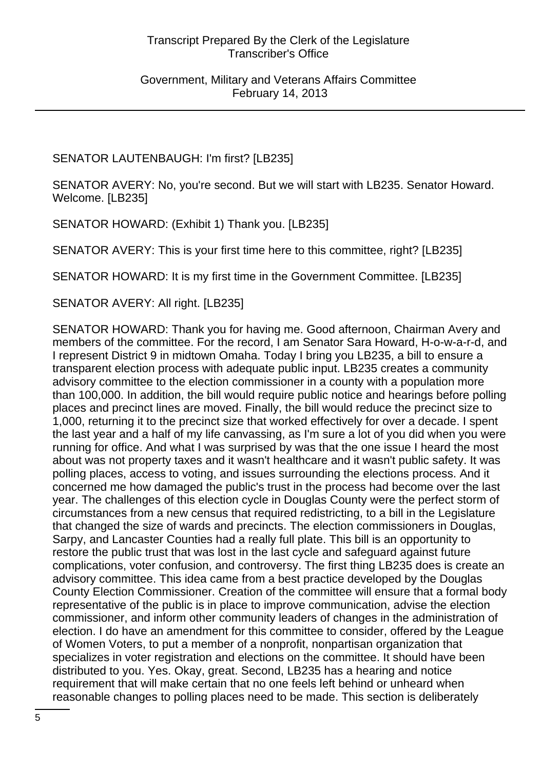SENATOR LAUTENBAUGH: I'm first? [LB235]

SENATOR AVERY: No, you're second. But we will start with LB235. Senator Howard. Welcome. [LB235]

SENATOR HOWARD: (Exhibit 1) Thank you. [LB235]

SENATOR AVERY: This is your first time here to this committee, right? [LB235]

SENATOR HOWARD: It is my first time in the Government Committee. [LB235]

SENATOR AVERY: All right. [LB235]

SENATOR HOWARD: Thank you for having me. Good afternoon, Chairman Avery and members of the committee. For the record, I am Senator Sara Howard, H-o-w-a-r-d, and I represent District 9 in midtown Omaha. Today I bring you LB235, a bill to ensure a transparent election process with adequate public input. LB235 creates a community advisory committee to the election commissioner in a county with a population more than 100,000. In addition, the bill would require public notice and hearings before polling places and precinct lines are moved. Finally, the bill would reduce the precinct size to 1,000, returning it to the precinct size that worked effectively for over a decade. I spent the last year and a half of my life canvassing, as I'm sure a lot of you did when you were running for office. And what I was surprised by was that the one issue I heard the most about was not property taxes and it wasn't healthcare and it wasn't public safety. It was polling places, access to voting, and issues surrounding the elections process. And it concerned me how damaged the public's trust in the process had become over the last year. The challenges of this election cycle in Douglas County were the perfect storm of circumstances from a new census that required redistricting, to a bill in the Legislature that changed the size of wards and precincts. The election commissioners in Douglas, Sarpy, and Lancaster Counties had a really full plate. This bill is an opportunity to restore the public trust that was lost in the last cycle and safeguard against future complications, voter confusion, and controversy. The first thing LB235 does is create an advisory committee. This idea came from a best practice developed by the Douglas County Election Commissioner. Creation of the committee will ensure that a formal body representative of the public is in place to improve communication, advise the election commissioner, and inform other community leaders of changes in the administration of election. I do have an amendment for this committee to consider, offered by the League of Women Voters, to put a member of a nonprofit, nonpartisan organization that specializes in voter registration and elections on the committee. It should have been distributed to you. Yes. Okay, great. Second, LB235 has a hearing and notice requirement that will make certain that no one feels left behind or unheard when reasonable changes to polling places need to be made. This section is deliberately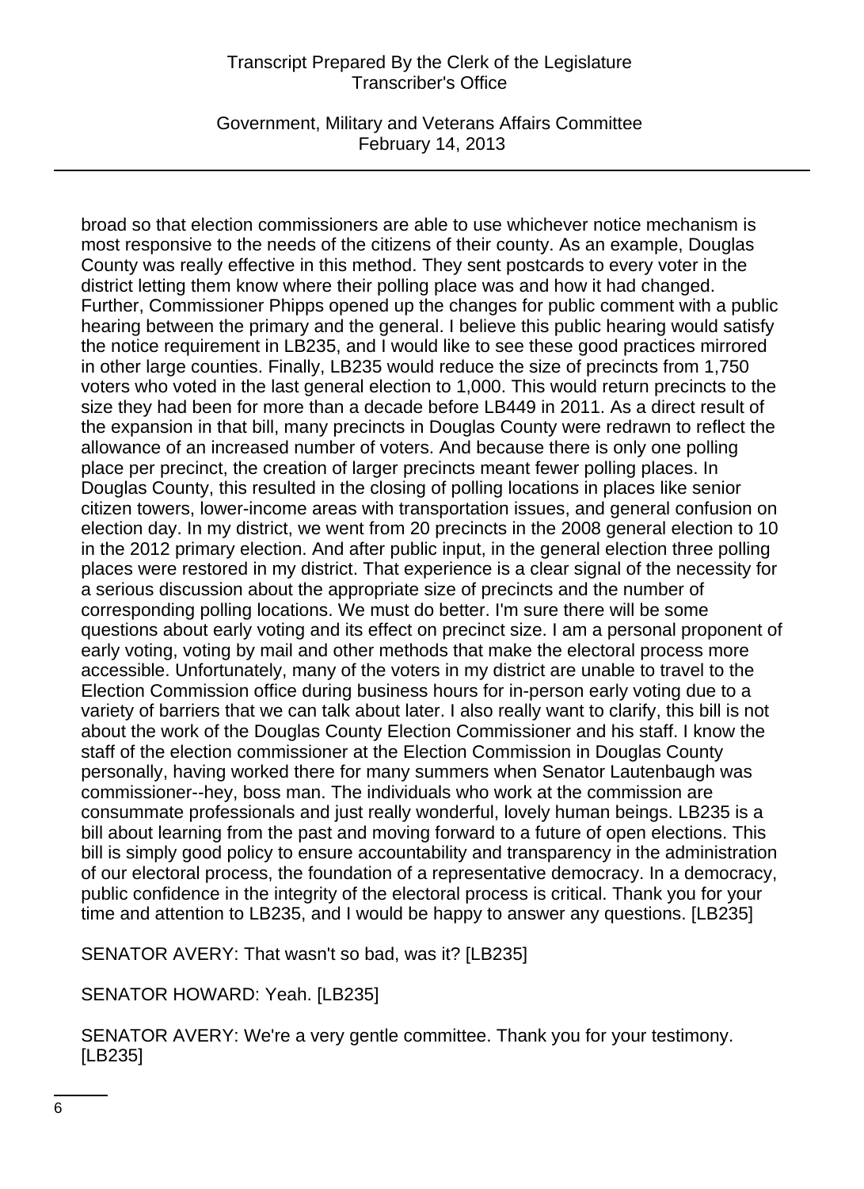broad so that election commissioners are able to use whichever notice mechanism is most responsive to the needs of the citizens of their county. As an example, Douglas County was really effective in this method. They sent postcards to every voter in the district letting them know where their polling place was and how it had changed. Further, Commissioner Phipps opened up the changes for public comment with a public hearing between the primary and the general. I believe this public hearing would satisfy the notice requirement in LB235, and I would like to see these good practices mirrored in other large counties. Finally, LB235 would reduce the size of precincts from 1,750 voters who voted in the last general election to 1,000. This would return precincts to the size they had been for more than a decade before LB449 in 2011. As a direct result of the expansion in that bill, many precincts in Douglas County were redrawn to reflect the allowance of an increased number of voters. And because there is only one polling place per precinct, the creation of larger precincts meant fewer polling places. In Douglas County, this resulted in the closing of polling locations in places like senior citizen towers, lower-income areas with transportation issues, and general confusion on election day. In my district, we went from 20 precincts in the 2008 general election to 10 in the 2012 primary election. And after public input, in the general election three polling places were restored in my district. That experience is a clear signal of the necessity for a serious discussion about the appropriate size of precincts and the number of corresponding polling locations. We must do better. I'm sure there will be some questions about early voting and its effect on precinct size. I am a personal proponent of early voting, voting by mail and other methods that make the electoral process more accessible. Unfortunately, many of the voters in my district are unable to travel to the Election Commission office during business hours for in-person early voting due to a variety of barriers that we can talk about later. I also really want to clarify, this bill is not about the work of the Douglas County Election Commissioner and his staff. I know the staff of the election commissioner at the Election Commission in Douglas County personally, having worked there for many summers when Senator Lautenbaugh was commissioner--hey, boss man. The individuals who work at the commission are consummate professionals and just really wonderful, lovely human beings. LB235 is a bill about learning from the past and moving forward to a future of open elections. This bill is simply good policy to ensure accountability and transparency in the administration of our electoral process, the foundation of a representative democracy. In a democracy, public confidence in the integrity of the electoral process is critical. Thank you for your time and attention to LB235, and I would be happy to answer any questions. [LB235]

SENATOR AVERY: That wasn't so bad, was it? [LB235]

SENATOR HOWARD: Yeah. [LB235]

SENATOR AVERY: We're a very gentle committee. Thank you for your testimony. [LB235]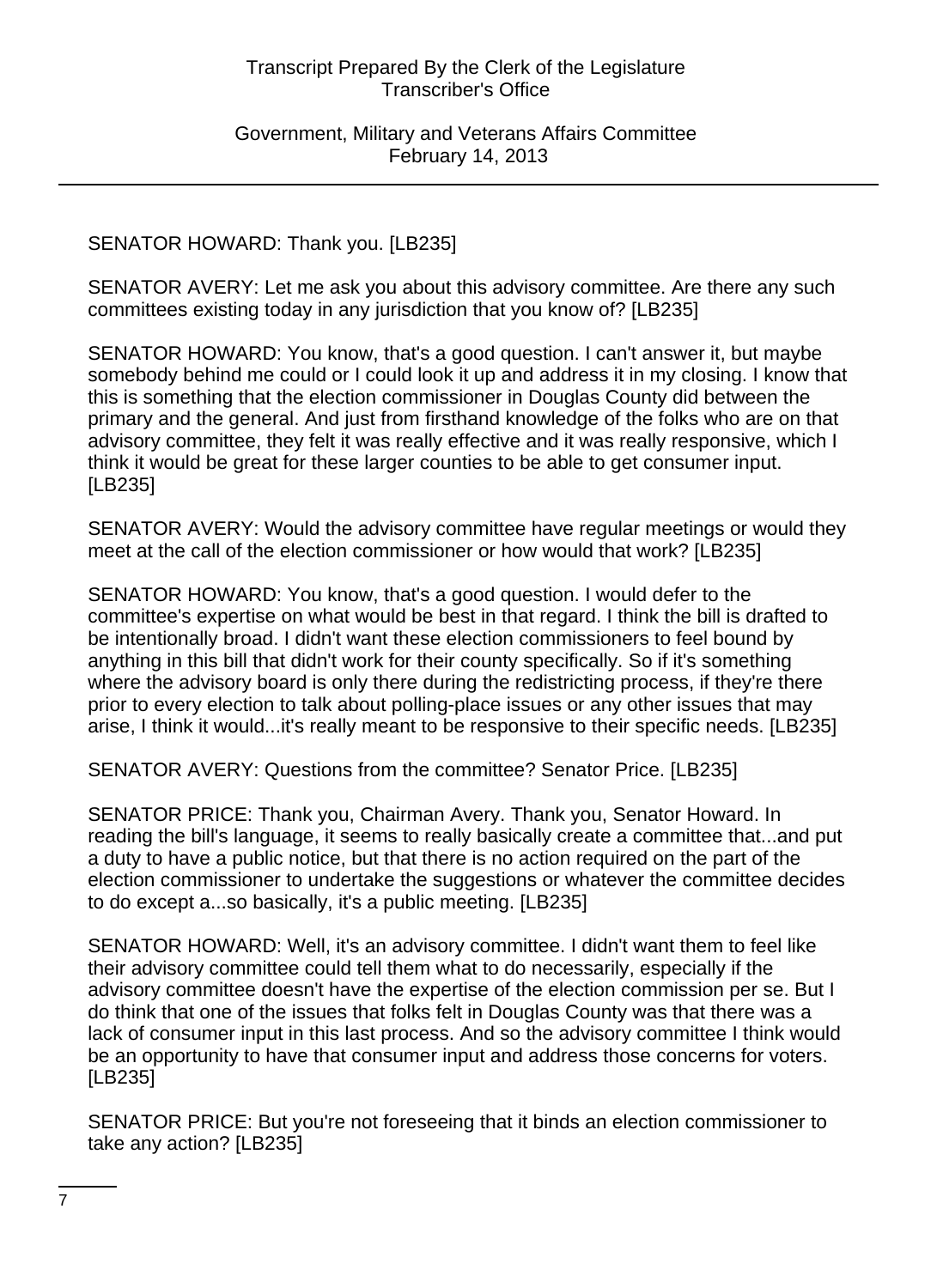SENATOR HOWARD: Thank you. [LB235]

SENATOR AVERY: Let me ask you about this advisory committee. Are there any such committees existing today in any jurisdiction that you know of? [LB235]

SENATOR HOWARD: You know, that's a good question. I can't answer it, but maybe somebody behind me could or I could look it up and address it in my closing. I know that this is something that the election commissioner in Douglas County did between the primary and the general. And just from firsthand knowledge of the folks who are on that advisory committee, they felt it was really effective and it was really responsive, which I think it would be great for these larger counties to be able to get consumer input. [LB235]

SENATOR AVERY: Would the advisory committee have regular meetings or would they meet at the call of the election commissioner or how would that work? [LB235]

SENATOR HOWARD: You know, that's a good question. I would defer to the committee's expertise on what would be best in that regard. I think the bill is drafted to be intentionally broad. I didn't want these election commissioners to feel bound by anything in this bill that didn't work for their county specifically. So if it's something where the advisory board is only there during the redistricting process, if they're there prior to every election to talk about polling-place issues or any other issues that may arise, I think it would...it's really meant to be responsive to their specific needs. [LB235]

SENATOR AVERY: Questions from the committee? Senator Price. [LB235]

SENATOR PRICE: Thank you, Chairman Avery. Thank you, Senator Howard. In reading the bill's language, it seems to really basically create a committee that...and put a duty to have a public notice, but that there is no action required on the part of the election commissioner to undertake the suggestions or whatever the committee decides to do except a...so basically, it's a public meeting. [LB235]

SENATOR HOWARD: Well, it's an advisory committee. I didn't want them to feel like their advisory committee could tell them what to do necessarily, especially if the advisory committee doesn't have the expertise of the election commission per se. But I do think that one of the issues that folks felt in Douglas County was that there was a lack of consumer input in this last process. And so the advisory committee I think would be an opportunity to have that consumer input and address those concerns for voters. [LB235]

SENATOR PRICE: But you're not foreseeing that it binds an election commissioner to take any action? [LB235]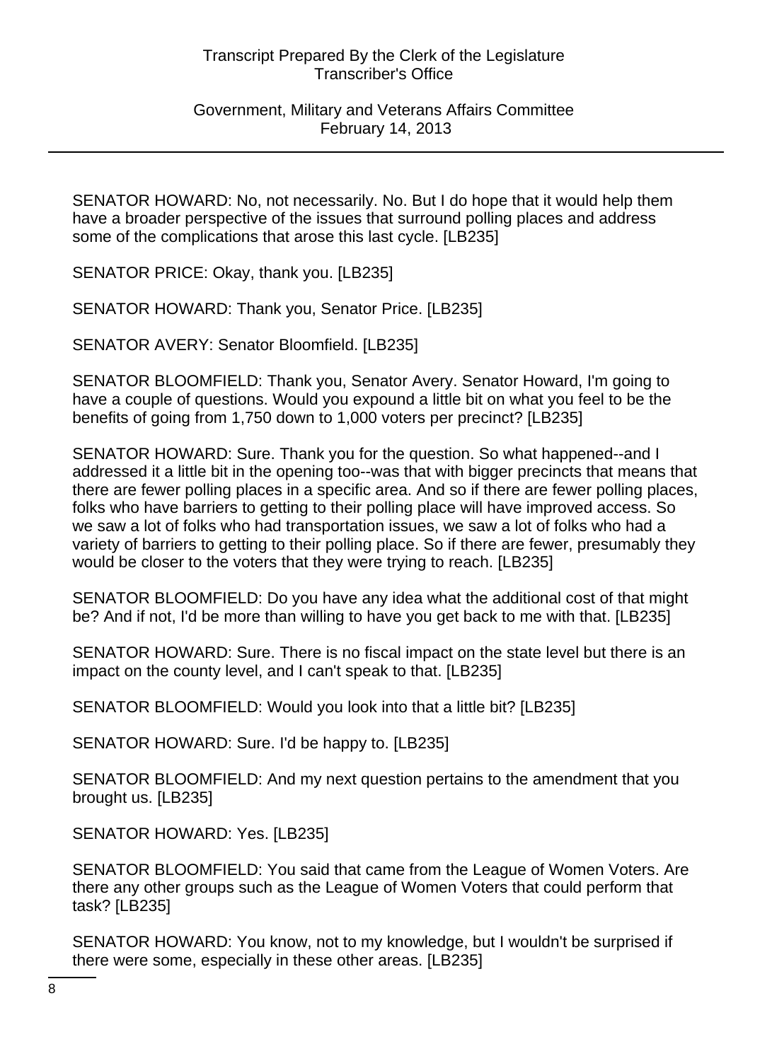SENATOR HOWARD: No, not necessarily. No. But I do hope that it would help them have a broader perspective of the issues that surround polling places and address some of the complications that arose this last cycle. [LB235]

SENATOR PRICE: Okay, thank you. [LB235]

SENATOR HOWARD: Thank you, Senator Price. [LB235]

SENATOR AVERY: Senator Bloomfield. [LB235]

SENATOR BLOOMFIELD: Thank you, Senator Avery. Senator Howard, I'm going to have a couple of questions. Would you expound a little bit on what you feel to be the benefits of going from 1,750 down to 1,000 voters per precinct? [LB235]

SENATOR HOWARD: Sure. Thank you for the question. So what happened--and I addressed it a little bit in the opening too--was that with bigger precincts that means that there are fewer polling places in a specific area. And so if there are fewer polling places, folks who have barriers to getting to their polling place will have improved access. So we saw a lot of folks who had transportation issues, we saw a lot of folks who had a variety of barriers to getting to their polling place. So if there are fewer, presumably they would be closer to the voters that they were trying to reach. [LB235]

SENATOR BLOOMFIELD: Do you have any idea what the additional cost of that might be? And if not, I'd be more than willing to have you get back to me with that. [LB235]

SENATOR HOWARD: Sure. There is no fiscal impact on the state level but there is an impact on the county level, and I can't speak to that. [LB235]

SENATOR BLOOMFIELD: Would you look into that a little bit? [LB235]

SENATOR HOWARD: Sure. I'd be happy to. [LB235]

SENATOR BLOOMFIELD: And my next question pertains to the amendment that you brought us. [LB235]

SENATOR HOWARD: Yes. [LB235]

SENATOR BLOOMFIELD: You said that came from the League of Women Voters. Are there any other groups such as the League of Women Voters that could perform that task? [LB235]

SENATOR HOWARD: You know, not to my knowledge, but I wouldn't be surprised if there were some, especially in these other areas. [LB235]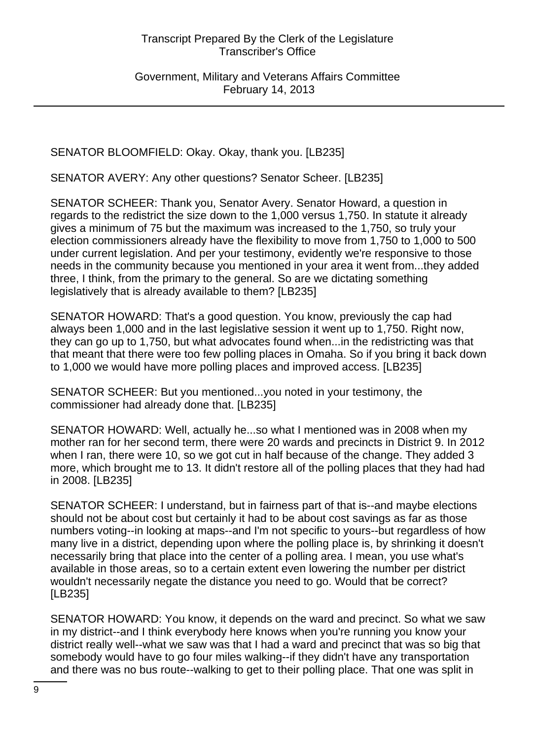SENATOR BLOOMFIELD: Okay. Okay, thank you. [LB235]

SENATOR AVERY: Any other questions? Senator Scheer. [LB235]

SENATOR SCHEER: Thank you, Senator Avery. Senator Howard, a question in regards to the redistrict the size down to the 1,000 versus 1,750. In statute it already gives a minimum of 75 but the maximum was increased to the 1,750, so truly your election commissioners already have the flexibility to move from 1,750 to 1,000 to 500 under current legislation. And per your testimony, evidently we're responsive to those needs in the community because you mentioned in your area it went from...they added three, I think, from the primary to the general. So are we dictating something legislatively that is already available to them? [LB235]

SENATOR HOWARD: That's a good question. You know, previously the cap had always been 1,000 and in the last legislative session it went up to 1,750. Right now, they can go up to 1,750, but what advocates found when...in the redistricting was that that meant that there were too few polling places in Omaha. So if you bring it back down to 1,000 we would have more polling places and improved access. [LB235]

SENATOR SCHEER: But you mentioned...you noted in your testimony, the commissioner had already done that. [LB235]

SENATOR HOWARD: Well, actually he...so what I mentioned was in 2008 when my mother ran for her second term, there were 20 wards and precincts in District 9. In 2012 when I ran, there were 10, so we got cut in half because of the change. They added 3 more, which brought me to 13. It didn't restore all of the polling places that they had had in 2008. [LB235]

SENATOR SCHEER: I understand, but in fairness part of that is--and maybe elections should not be about cost but certainly it had to be about cost savings as far as those numbers voting--in looking at maps--and I'm not specific to yours--but regardless of how many live in a district, depending upon where the polling place is, by shrinking it doesn't necessarily bring that place into the center of a polling area. I mean, you use what's available in those areas, so to a certain extent even lowering the number per district wouldn't necessarily negate the distance you need to go. Would that be correct? [LB235]

SENATOR HOWARD: You know, it depends on the ward and precinct. So what we saw in my district--and I think everybody here knows when you're running you know your district really well--what we saw was that I had a ward and precinct that was so big that somebody would have to go four miles walking--if they didn't have any transportation and there was no bus route--walking to get to their polling place. That one was split in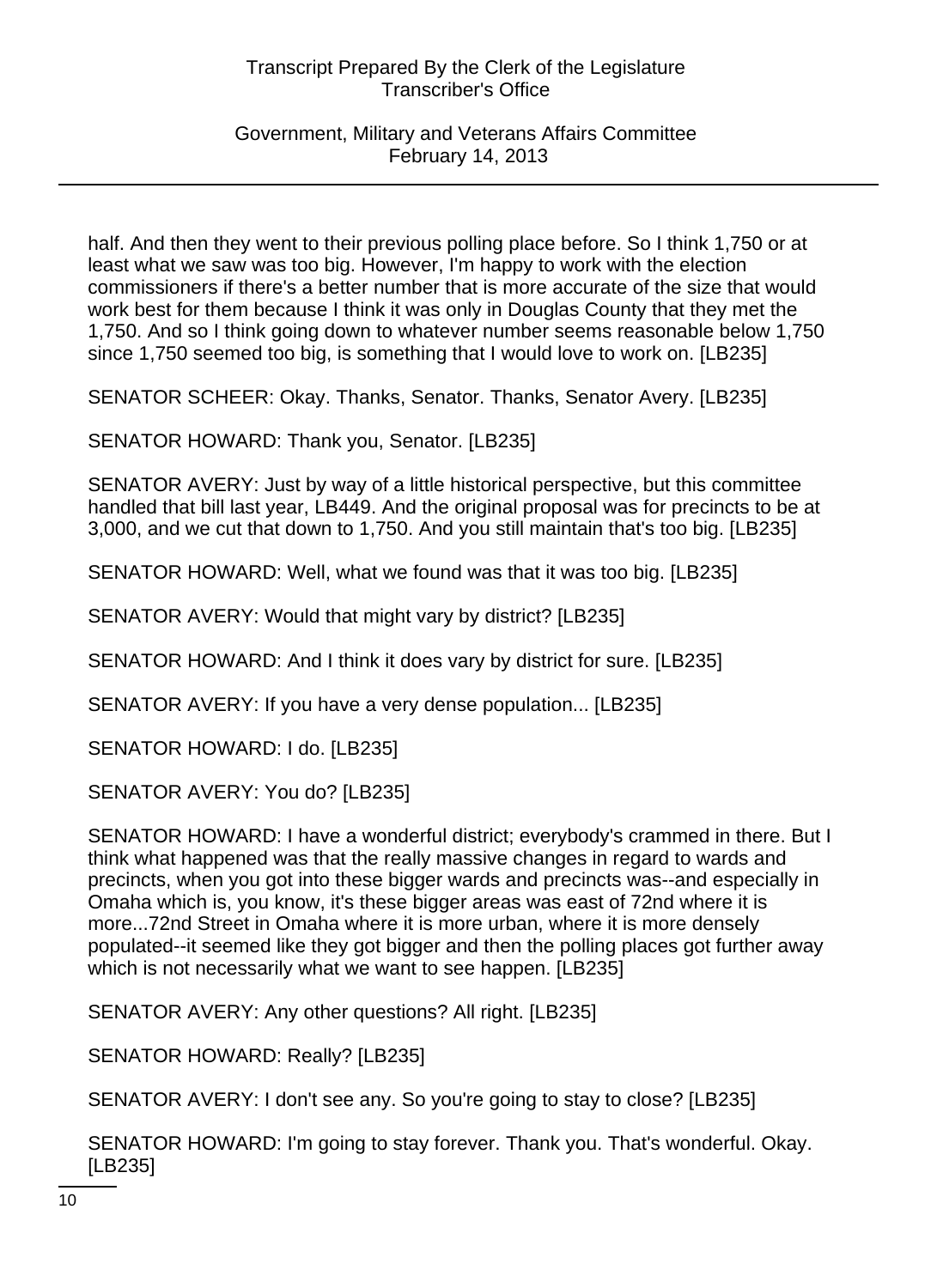half. And then they went to their previous polling place before. So I think 1,750 or at least what we saw was too big. However, I'm happy to work with the election commissioners if there's a better number that is more accurate of the size that would work best for them because I think it was only in Douglas County that they met the 1,750. And so I think going down to whatever number seems reasonable below 1,750 since 1,750 seemed too big, is something that I would love to work on. [LB235]

SENATOR SCHEER: Okay. Thanks, Senator. Thanks, Senator Avery. [LB235]

SENATOR HOWARD: Thank you, Senator. [LB235]

SENATOR AVERY: Just by way of a little historical perspective, but this committee handled that bill last year, LB449. And the original proposal was for precincts to be at 3,000, and we cut that down to 1,750. And you still maintain that's too big. [LB235]

SENATOR HOWARD: Well, what we found was that it was too big. [LB235]

SENATOR AVERY: Would that might vary by district? [LB235]

SENATOR HOWARD: And I think it does vary by district for sure. [LB235]

SENATOR AVERY: If you have a very dense population... [LB235]

SENATOR HOWARD: I do. [LB235]

SENATOR AVERY: You do? [LB235]

SENATOR HOWARD: I have a wonderful district; everybody's crammed in there. But I think what happened was that the really massive changes in regard to wards and precincts, when you got into these bigger wards and precincts was--and especially in Omaha which is, you know, it's these bigger areas was east of 72nd where it is more...72nd Street in Omaha where it is more urban, where it is more densely populated--it seemed like they got bigger and then the polling places got further away which is not necessarily what we want to see happen. [LB235]

SENATOR AVERY: Any other questions? All right. [LB235]

SENATOR HOWARD: Really? [LB235]

SENATOR AVERY: I don't see any. So you're going to stay to close? [LB235]

SENATOR HOWARD: I'm going to stay forever. Thank you. That's wonderful. Okay. [LB235]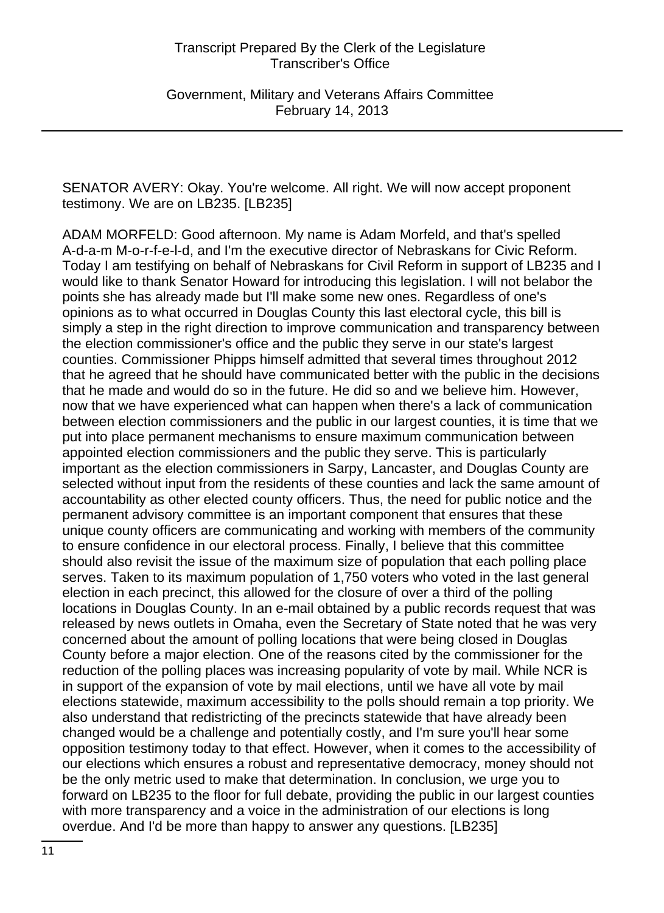SENATOR AVERY: Okay. You're welcome. All right. We will now accept proponent testimony. We are on LB235. [LB235]

ADAM MORFELD: Good afternoon. My name is Adam Morfeld, and that's spelled A-d-a-m M-o-r-f-e-l-d, and I'm the executive director of Nebraskans for Civic Reform. Today I am testifying on behalf of Nebraskans for Civil Reform in support of LB235 and I would like to thank Senator Howard for introducing this legislation. I will not belabor the points she has already made but I'll make some new ones. Regardless of one's opinions as to what occurred in Douglas County this last electoral cycle, this bill is simply a step in the right direction to improve communication and transparency between the election commissioner's office and the public they serve in our state's largest counties. Commissioner Phipps himself admitted that several times throughout 2012 that he agreed that he should have communicated better with the public in the decisions that he made and would do so in the future. He did so and we believe him. However, now that we have experienced what can happen when there's a lack of communication between election commissioners and the public in our largest counties, it is time that we put into place permanent mechanisms to ensure maximum communication between appointed election commissioners and the public they serve. This is particularly important as the election commissioners in Sarpy, Lancaster, and Douglas County are selected without input from the residents of these counties and lack the same amount of accountability as other elected county officers. Thus, the need for public notice and the permanent advisory committee is an important component that ensures that these unique county officers are communicating and working with members of the community to ensure confidence in our electoral process. Finally, I believe that this committee should also revisit the issue of the maximum size of population that each polling place serves. Taken to its maximum population of 1,750 voters who voted in the last general election in each precinct, this allowed for the closure of over a third of the polling locations in Douglas County. In an e-mail obtained by a public records request that was released by news outlets in Omaha, even the Secretary of State noted that he was very concerned about the amount of polling locations that were being closed in Douglas County before a major election. One of the reasons cited by the commissioner for the reduction of the polling places was increasing popularity of vote by mail. While NCR is in support of the expansion of vote by mail elections, until we have all vote by mail elections statewide, maximum accessibility to the polls should remain a top priority. We also understand that redistricting of the precincts statewide that have already been changed would be a challenge and potentially costly, and I'm sure you'll hear some opposition testimony today to that effect. However, when it comes to the accessibility of our elections which ensures a robust and representative democracy, money should not be the only metric used to make that determination. In conclusion, we urge you to forward on LB235 to the floor for full debate, providing the public in our largest counties with more transparency and a voice in the administration of our elections is long overdue. And I'd be more than happy to answer any questions. [LB235]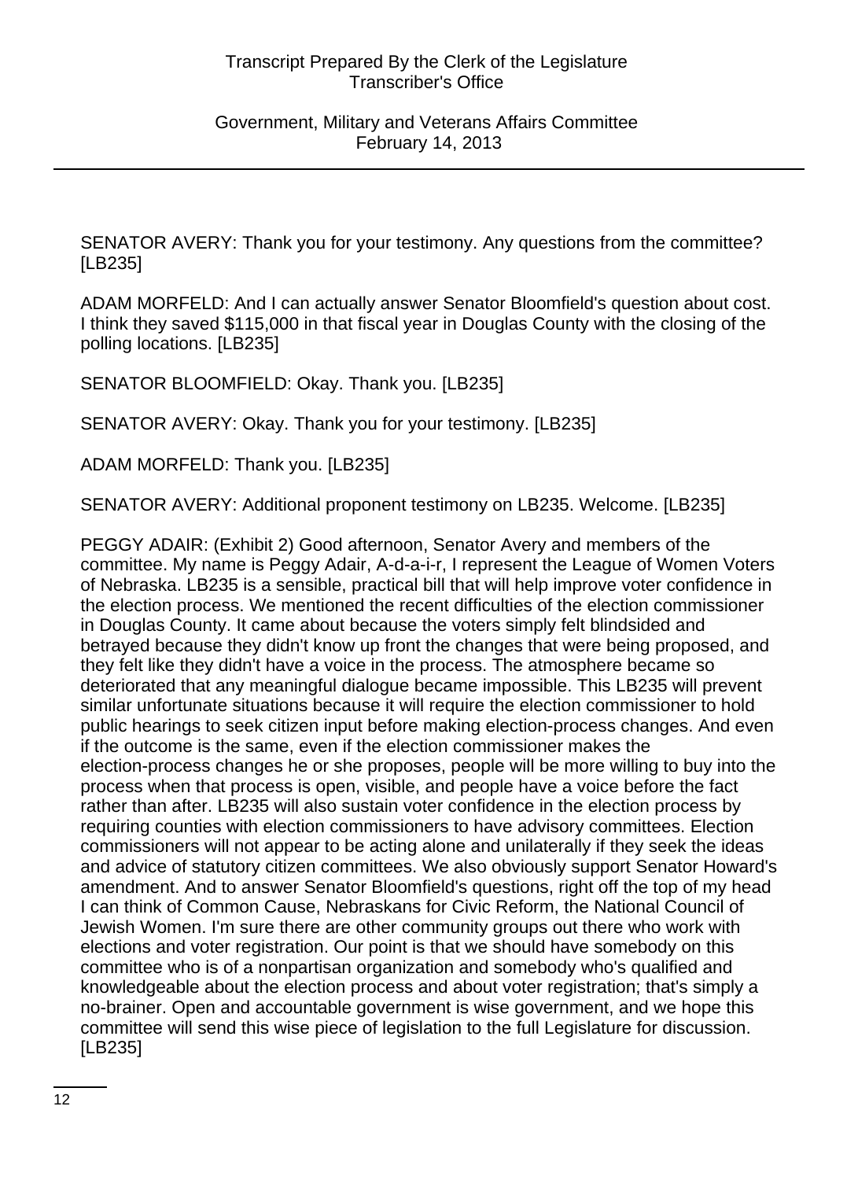SENATOR AVERY: Thank you for your testimony. Any questions from the committee? [LB235]

ADAM MORFELD: And I can actually answer Senator Bloomfield's question about cost. I think they saved $115,000 in that fiscal year in Douglas County with the closing of the polling locations. [LB235]

SENATOR BLOOMFIELD: Okay. Thank you. [LB235]

SENATOR AVERY: Okay. Thank you for your testimony. [LB235]

ADAM MORFELD: Thank you. [LB235]

SENATOR AVERY: Additional proponent testimony on LB235. Welcome. [LB235]

PEGGY ADAIR: (Exhibit 2) Good afternoon, Senator Avery and members of the committee. My name is Peggy Adair, A-d-a-i-r, I represent the League of Women Voters of Nebraska. LB235 is a sensible, practical bill that will help improve voter confidence in the election process. We mentioned the recent difficulties of the election commissioner in Douglas County. It came about because the voters simply felt blindsided and betrayed because they didn't know up front the changes that were being proposed, and they felt like they didn't have a voice in the process. The atmosphere became so deteriorated that any meaningful dialogue became impossible. This LB235 will prevent similar unfortunate situations because it will require the election commissioner to hold public hearings to seek citizen input before making election-process changes. And even if the outcome is the same, even if the election commissioner makes the election-process changes he or she proposes, people will be more willing to buy into the process when that process is open, visible, and people have a voice before the fact rather than after. LB235 will also sustain voter confidence in the election process by requiring counties with election commissioners to have advisory committees. Election commissioners will not appear to be acting alone and unilaterally if they seek the ideas and advice of statutory citizen committees. We also obviously support Senator Howard's amendment. And to answer Senator Bloomfield's questions, right off the top of my head I can think of Common Cause, Nebraskans for Civic Reform, the National Council of Jewish Women. I'm sure there are other community groups out there who work with elections and voter registration. Our point is that we should have somebody on this committee who is of a nonpartisan organization and somebody who's qualified and knowledgeable about the election process and about voter registration; that's simply a no-brainer. Open and accountable government is wise government, and we hope this committee will send this wise piece of legislation to the full Legislature for discussion. [LB235]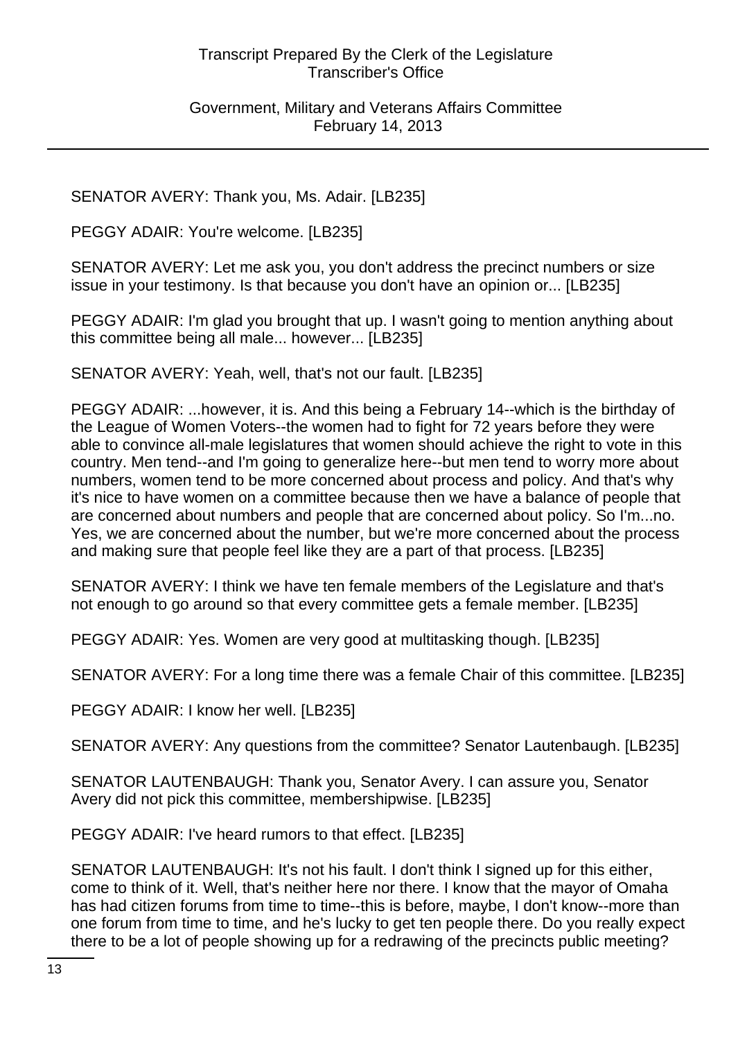SENATOR AVERY: Thank you, Ms. Adair. [LB235]

PEGGY ADAIR: You're welcome. [LB235]

SENATOR AVERY: Let me ask you, you don't address the precinct numbers or size issue in your testimony. Is that because you don't have an opinion or... [LB235]

PEGGY ADAIR: I'm glad you brought that up. I wasn't going to mention anything about this committee being all male... however... [LB235]

SENATOR AVERY: Yeah, well, that's not our fault. [LB235]

PEGGY ADAIR: ...however, it is. And this being a February 14--which is the birthday of the League of Women Voters--the women had to fight for 72 years before they were able to convince all-male legislatures that women should achieve the right to vote in this country. Men tend--and I'm going to generalize here--but men tend to worry more about numbers, women tend to be more concerned about process and policy. And that's why it's nice to have women on a committee because then we have a balance of people that are concerned about numbers and people that are concerned about policy. So I'm...no. Yes, we are concerned about the number, but we're more concerned about the process and making sure that people feel like they are a part of that process. [LB235]

SENATOR AVERY: I think we have ten female members of the Legislature and that's not enough to go around so that every committee gets a female member. [LB235]

PEGGY ADAIR: Yes. Women are very good at multitasking though. [LB235]

SENATOR AVERY: For a long time there was a female Chair of this committee. [LB235]

PEGGY ADAIR: I know her well. [LB235]

SENATOR AVERY: Any questions from the committee? Senator Lautenbaugh. [LB235]

SENATOR LAUTENBAUGH: Thank you, Senator Avery. I can assure you, Senator Avery did not pick this committee, membershipwise. [LB235]

PEGGY ADAIR: I've heard rumors to that effect. [LB235]

SENATOR LAUTENBAUGH: It's not his fault. I don't think I signed up for this either, come to think of it. Well, that's neither here nor there. I know that the mayor of Omaha has had citizen forums from time to time--this is before, maybe, I don't know--more than one forum from time to time, and he's lucky to get ten people there. Do you really expect there to be a lot of people showing up for a redrawing of the precincts public meeting?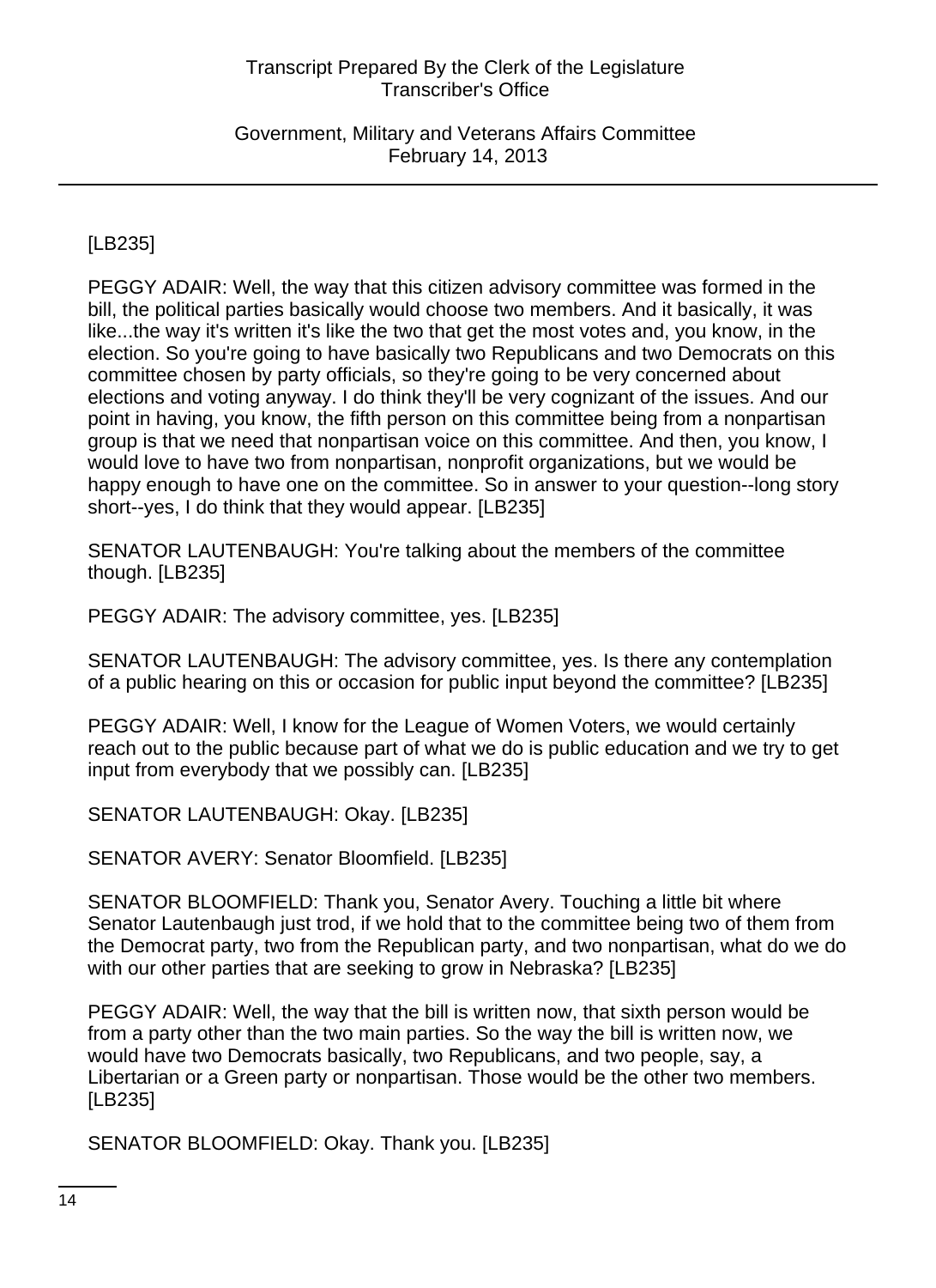[LB235]

PEGGY ADAIR: Well, the way that this citizen advisory committee was formed in the bill, the political parties basically would choose two members. And it basically, it was like...the way it's written it's like the two that get the most votes and, you know, in the election. So you're going to have basically two Republicans and two Democrats on this committee chosen by party officials, so they're going to be very concerned about elections and voting anyway. I do think they'll be very cognizant of the issues. And our point in having, you know, the fifth person on this committee being from a nonpartisan group is that we need that nonpartisan voice on this committee. And then, you know, I would love to have two from nonpartisan, nonprofit organizations, but we would be happy enough to have one on the committee. So in answer to your question--long story short--yes, I do think that they would appear. [LB235]

SENATOR LAUTENBAUGH: You're talking about the members of the committee though. [LB235]

PEGGY ADAIR: The advisory committee, yes. [LB235]

SENATOR LAUTENBAUGH: The advisory committee, yes. Is there any contemplation of a public hearing on this or occasion for public input beyond the committee? [LB235]

PEGGY ADAIR: Well, I know for the League of Women Voters, we would certainly reach out to the public because part of what we do is public education and we try to get input from everybody that we possibly can. [LB235]

SENATOR LAUTENBAUGH: Okay. [LB235]

SENATOR AVERY: Senator Bloomfield. [LB235]

SENATOR BLOOMFIELD: Thank you, Senator Avery. Touching a little bit where Senator Lautenbaugh just trod, if we hold that to the committee being two of them from the Democrat party, two from the Republican party, and two nonpartisan, what do we do with our other parties that are seeking to grow in Nebraska? [LB235]

PEGGY ADAIR: Well, the way that the bill is written now, that sixth person would be from a party other than the two main parties. So the way the bill is written now, we would have two Democrats basically, two Republicans, and two people, say, a Libertarian or a Green party or nonpartisan. Those would be the other two members. [LB235]

SENATOR BLOOMFIELD: Okay. Thank you. [LB235]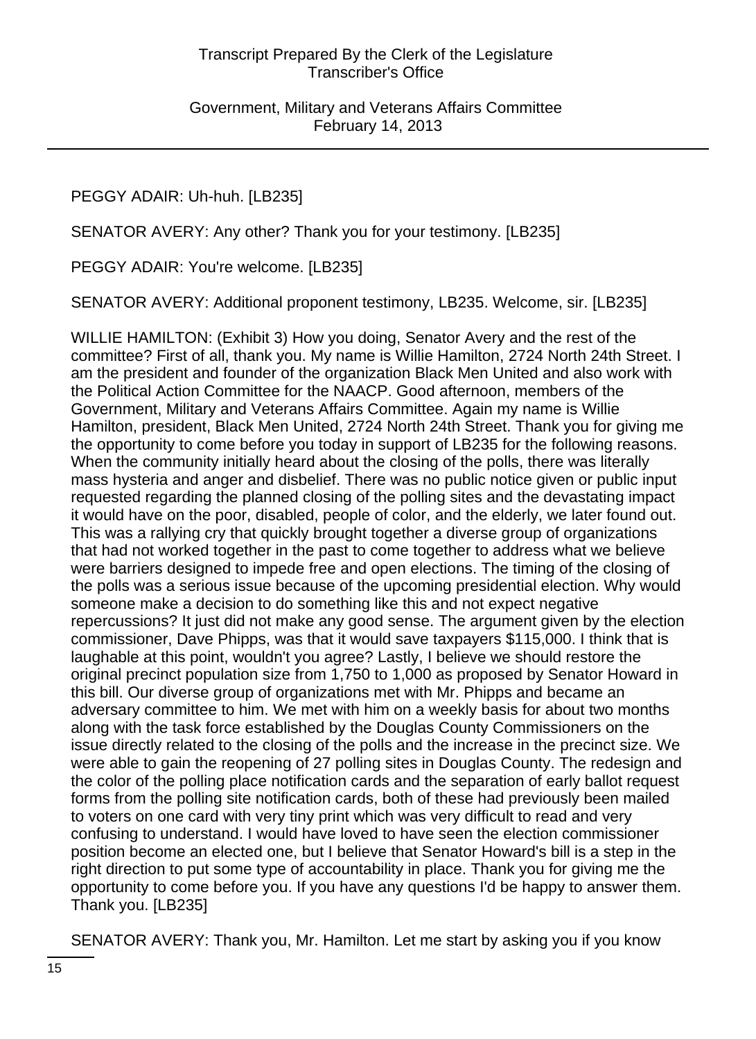PEGGY ADAIR: Uh-huh. [LB235]

SENATOR AVERY: Any other? Thank you for your testimony. [LB235]

PEGGY ADAIR: You're welcome. [LB235]

SENATOR AVERY: Additional proponent testimony, LB235. Welcome, sir. [LB235]

WILLIE HAMILTON: (Exhibit 3) How you doing, Senator Avery and the rest of the committee? First of all, thank you. My name is Willie Hamilton, 2724 North 24th Street. I am the president and founder of the organization Black Men United and also work with the Political Action Committee for the NAACP. Good afternoon, members of the Government, Military and Veterans Affairs Committee. Again my name is Willie Hamilton, president, Black Men United, 2724 North 24th Street. Thank you for giving me the opportunity to come before you today in support of LB235 for the following reasons. When the community initially heard about the closing of the polls, there was literally mass hysteria and anger and disbelief. There was no public notice given or public input requested regarding the planned closing of the polling sites and the devastating impact it would have on the poor, disabled, people of color, and the elderly, we later found out. This was a rallying cry that quickly brought together a diverse group of organizations that had not worked together in the past to come together to address what we believe were barriers designed to impede free and open elections. The timing of the closing of the polls was a serious issue because of the upcoming presidential election. Why would someone make a decision to do something like this and not expect negative repercussions? It just did not make any good sense. The argument given by the election commissioner, Dave Phipps, was that it would save taxpayers $115,000. I think that is laughable at this point, wouldn't you agree? Lastly, I believe we should restore the original precinct population size from 1,750 to 1,000 as proposed by Senator Howard in this bill. Our diverse group of organizations met with Mr. Phipps and became an adversary committee to him. We met with him on a weekly basis for about two months along with the task force established by the Douglas County Commissioners on the issue directly related to the closing of the polls and the increase in the precinct size. We were able to gain the reopening of 27 polling sites in Douglas County. The redesign and the color of the polling place notification cards and the separation of early ballot request forms from the polling site notification cards, both of these had previously been mailed to voters on one card with very tiny print which was very difficult to read and very confusing to understand. I would have loved to have seen the election commissioner position become an elected one, but I believe that Senator Howard's bill is a step in the right direction to put some type of accountability in place. Thank you for giving me the opportunity to come before you. If you have any questions I'd be happy to answer them. Thank you. [LB235]

SENATOR AVERY: Thank you, Mr. Hamilton. Let me start by asking you if you know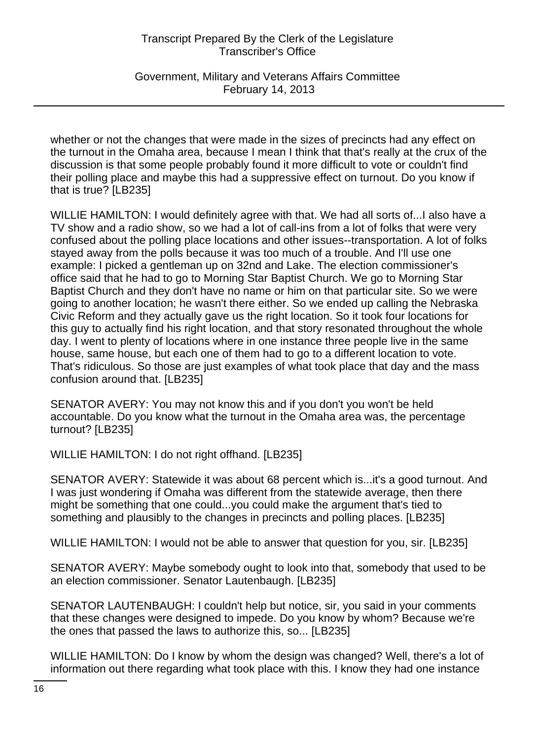whether or not the changes that were made in the sizes of precincts had any effect on the turnout in the Omaha area, because I mean I think that that's really at the crux of the discussion is that some people probably found it more difficult to vote or couldn't find their polling place and maybe this had a suppressive effect on turnout. Do you know if that is true? [LB235]

WILLIE HAMILTON: I would definitely agree with that. We had all sorts of...I also have a TV show and a radio show, so we had a lot of call-ins from a lot of folks that were very confused about the polling place locations and other issues--transportation. A lot of folks stayed away from the polls because it was too much of a trouble. And I'll use one example: I picked a gentleman up on 32nd and Lake. The election commissioner's office said that he had to go to Morning Star Baptist Church. We go to Morning Star Baptist Church and they don't have no name or him on that particular site. So we were going to another location; he wasn't there either. So we ended up calling the Nebraska Civic Reform and they actually gave us the right location. So it took four locations for this guy to actually find his right location, and that story resonated throughout the whole day. I went to plenty of locations where in one instance three people live in the same house, same house, but each one of them had to go to a different location to vote. That's ridiculous. So those are just examples of what took place that day and the mass confusion around that. [LB235]

SENATOR AVERY: You may not know this and if you don't you won't be held accountable. Do you know what the turnout in the Omaha area was, the percentage turnout? [LB235]

WILLIE HAMILTON: I do not right offhand. [LB235]

SENATOR AVERY: Statewide it was about 68 percent which is...it's a good turnout. And I was just wondering if Omaha was different from the statewide average, then there might be something that one could...you could make the argument that's tied to something and plausibly to the changes in precincts and polling places. [LB235]

WILLIE HAMILTON: I would not be able to answer that question for you, sir. [LB235]

SENATOR AVERY: Maybe somebody ought to look into that, somebody that used to be an election commissioner. Senator Lautenbaugh. [LB235]

SENATOR LAUTENBAUGH: I couldn't help but notice, sir, you said in your comments that these changes were designed to impede. Do you know by whom? Because we're the ones that passed the laws to authorize this, so... [LB235]

WILLIE HAMILTON: Do I know by whom the design was changed? Well, there's a lot of information out there regarding what took place with this. I know they had one instance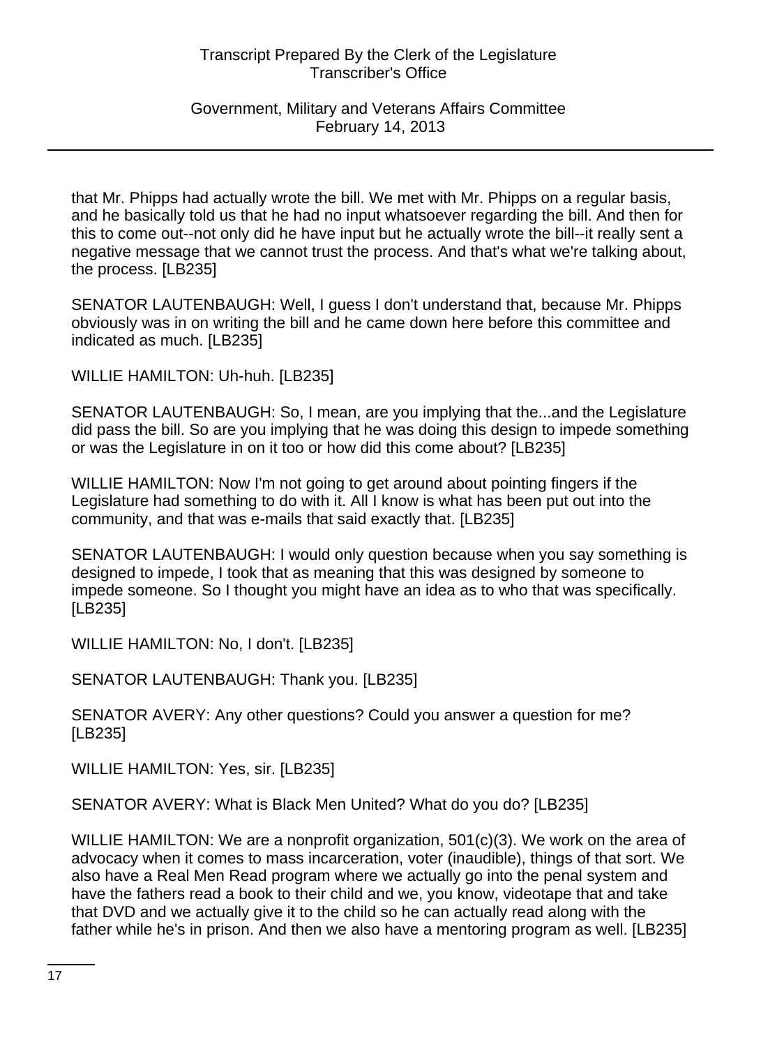that Mr. Phipps had actually wrote the bill. We met with Mr. Phipps on a regular basis, and he basically told us that he had no input whatsoever regarding the bill. And then for this to come out--not only did he have input but he actually wrote the bill--it really sent a negative message that we cannot trust the process. And that's what we're talking about, the process. [LB235]

SENATOR LAUTENBAUGH: Well, I guess I don't understand that, because Mr. Phipps obviously was in on writing the bill and he came down here before this committee and indicated as much. [LB235]

WILLIE HAMILTON: Uh-huh. [LB235]

SENATOR LAUTENBAUGH: So, I mean, are you implying that the...and the Legislature did pass the bill. So are you implying that he was doing this design to impede something or was the Legislature in on it too or how did this come about? [LB235]

WILLIE HAMILTON: Now I'm not going to get around about pointing fingers if the Legislature had something to do with it. All I know is what has been put out into the community, and that was e-mails that said exactly that. [LB235]

SENATOR LAUTENBAUGH: I would only question because when you say something is designed to impede, I took that as meaning that this was designed by someone to impede someone. So I thought you might have an idea as to who that was specifically. [LB235]

WILLIE HAMILTON: No, I don't. [LB235]

SENATOR LAUTENBAUGH: Thank you. [LB235]

SENATOR AVERY: Any other questions? Could you answer a question for me? [LB235]

WILLIE HAMILTON: Yes, sir. [LB235]

SENATOR AVERY: What is Black Men United? What do you do? [LB235]

WILLIE HAMILTON: We are a nonprofit organization, 501(c)(3). We work on the area of advocacy when it comes to mass incarceration, voter (inaudible), things of that sort. We also have a Real Men Read program where we actually go into the penal system and have the fathers read a book to their child and we, you know, videotape that and take that DVD and we actually give it to the child so he can actually read along with the father while he's in prison. And then we also have a mentoring program as well. [LB235]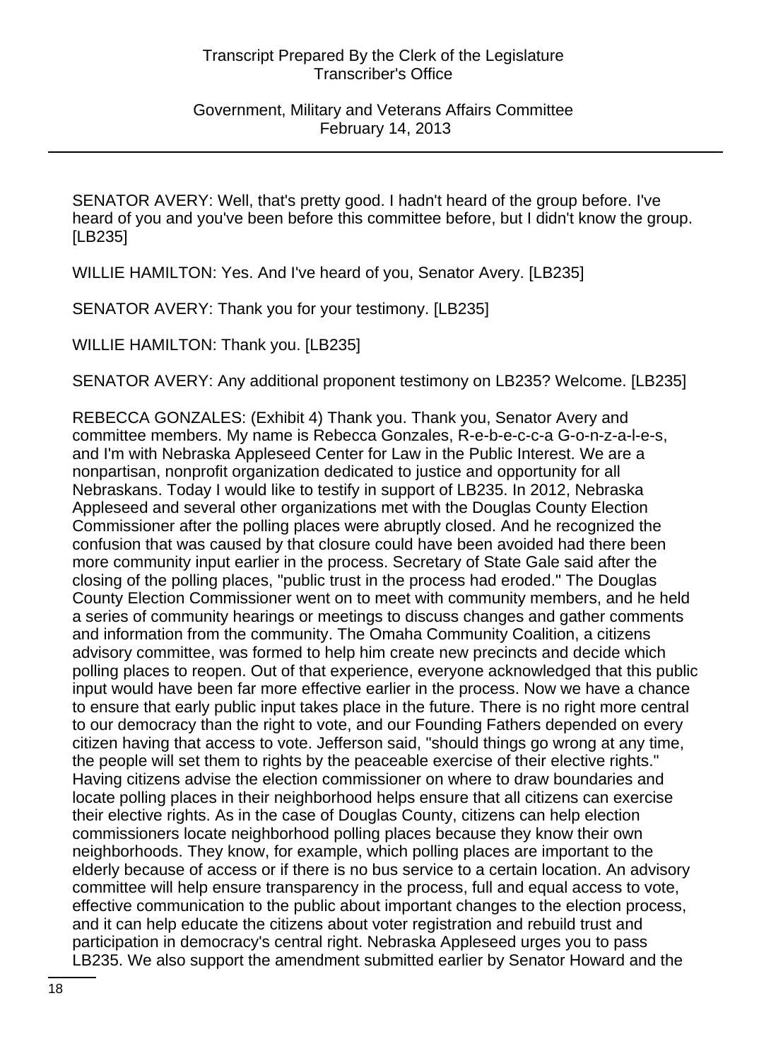SENATOR AVERY: Well, that's pretty good. I hadn't heard of the group before. I've heard of you and you've been before this committee before, but I didn't know the group. [LB235]

WILLIE HAMILTON: Yes. And I've heard of you, Senator Avery. [LB235]

SENATOR AVERY: Thank you for your testimony. [LB235]

WILLIE HAMILTON: Thank you. [LB235]

SENATOR AVERY: Any additional proponent testimony on LB235? Welcome. [LB235]

REBECCA GONZALES: (Exhibit 4) Thank you. Thank you, Senator Avery and committee members. My name is Rebecca Gonzales, R-e-b-e-c-c-a G-o-n-z-a-l-e-s, and I'm with Nebraska Appleseed Center for Law in the Public Interest. We are a nonpartisan, nonprofit organization dedicated to justice and opportunity for all Nebraskans. Today I would like to testify in support of LB235. In 2012, Nebraska Appleseed and several other organizations met with the Douglas County Election Commissioner after the polling places were abruptly closed. And he recognized the confusion that was caused by that closure could have been avoided had there been more community input earlier in the process. Secretary of State Gale said after the closing of the polling places, "public trust in the process had eroded." The Douglas County Election Commissioner went on to meet with community members, and he held a series of community hearings or meetings to discuss changes and gather comments and information from the community. The Omaha Community Coalition, a citizens advisory committee, was formed to help him create new precincts and decide which polling places to reopen. Out of that experience, everyone acknowledged that this public input would have been far more effective earlier in the process. Now we have a chance to ensure that early public input takes place in the future. There is no right more central to our democracy than the right to vote, and our Founding Fathers depended on every citizen having that access to vote. Jefferson said, "should things go wrong at any time, the people will set them to rights by the peaceable exercise of their elective rights." Having citizens advise the election commissioner on where to draw boundaries and locate polling places in their neighborhood helps ensure that all citizens can exercise their elective rights. As in the case of Douglas County, citizens can help election commissioners locate neighborhood polling places because they know their own neighborhoods. They know, for example, which polling places are important to the elderly because of access or if there is no bus service to a certain location. An advisory committee will help ensure transparency in the process, full and equal access to vote, effective communication to the public about important changes to the election process, and it can help educate the citizens about voter registration and rebuild trust and participation in democracy's central right. Nebraska Appleseed urges you to pass LB235. We also support the amendment submitted earlier by Senator Howard and the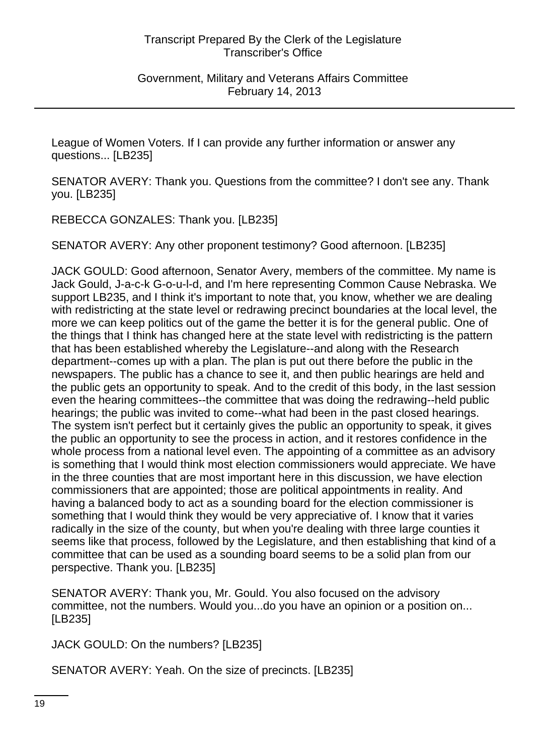League of Women Voters. If I can provide any further information or answer any questions... [LB235]

SENATOR AVERY: Thank you. Questions from the committee? I don't see any. Thank you. [LB235]

REBECCA GONZALES: Thank you. [LB235]

SENATOR AVERY: Any other proponent testimony? Good afternoon. [LB235]

JACK GOULD: Good afternoon, Senator Avery, members of the committee. My name is Jack Gould, J-a-c-k G-o-u-l-d, and I'm here representing Common Cause Nebraska. We support LB235, and I think it's important to note that, you know, whether we are dealing with redistricting at the state level or redrawing precinct boundaries at the local level, the more we can keep politics out of the game the better it is for the general public. One of the things that I think has changed here at the state level with redistricting is the pattern that has been established whereby the Legislature--and along with the Research department--comes up with a plan. The plan is put out there before the public in the newspapers. The public has a chance to see it, and then public hearings are held and the public gets an opportunity to speak. And to the credit of this body, in the last session even the hearing committees--the committee that was doing the redrawing--held public hearings; the public was invited to come--what had been in the past closed hearings. The system isn't perfect but it certainly gives the public an opportunity to speak, it gives the public an opportunity to see the process in action, and it restores confidence in the whole process from a national level even. The appointing of a committee as an advisory is something that I would think most election commissioners would appreciate. We have in the three counties that are most important here in this discussion, we have election commissioners that are appointed; those are political appointments in reality. And having a balanced body to act as a sounding board for the election commissioner is something that I would think they would be very appreciative of. I know that it varies radically in the size of the county, but when you're dealing with three large counties it seems like that process, followed by the Legislature, and then establishing that kind of a committee that can be used as a sounding board seems to be a solid plan from our perspective. Thank you. [LB235]

SENATOR AVERY: Thank you, Mr. Gould. You also focused on the advisory committee, not the numbers. Would you...do you have an opinion or a position on... [LB235]

JACK GOULD: On the numbers? [LB235]

SENATOR AVERY: Yeah. On the size of precincts. [LB235]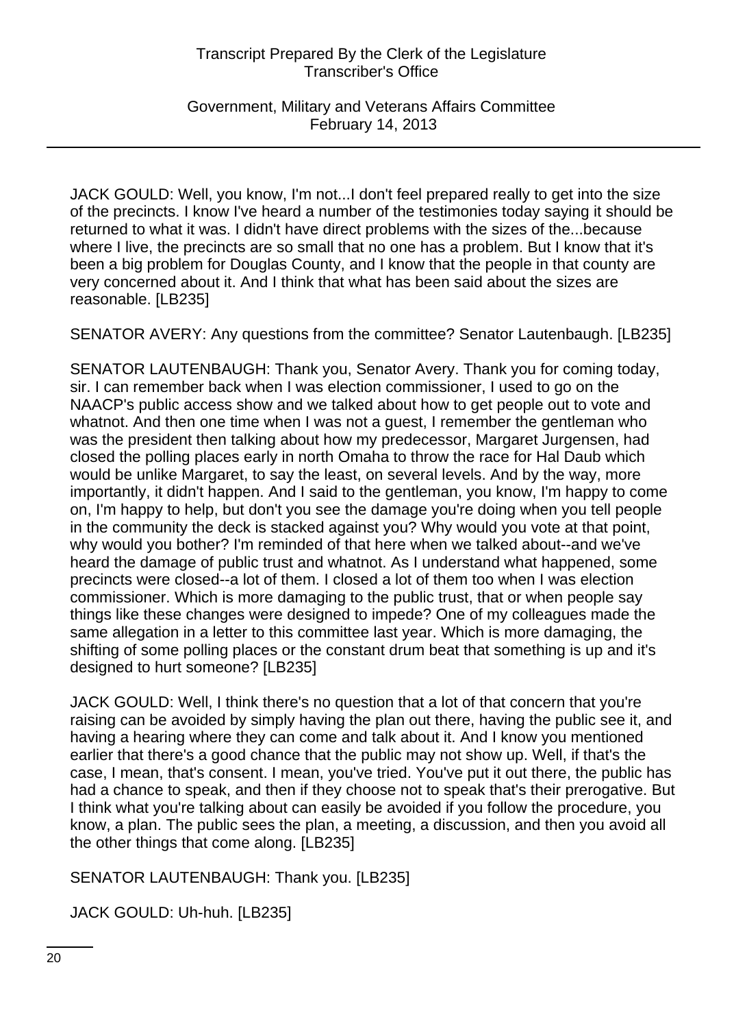JACK GOULD: Well, you know, I'm not...I don't feel prepared really to get into the size of the precincts. I know I've heard a number of the testimonies today saying it should be returned to what it was. I didn't have direct problems with the sizes of the...because where I live, the precincts are so small that no one has a problem. But I know that it's been a big problem for Douglas County, and I know that the people in that county are very concerned about it. And I think that what has been said about the sizes are reasonable. [LB235]

SENATOR AVERY: Any questions from the committee? Senator Lautenbaugh. [LB235]

SENATOR LAUTENBAUGH: Thank you, Senator Avery. Thank you for coming today, sir. I can remember back when I was election commissioner, I used to go on the NAACP's public access show and we talked about how to get people out to vote and whatnot. And then one time when I was not a guest, I remember the gentleman who was the president then talking about how my predecessor, Margaret Jurgensen, had closed the polling places early in north Omaha to throw the race for Hal Daub which would be unlike Margaret, to say the least, on several levels. And by the way, more importantly, it didn't happen. And I said to the gentleman, you know, I'm happy to come on, I'm happy to help, but don't you see the damage you're doing when you tell people in the community the deck is stacked against you? Why would you vote at that point, why would you bother? I'm reminded of that here when we talked about--and we've heard the damage of public trust and whatnot. As I understand what happened, some precincts were closed--a lot of them. I closed a lot of them too when I was election commissioner. Which is more damaging to the public trust, that or when people say things like these changes were designed to impede? One of my colleagues made the same allegation in a letter to this committee last year. Which is more damaging, the shifting of some polling places or the constant drum beat that something is up and it's designed to hurt someone? [LB235]

JACK GOULD: Well, I think there's no question that a lot of that concern that you're raising can be avoided by simply having the plan out there, having the public see it, and having a hearing where they can come and talk about it. And I know you mentioned earlier that there's a good chance that the public may not show up. Well, if that's the case, I mean, that's consent. I mean, you've tried. You've put it out there, the public has had a chance to speak, and then if they choose not to speak that's their prerogative. But I think what you're talking about can easily be avoided if you follow the procedure, you know, a plan. The public sees the plan, a meeting, a discussion, and then you avoid all the other things that come along. [LB235]

SENATOR LAUTENBAUGH: Thank you. [LB235]

JACK GOULD: Uh-huh. [LB235]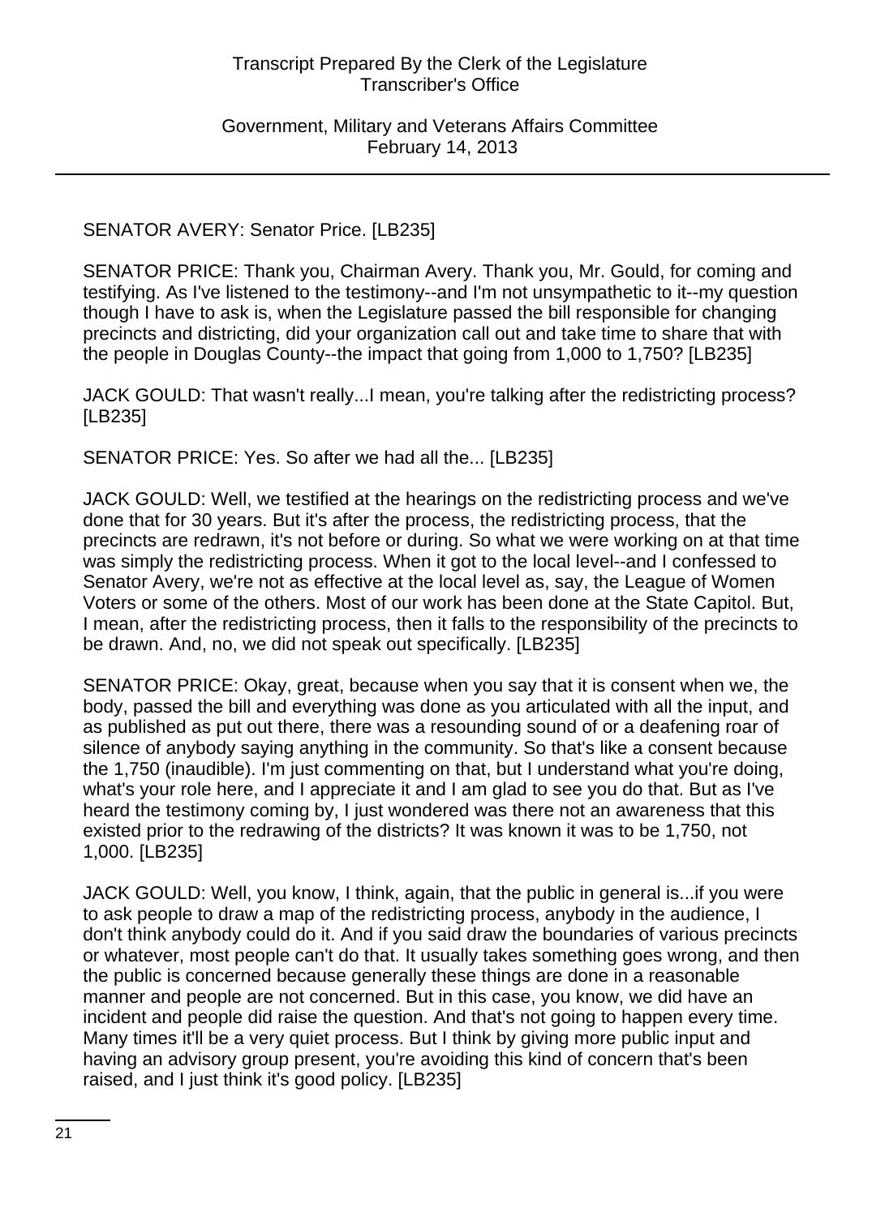SENATOR AVERY: Senator Price. [LB235]

SENATOR PRICE: Thank you, Chairman Avery. Thank you, Mr. Gould, for coming and testifying. As I've listened to the testimony--and I'm not unsympathetic to it--my question though I have to ask is, when the Legislature passed the bill responsible for changing precincts and districting, did your organization call out and take time to share that with the people in Douglas County--the impact that going from 1,000 to 1,750? [LB235]

JACK GOULD: That wasn't really...I mean, you're talking after the redistricting process? [LB235]

SENATOR PRICE: Yes. So after we had all the... [LB235]

JACK GOULD: Well, we testified at the hearings on the redistricting process and we've done that for 30 years. But it's after the process, the redistricting process, that the precincts are redrawn, it's not before or during. So what we were working on at that time was simply the redistricting process. When it got to the local level--and I confessed to Senator Avery, we're not as effective at the local level as, say, the League of Women Voters or some of the others. Most of our work has been done at the State Capitol. But, I mean, after the redistricting process, then it falls to the responsibility of the precincts to be drawn. And, no, we did not speak out specifically. [LB235]

SENATOR PRICE: Okay, great, because when you say that it is consent when we, the body, passed the bill and everything was done as you articulated with all the input, and as published as put out there, there was a resounding sound of or a deafening roar of silence of anybody saying anything in the community. So that's like a consent because the 1,750 (inaudible). I'm just commenting on that, but I understand what you're doing, what's your role here, and I appreciate it and I am glad to see you do that. But as I've heard the testimony coming by, I just wondered was there not an awareness that this existed prior to the redrawing of the districts? It was known it was to be 1,750, not 1,000. [LB235]

JACK GOULD: Well, you know, I think, again, that the public in general is...if you were to ask people to draw a map of the redistricting process, anybody in the audience, I don't think anybody could do it. And if you said draw the boundaries of various precincts or whatever, most people can't do that. It usually takes something goes wrong, and then the public is concerned because generally these things are done in a reasonable manner and people are not concerned. But in this case, you know, we did have an incident and people did raise the question. And that's not going to happen every time. Many times it'll be a very quiet process. But I think by giving more public input and having an advisory group present, you're avoiding this kind of concern that's been raised, and I just think it's good policy. [LB235]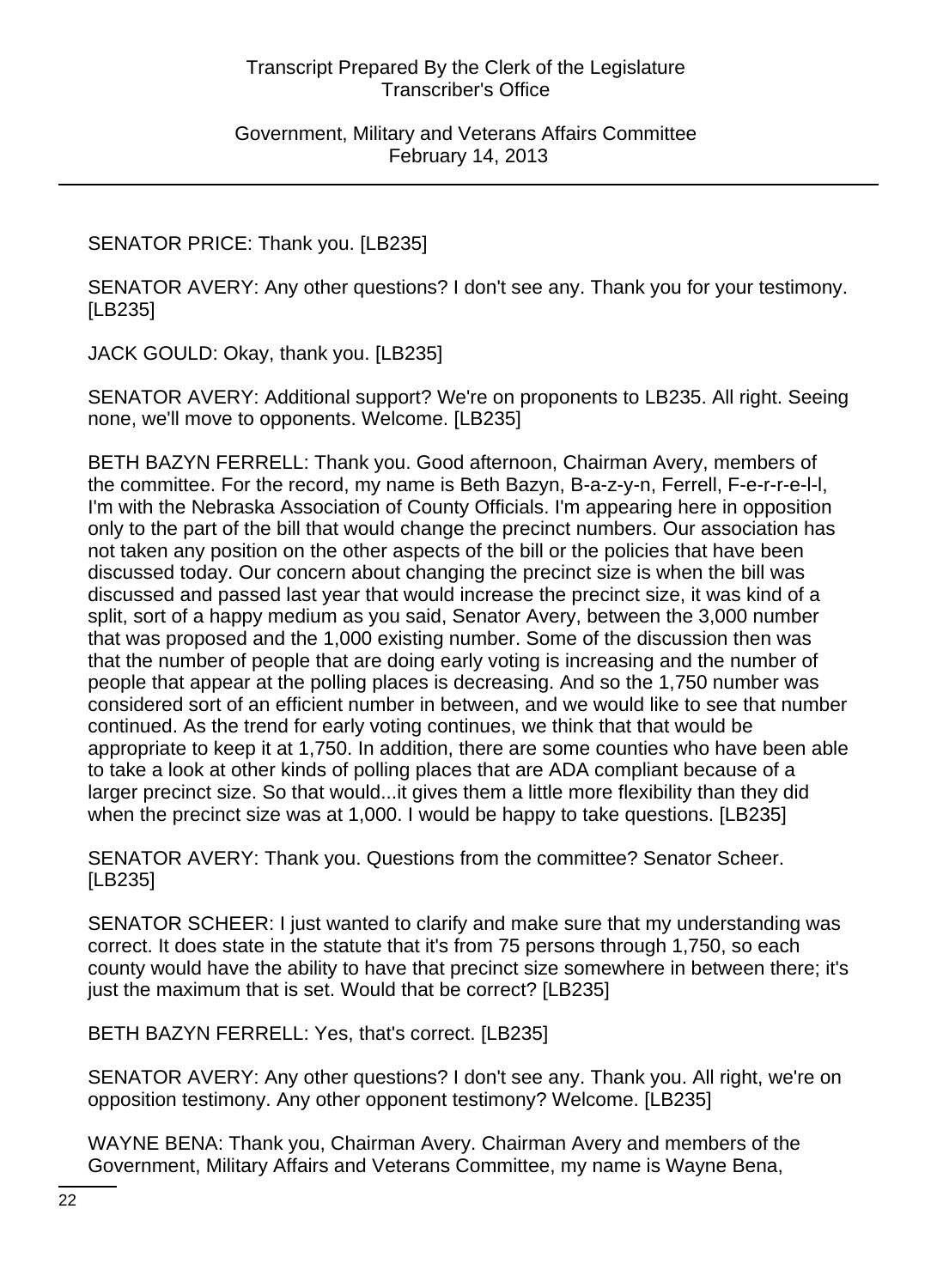SENATOR PRICE: Thank you. [LB235]

SENATOR AVERY: Any other questions? I don't see any. Thank you for your testimony. [LB235]

JACK GOULD: Okay, thank you. [LB235]

SENATOR AVERY: Additional support? We're on proponents to LB235. All right. Seeing none, we'll move to opponents. Welcome. [LB235]

BETH BAZYN FERRELL: Thank you. Good afternoon, Chairman Avery, members of the committee. For the record, my name is Beth Bazyn, B-a-z-y-n, Ferrell, F-e-r-r-e-l-l, I'm with the Nebraska Association of County Officials. I'm appearing here in opposition only to the part of the bill that would change the precinct numbers. Our association has not taken any position on the other aspects of the bill or the policies that have been discussed today. Our concern about changing the precinct size is when the bill was discussed and passed last year that would increase the precinct size, it was kind of a split, sort of a happy medium as you said, Senator Avery, between the 3,000 number that was proposed and the 1,000 existing number. Some of the discussion then was that the number of people that are doing early voting is increasing and the number of people that appear at the polling places is decreasing. And so the 1,750 number was considered sort of an efficient number in between, and we would like to see that number continued. As the trend for early voting continues, we think that that would be appropriate to keep it at 1,750. In addition, there are some counties who have been able to take a look at other kinds of polling places that are ADA compliant because of a larger precinct size. So that would...it gives them a little more flexibility than they did when the precinct size was at 1,000. I would be happy to take questions. [LB235]

SENATOR AVERY: Thank you. Questions from the committee? Senator Scheer. [LB235]

SENATOR SCHEER: I just wanted to clarify and make sure that my understanding was correct. It does state in the statute that it's from 75 persons through 1,750, so each county would have the ability to have that precinct size somewhere in between there; it's just the maximum that is set. Would that be correct? [LB235]

BETH BAZYN FERRELL: Yes, that's correct. [LB235]

SENATOR AVERY: Any other questions? I don't see any. Thank you. All right, we're on opposition testimony. Any other opponent testimony? Welcome. [LB235]

WAYNE BENA: Thank you, Chairman Avery. Chairman Avery and members of the Government, Military Affairs and Veterans Committee, my name is Wayne Bena,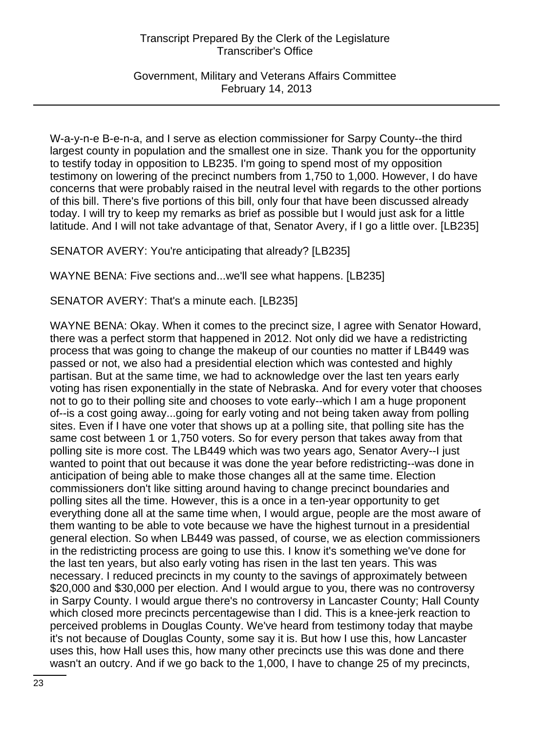W-a-y-n-e B-e-n-a, and I serve as election commissioner for Sarpy County--the third largest county in population and the smallest one in size. Thank you for the opportunity to testify today in opposition to LB235. I'm going to spend most of my opposition testimony on lowering of the precinct numbers from 1,750 to 1,000. However, I do have concerns that were probably raised in the neutral level with regards to the other portions of this bill. There's five portions of this bill, only four that have been discussed already today. I will try to keep my remarks as brief as possible but I would just ask for a little latitude. And I will not take advantage of that, Senator Avery, if I go a little over. [LB235]

SENATOR AVERY: You're anticipating that already? [LB235]

WAYNE BENA: Five sections and...we'll see what happens. [LB235]

SENATOR AVERY: That's a minute each. [LB235]

WAYNE BENA: Okay. When it comes to the precinct size, I agree with Senator Howard, there was a perfect storm that happened in 2012. Not only did we have a redistricting process that was going to change the makeup of our counties no matter if LB449 was passed or not, we also had a presidential election which was contested and highly partisan. But at the same time, we had to acknowledge over the last ten years early voting has risen exponentially in the state of Nebraska. And for every voter that chooses not to go to their polling site and chooses to vote early--which I am a huge proponent of--is a cost going away...going for early voting and not being taken away from polling sites. Even if I have one voter that shows up at a polling site, that polling site has the same cost between 1 or 1,750 voters. So for every person that takes away from that polling site is more cost. The LB449 which was two years ago, Senator Avery--I just wanted to point that out because it was done the year before redistricting--was done in anticipation of being able to make those changes all at the same time. Election commissioners don't like sitting around having to change precinct boundaries and polling sites all the time. However, this is a once in a ten-year opportunity to get everything done all at the same time when, I would argue, people are the most aware of them wanting to be able to vote because we have the highest turnout in a presidential general election. So when LB449 was passed, of course, we as election commissioners in the redistricting process are going to use this. I know it's something we've done for the last ten years, but also early voting has risen in the last ten years. This was necessary. I reduced precincts in my county to the savings of approximately between $20,000 and $30,000 per election. And I would argue to you, there was no controversy in Sarpy County. I would argue there's no controversy in Lancaster County; Hall County which closed more precincts percentagewise than I did. This is a knee-jerk reaction to perceived problems in Douglas County. We've heard from testimony today that maybe it's not because of Douglas County, some say it is. But how I use this, how Lancaster uses this, how Hall uses this, how many other precincts use this was done and there wasn't an outcry. And if we go back to the 1,000, I have to change 25 of my precincts,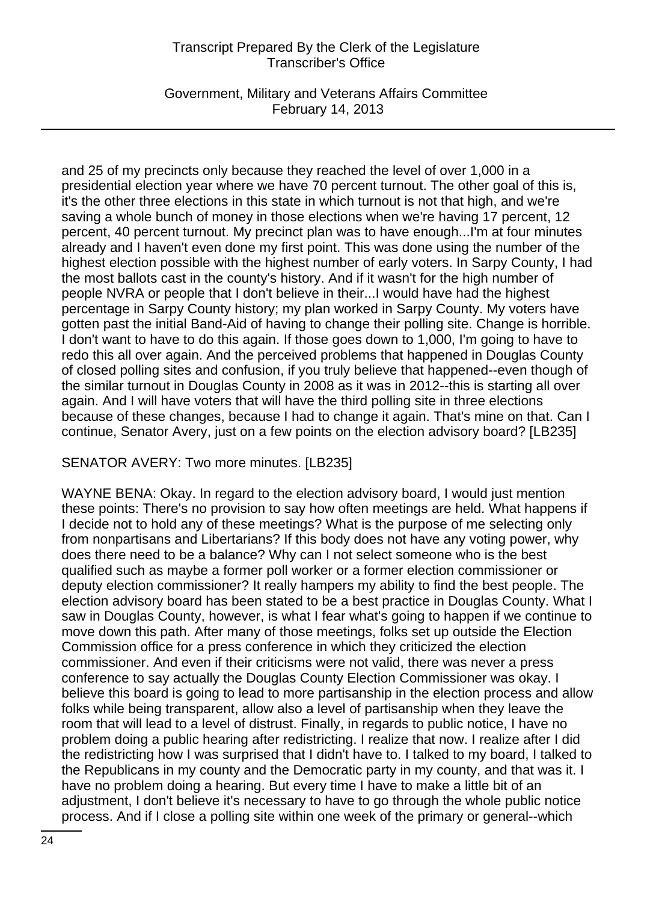and 25 of my precincts only because they reached the level of over 1,000 in a presidential election year where we have 70 percent turnout. The other goal of this is, it's the other three elections in this state in which turnout is not that high, and we're saving a whole bunch of money in those elections when we're having 17 percent, 12 percent, 40 percent turnout. My precinct plan was to have enough...I'm at four minutes already and I haven't even done my first point. This was done using the number of the highest election possible with the highest number of early voters. In Sarpy County, I had the most ballots cast in the county's history. And if it wasn't for the high number of people NVRA or people that I don't believe in their...I would have had the highest percentage in Sarpy County history; my plan worked in Sarpy County. My voters have gotten past the initial Band-Aid of having to change their polling site. Change is horrible. I don't want to have to do this again. If those goes down to 1,000, I'm going to have to redo this all over again. And the perceived problems that happened in Douglas County of closed polling sites and confusion, if you truly believe that happened--even though of the similar turnout in Douglas County in 2008 as it was in 2012--this is starting all over again. And I will have voters that will have the third polling site in three elections because of these changes, because I had to change it again. That's mine on that. Can I continue, Senator Avery, just on a few points on the election advisory board? [LB235]

SENATOR AVERY: Two more minutes. [LB235]

WAYNE BENA: Okay. In regard to the election advisory board, I would just mention these points: There's no provision to say how often meetings are held. What happens if I decide not to hold any of these meetings? What is the purpose of me selecting only from nonpartisans and Libertarians? If this body does not have any voting power, why does there need to be a balance? Why can I not select someone who is the best qualified such as maybe a former poll worker or a former election commissioner or deputy election commissioner? It really hampers my ability to find the best people. The election advisory board has been stated to be a best practice in Douglas County. What I saw in Douglas County, however, is what I fear what's going to happen if we continue to move down this path. After many of those meetings, folks set up outside the Election Commission office for a press conference in which they criticized the election commissioner. And even if their criticisms were not valid, there was never a press conference to say actually the Douglas County Election Commissioner was okay. I believe this board is going to lead to more partisanship in the election process and allow folks while being transparent, allow also a level of partisanship when they leave the room that will lead to a level of distrust. Finally, in regards to public notice, I have no problem doing a public hearing after redistricting. I realize that now. I realize after I did the redistricting how I was surprised that I didn't have to. I talked to my board, I talked to the Republicans in my county and the Democratic party in my county, and that was it. I have no problem doing a hearing. But every time I have to make a little bit of an adjustment, I don't believe it's necessary to have to go through the whole public notice process. And if I close a polling site within one week of the primary or general--which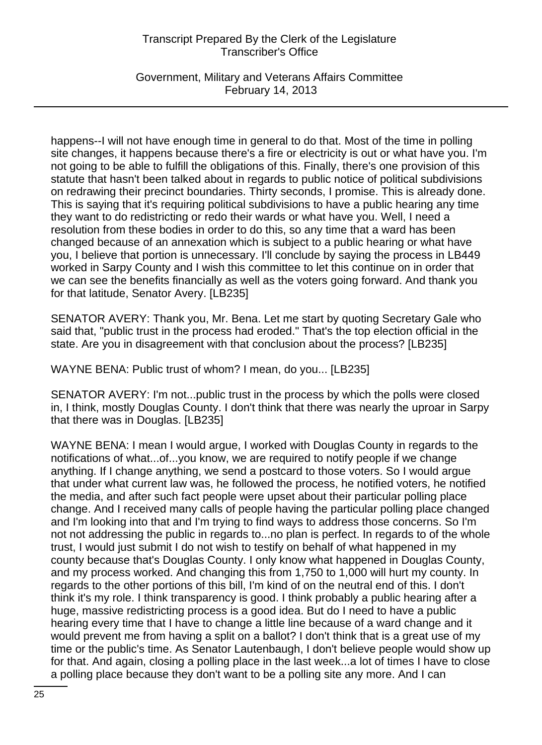happens--I will not have enough time in general to do that. Most of the time in polling site changes, it happens because there's a fire or electricity is out or what have you. I'm not going to be able to fulfill the obligations of this. Finally, there's one provision of this statute that hasn't been talked about in regards to public notice of political subdivisions on redrawing their precinct boundaries. Thirty seconds, I promise. This is already done. This is saying that it's requiring political subdivisions to have a public hearing any time they want to do redistricting or redo their wards or what have you. Well, I need a resolution from these bodies in order to do this, so any time that a ward has been changed because of an annexation which is subject to a public hearing or what have you, I believe that portion is unnecessary. I'll conclude by saying the process in LB449 worked in Sarpy County and I wish this committee to let this continue on in order that we can see the benefits financially as well as the voters going forward. And thank you for that latitude, Senator Avery. [LB235]

SENATOR AVERY: Thank you, Mr. Bena. Let me start by quoting Secretary Gale who said that, "public trust in the process had eroded." That's the top election official in the state. Are you in disagreement with that conclusion about the process? [LB235]

WAYNE BENA: Public trust of whom? I mean, do you... [LB235]

SENATOR AVERY: I'm not...public trust in the process by which the polls were closed in, I think, mostly Douglas County. I don't think that there was nearly the uproar in Sarpy that there was in Douglas. [LB235]

WAYNE BENA: I mean I would argue, I worked with Douglas County in regards to the notifications of what...of...you know, we are required to notify people if we change anything. If I change anything, we send a postcard to those voters. So I would argue that under what current law was, he followed the process, he notified voters, he notified the media, and after such fact people were upset about their particular polling place change. And I received many calls of people having the particular polling place changed and I'm looking into that and I'm trying to find ways to address those concerns. So I'm not not addressing the public in regards to...no plan is perfect. In regards to of the whole trust, I would just submit I do not wish to testify on behalf of what happened in my county because that's Douglas County. I only know what happened in Douglas County, and my process worked. And changing this from 1,750 to 1,000 will hurt my county. In regards to the other portions of this bill, I'm kind of on the neutral end of this. I don't think it's my role. I think transparency is good. I think probably a public hearing after a huge, massive redistricting process is a good idea. But do I need to have a public hearing every time that I have to change a little line because of a ward change and it would prevent me from having a split on a ballot? I don't think that is a great use of my time or the public's time. As Senator Lautenbaugh, I don't believe people would show up for that. And again, closing a polling place in the last week...a lot of times I have to close a polling place because they don't want to be a polling site any more. And I can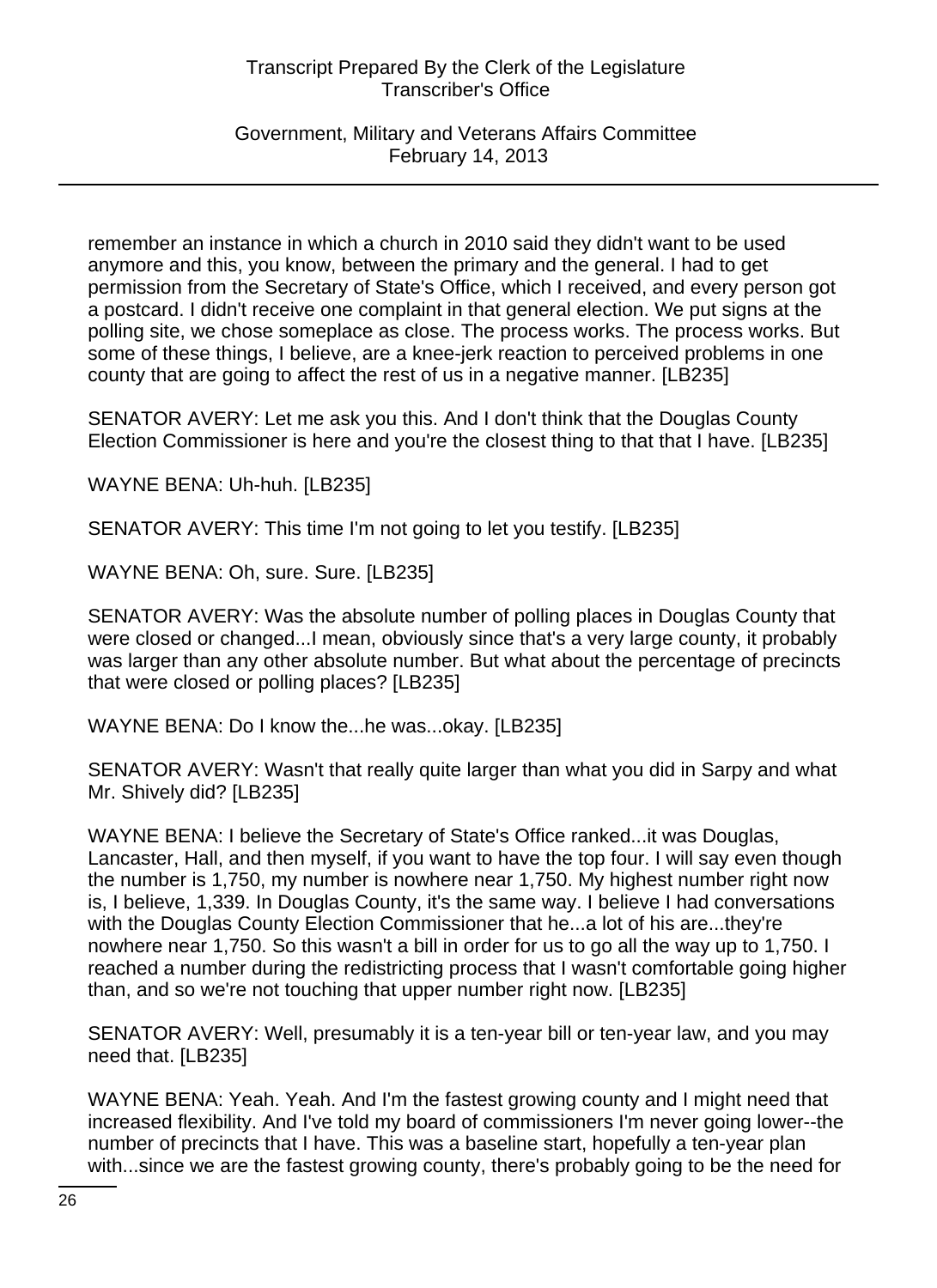remember an instance in which a church in 2010 said they didn't want to be used anymore and this, you know, between the primary and the general. I had to get permission from the Secretary of State's Office, which I received, and every person got a postcard. I didn't receive one complaint in that general election. We put signs at the polling site, we chose someplace as close. The process works. The process works. But some of these things, I believe, are a knee-jerk reaction to perceived problems in one county that are going to affect the rest of us in a negative manner. [LB235]

SENATOR AVERY: Let me ask you this. And I don't think that the Douglas County Election Commissioner is here and you're the closest thing to that that I have. [LB235]

WAYNE BENA: Uh-huh. [LB235]

SENATOR AVERY: This time I'm not going to let you testify. [LB235]

WAYNE BENA: Oh, sure. Sure. [LB235]

SENATOR AVERY: Was the absolute number of polling places in Douglas County that were closed or changed...I mean, obviously since that's a very large county, it probably was larger than any other absolute number. But what about the percentage of precincts that were closed or polling places? [LB235]

WAYNE BENA: Do I know the...he was...okay. [LB235]

SENATOR AVERY: Wasn't that really quite larger than what you did in Sarpy and what Mr. Shively did? [LB235]

WAYNE BENA: I believe the Secretary of State's Office ranked...it was Douglas, Lancaster, Hall, and then myself, if you want to have the top four. I will say even though the number is 1,750, my number is nowhere near 1,750. My highest number right now is, I believe, 1,339. In Douglas County, it's the same way. I believe I had conversations with the Douglas County Election Commissioner that he...a lot of his are...they're nowhere near 1,750. So this wasn't a bill in order for us to go all the way up to 1,750. I reached a number during the redistricting process that I wasn't comfortable going higher than, and so we're not touching that upper number right now. [LB235]

SENATOR AVERY: Well, presumably it is a ten-year bill or ten-year law, and you may need that. [LB235]

WAYNE BENA: Yeah. Yeah. And I'm the fastest growing county and I might need that increased flexibility. And I've told my board of commissioners I'm never going lower--the number of precincts that I have. This was a baseline start, hopefully a ten-year plan with...since we are the fastest growing county, there's probably going to be the need for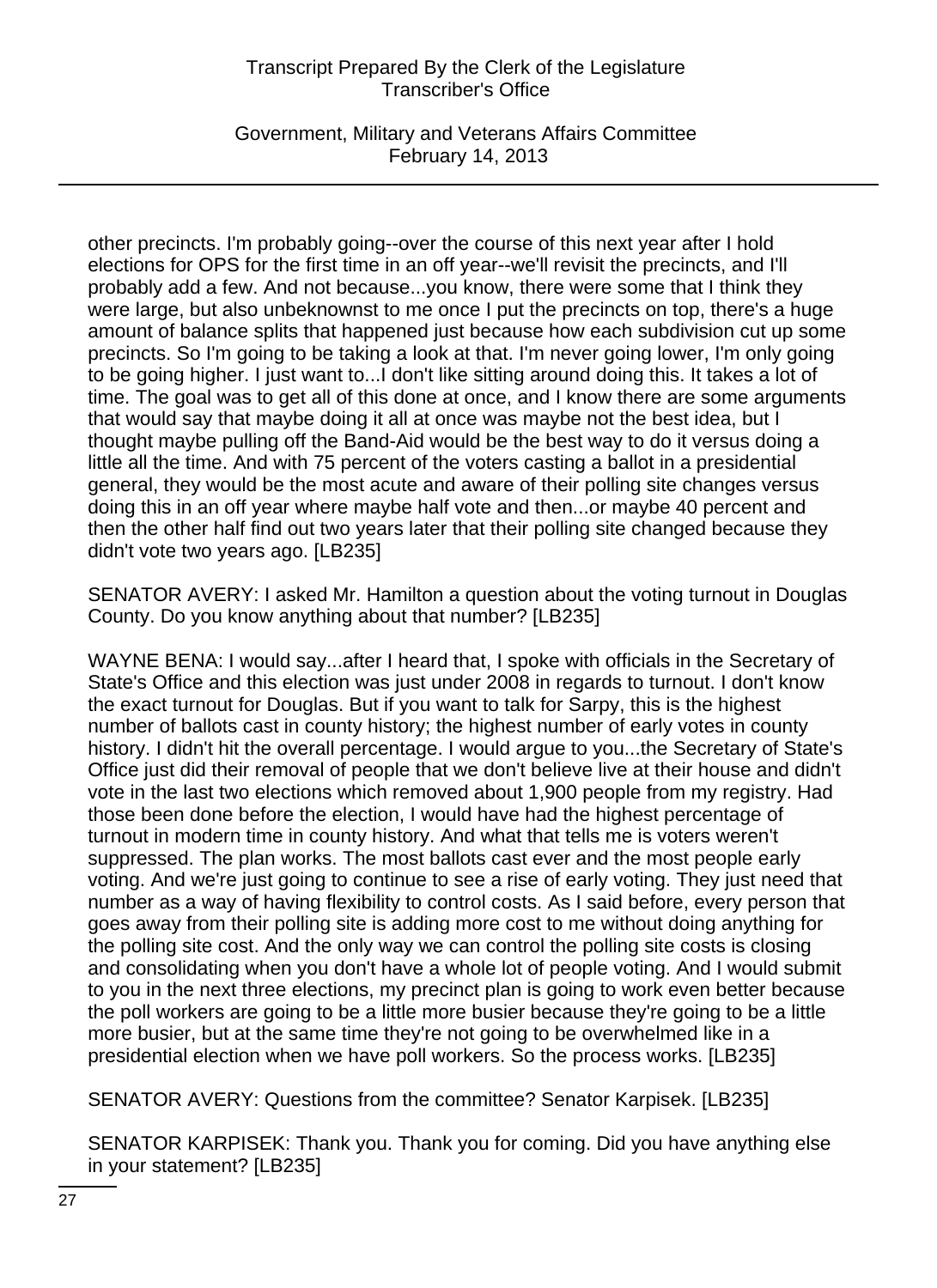other precincts. I'm probably going--over the course of this next year after I hold elections for OPS for the first time in an off year--we'll revisit the precincts, and I'll probably add a few. And not because...you know, there were some that I think they were large, but also unbeknownst to me once I put the precincts on top, there's a huge amount of balance splits that happened just because how each subdivision cut up some precincts. So I'm going to be taking a look at that. I'm never going lower, I'm only going to be going higher. I just want to...I don't like sitting around doing this. It takes a lot of time. The goal was to get all of this done at once, and I know there are some arguments that would say that maybe doing it all at once was maybe not the best idea, but I thought maybe pulling off the Band-Aid would be the best way to do it versus doing a little all the time. And with 75 percent of the voters casting a ballot in a presidential general, they would be the most acute and aware of their polling site changes versus doing this in an off year where maybe half vote and then...or maybe 40 percent and then the other half find out two years later that their polling site changed because they didn't vote two years ago. [LB235]

SENATOR AVERY: I asked Mr. Hamilton a question about the voting turnout in Douglas County. Do you know anything about that number? [LB235]

WAYNE BENA: I would say...after I heard that, I spoke with officials in the Secretary of State's Office and this election was just under 2008 in regards to turnout. I don't know the exact turnout for Douglas. But if you want to talk for Sarpy, this is the highest number of ballots cast in county history; the highest number of early votes in county history. I didn't hit the overall percentage. I would argue to you...the Secretary of State's Office just did their removal of people that we don't believe live at their house and didn't vote in the last two elections which removed about 1,900 people from my registry. Had those been done before the election, I would have had the highest percentage of turnout in modern time in county history. And what that tells me is voters weren't suppressed. The plan works. The most ballots cast ever and the most people early voting. And we're just going to continue to see a rise of early voting. They just need that number as a way of having flexibility to control costs. As I said before, every person that goes away from their polling site is adding more cost to me without doing anything for the polling site cost. And the only way we can control the polling site costs is closing and consolidating when you don't have a whole lot of people voting. And I would submit to you in the next three elections, my precinct plan is going to work even better because the poll workers are going to be a little more busier because they're going to be a little more busier, but at the same time they're not going to be overwhelmed like in a presidential election when we have poll workers. So the process works. [LB235]

SENATOR AVERY: Questions from the committee? Senator Karpisek. [LB235]

SENATOR KARPISEK: Thank you. Thank you for coming. Did you have anything else in your statement? [LB235]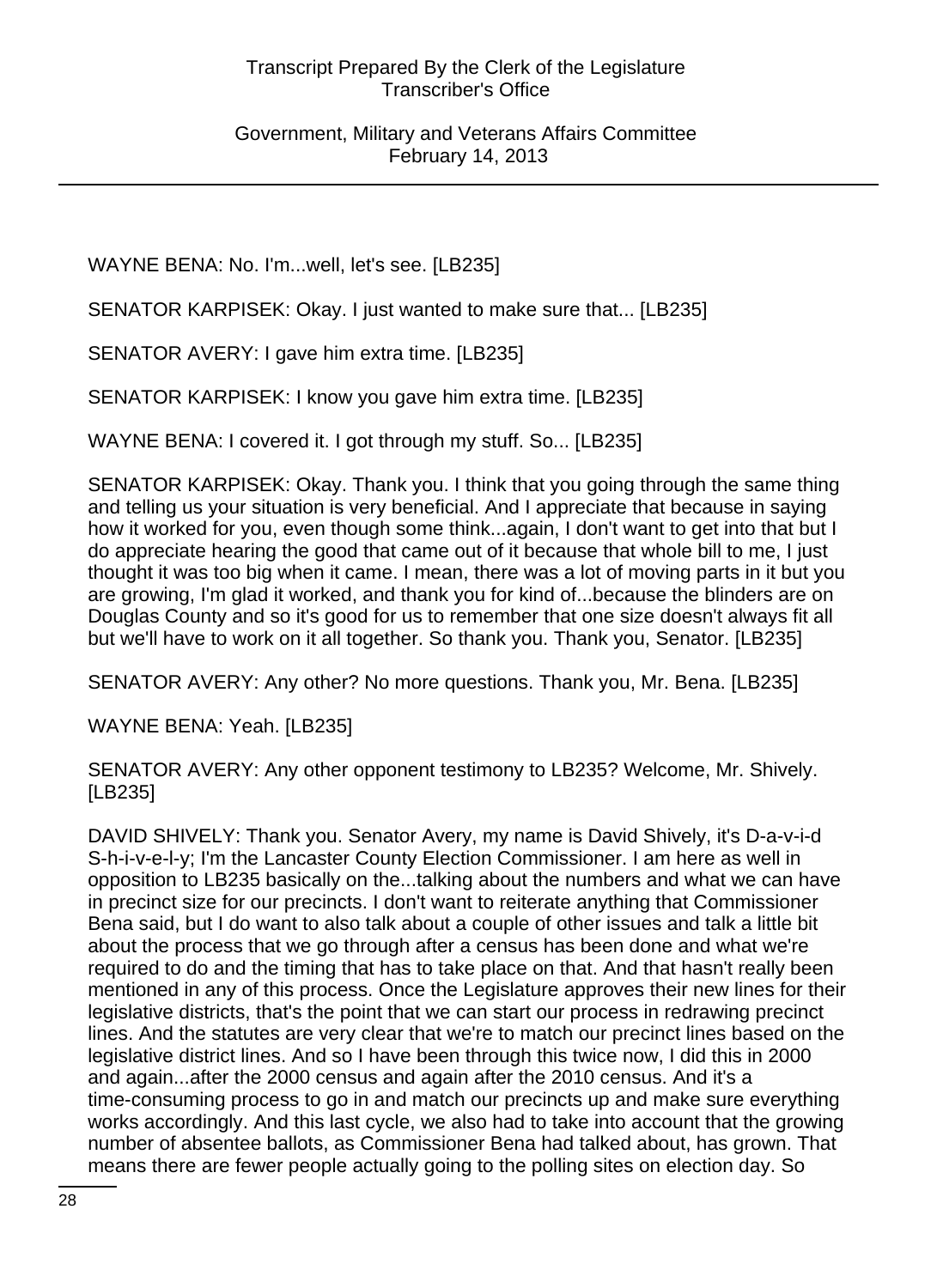WAYNE BENA: No. I'm...well, let's see. [LB235]

SENATOR KARPISEK: Okay. I just wanted to make sure that... [LB235]

SENATOR AVERY: I gave him extra time. [LB235]

SENATOR KARPISEK: I know you gave him extra time. [LB235]

WAYNE BENA: I covered it. I got through my stuff. So... [LB235]

SENATOR KARPISEK: Okay. Thank you. I think that you going through the same thing and telling us your situation is very beneficial. And I appreciate that because in saying how it worked for you, even though some think...again, I don't want to get into that but I do appreciate hearing the good that came out of it because that whole bill to me, I just thought it was too big when it came. I mean, there was a lot of moving parts in it but you are growing, I'm glad it worked, and thank you for kind of...because the blinders are on Douglas County and so it's good for us to remember that one size doesn't always fit all but we'll have to work on it all together. So thank you. Thank you, Senator. [LB235]

SENATOR AVERY: Any other? No more questions. Thank you, Mr. Bena. [LB235]

WAYNE BENA: Yeah. [LB235]

SENATOR AVERY: Any other opponent testimony to LB235? Welcome, Mr. Shively. [LB235]

DAVID SHIVELY: Thank you. Senator Avery, my name is David Shively, it's D-a-v-i-d S-h-i-v-e-l-y; I'm the Lancaster County Election Commissioner. I am here as well in opposition to LB235 basically on the...talking about the numbers and what we can have in precinct size for our precincts. I don't want to reiterate anything that Commissioner Bena said, but I do want to also talk about a couple of other issues and talk a little bit about the process that we go through after a census has been done and what we're required to do and the timing that has to take place on that. And that hasn't really been mentioned in any of this process. Once the Legislature approves their new lines for their legislative districts, that's the point that we can start our process in redrawing precinct lines. And the statutes are very clear that we're to match our precinct lines based on the legislative district lines. And so I have been through this twice now, I did this in 2000 and again...after the 2000 census and again after the 2010 census. And it's a time-consuming process to go in and match our precincts up and make sure everything works accordingly. And this last cycle, we also had to take into account that the growing number of absentee ballots, as Commissioner Bena had talked about, has grown. That means there are fewer people actually going to the polling sites on election day. So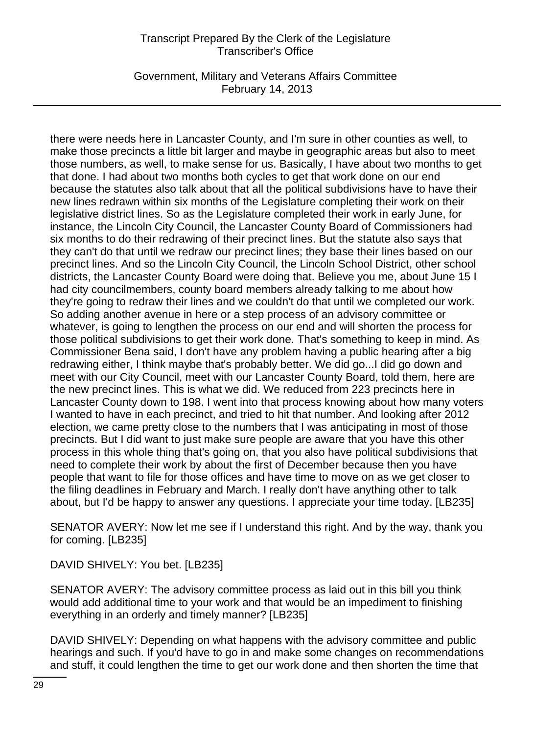there were needs here in Lancaster County, and I'm sure in other counties as well, to make those precincts a little bit larger and maybe in geographic areas but also to meet those numbers, as well, to make sense for us. Basically, I have about two months to get that done. I had about two months both cycles to get that work done on our end because the statutes also talk about that all the political subdivisions have to have their new lines redrawn within six months of the Legislature completing their work on their legislative district lines. So as the Legislature completed their work in early June, for instance, the Lincoln City Council, the Lancaster County Board of Commissioners had six months to do their redrawing of their precinct lines. But the statute also says that they can't do that until we redraw our precinct lines; they base their lines based on our precinct lines. And so the Lincoln City Council, the Lincoln School District, other school districts, the Lancaster County Board were doing that. Believe you me, about June 15 I had city councilmembers, county board members already talking to me about how they're going to redraw their lines and we couldn't do that until we completed our work. So adding another avenue in here or a step process of an advisory committee or whatever, is going to lengthen the process on our end and will shorten the process for those political subdivisions to get their work done. That's something to keep in mind. As Commissioner Bena said, I don't have any problem having a public hearing after a big redrawing either, I think maybe that's probably better. We did go...I did go down and meet with our City Council, meet with our Lancaster County Board, told them, here are the new precinct lines. This is what we did. We reduced from 223 precincts here in Lancaster County down to 198. I went into that process knowing about how many voters I wanted to have in each precinct, and tried to hit that number. And looking after 2012 election, we came pretty close to the numbers that I was anticipating in most of those precincts. But I did want to just make sure people are aware that you have this other process in this whole thing that's going on, that you also have political subdivisions that need to complete their work by about the first of December because then you have people that want to file for those offices and have time to move on as we get closer to the filing deadlines in February and March. I really don't have anything other to talk about, but I'd be happy to answer any questions. I appreciate your time today. [LB235]

SENATOR AVERY: Now let me see if I understand this right. And by the way, thank you for coming. [LB235]

DAVID SHIVELY: You bet. [LB235]

SENATOR AVERY: The advisory committee process as laid out in this bill you think would add additional time to your work and that would be an impediment to finishing everything in an orderly and timely manner? [LB235]

DAVID SHIVELY: Depending on what happens with the advisory committee and public hearings and such. If you'd have to go in and make some changes on recommendations and stuff, it could lengthen the time to get our work done and then shorten the time that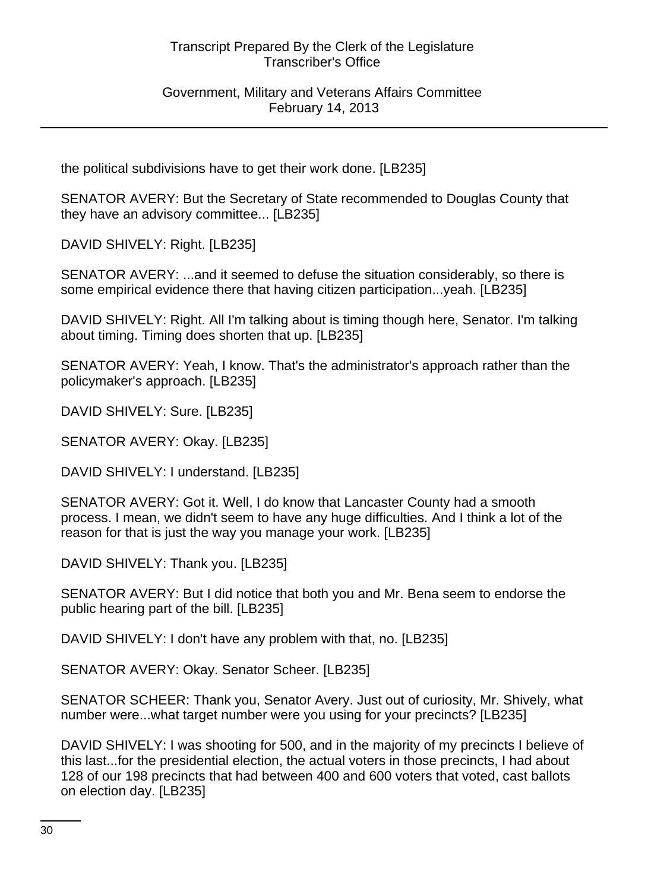the political subdivisions have to get their work done. [LB235]

SENATOR AVERY: But the Secretary of State recommended to Douglas County that they have an advisory committee... [LB235]

DAVID SHIVELY: Right. [LB235]

SENATOR AVERY: ...and it seemed to defuse the situation considerably, so there is some empirical evidence there that having citizen participation...yeah. [LB235]

DAVID SHIVELY: Right. All I'm talking about is timing though here, Senator. I'm talking about timing. Timing does shorten that up. [LB235]

SENATOR AVERY: Yeah, I know. That's the administrator's approach rather than the policymaker's approach. [LB235]

DAVID SHIVELY: Sure. [LB235]

SENATOR AVERY: Okay. [LB235]

DAVID SHIVELY: I understand. [LB235]

SENATOR AVERY: Got it. Well, I do know that Lancaster County had a smooth process. I mean, we didn't seem to have any huge difficulties. And I think a lot of the reason for that is just the way you manage your work. [LB235]

DAVID SHIVELY: Thank you. [LB235]

SENATOR AVERY: But I did notice that both you and Mr. Bena seem to endorse the public hearing part of the bill. [LB235]

DAVID SHIVELY: I don't have any problem with that, no. [LB235]

SENATOR AVERY: Okay. Senator Scheer. [LB235]

SENATOR SCHEER: Thank you, Senator Avery. Just out of curiosity, Mr. Shively, what number were...what target number were you using for your precincts? [LB235]

DAVID SHIVELY: I was shooting for 500, and in the majority of my precincts I believe of this last...for the presidential election, the actual voters in those precincts, I had about 128 of our 198 precincts that had between 400 and 600 voters that voted, cast ballots on election day. [LB235]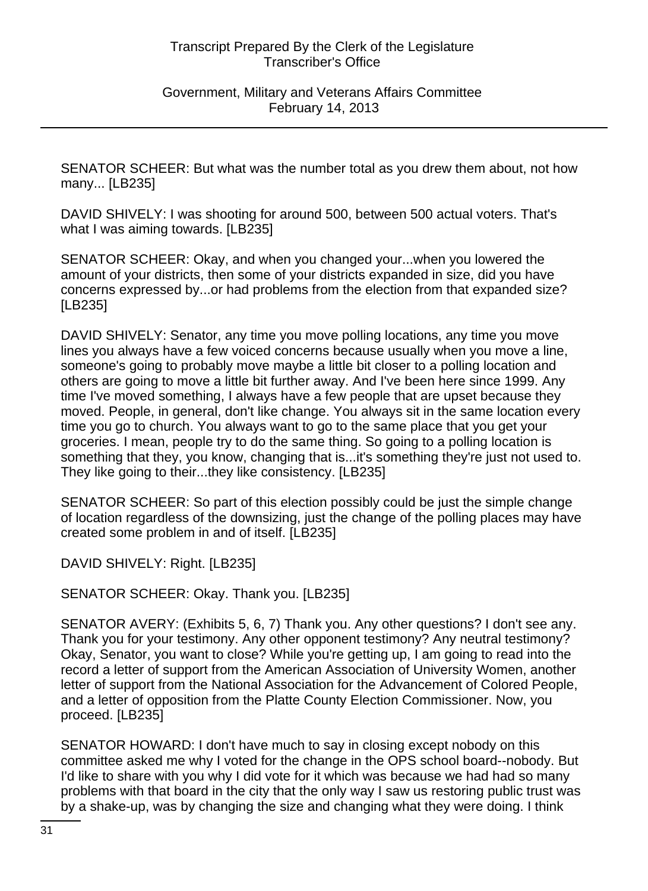SENATOR SCHEER: But what was the number total as you drew them about, not how many... [LB235]

DAVID SHIVELY: I was shooting for around 500, between 500 actual voters. That's what I was aiming towards. [LB235]

SENATOR SCHEER: Okay, and when you changed your...when you lowered the amount of your districts, then some of your districts expanded in size, did you have concerns expressed by...or had problems from the election from that expanded size? [LB235]

DAVID SHIVELY: Senator, any time you move polling locations, any time you move lines you always have a few voiced concerns because usually when you move a line, someone's going to probably move maybe a little bit closer to a polling location and others are going to move a little bit further away. And I've been here since 1999. Any time I've moved something, I always have a few people that are upset because they moved. People, in general, don't like change. You always sit in the same location every time you go to church. You always want to go to the same place that you get your groceries. I mean, people try to do the same thing. So going to a polling location is something that they, you know, changing that is...it's something they're just not used to. They like going to their...they like consistency. [LB235]

SENATOR SCHEER: So part of this election possibly could be just the simple change of location regardless of the downsizing, just the change of the polling places may have created some problem in and of itself. [LB235]

DAVID SHIVELY: Right. [LB235]

SENATOR SCHEER: Okay. Thank you. [LB235]

SENATOR AVERY: (Exhibits 5, 6, 7) Thank you. Any other questions? I don't see any. Thank you for your testimony. Any other opponent testimony? Any neutral testimony? Okay, Senator, you want to close? While you're getting up, I am going to read into the record a letter of support from the American Association of University Women, another letter of support from the National Association for the Advancement of Colored People, and a letter of opposition from the Platte County Election Commissioner. Now, you proceed. [LB235]

SENATOR HOWARD: I don't have much to say in closing except nobody on this committee asked me why I voted for the change in the OPS school board--nobody. But I'd like to share with you why I did vote for it which was because we had had so many problems with that board in the city that the only way I saw us restoring public trust was by a shake-up, was by changing the size and changing what they were doing. I think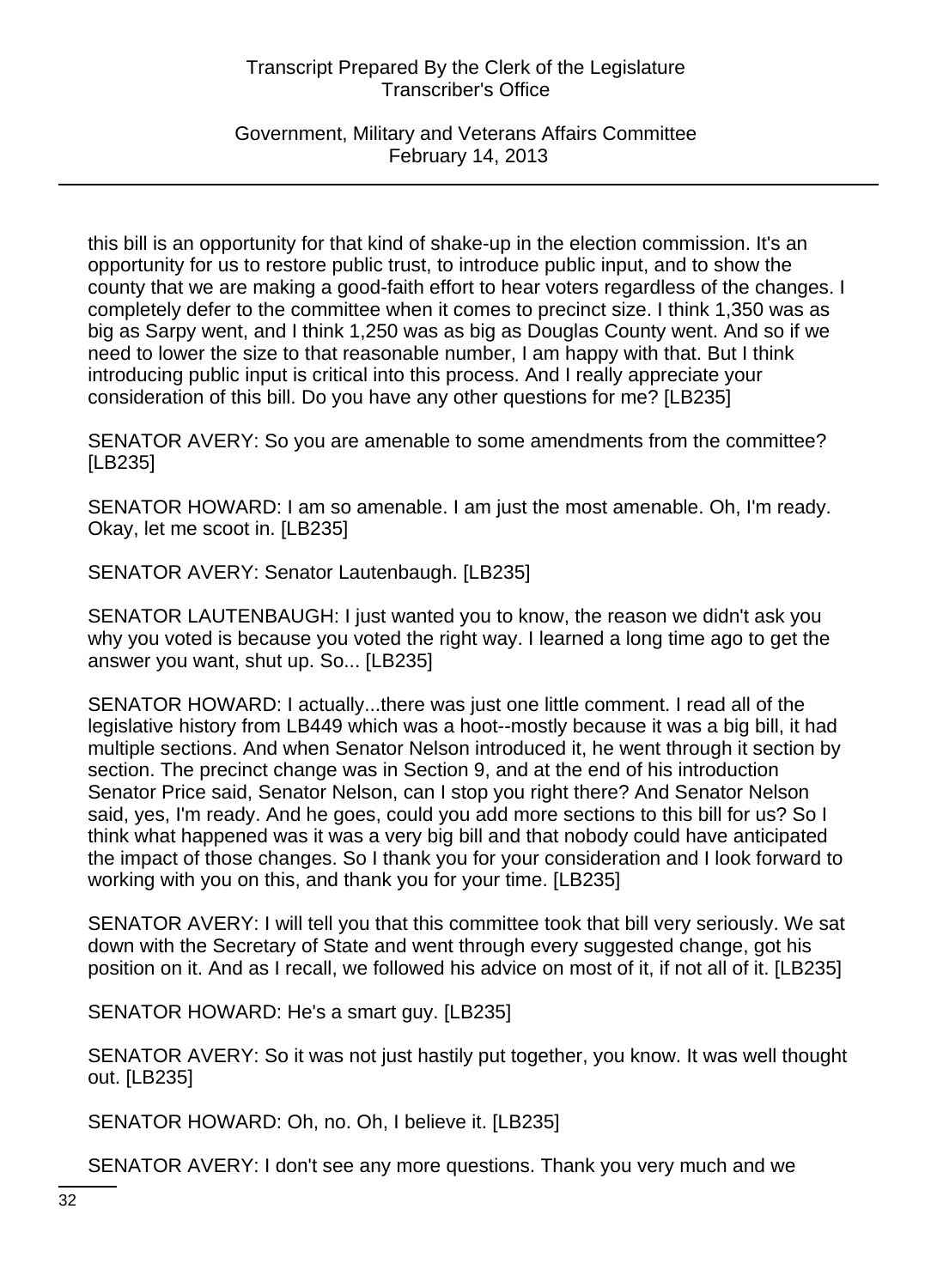this bill is an opportunity for that kind of shake-up in the election commission. It's an opportunity for us to restore public trust, to introduce public input, and to show the county that we are making a good-faith effort to hear voters regardless of the changes. I completely defer to the committee when it comes to precinct size. I think 1,350 was as big as Sarpy went, and I think 1,250 was as big as Douglas County went. And so if we need to lower the size to that reasonable number, I am happy with that. But I think introducing public input is critical into this process. And I really appreciate your consideration of this bill. Do you have any other questions for me? [LB235]

SENATOR AVERY: So you are amenable to some amendments from the committee? [LB235]

SENATOR HOWARD: I am so amenable. I am just the most amenable. Oh, I'm ready. Okay, let me scoot in. [LB235]

SENATOR AVERY: Senator Lautenbaugh. [LB235]

SENATOR LAUTENBAUGH: I just wanted you to know, the reason we didn't ask you why you voted is because you voted the right way. I learned a long time ago to get the answer you want, shut up. So... [LB235]

SENATOR HOWARD: I actually...there was just one little comment. I read all of the legislative history from LB449 which was a hoot--mostly because it was a big bill, it had multiple sections. And when Senator Nelson introduced it, he went through it section by section. The precinct change was in Section 9, and at the end of his introduction Senator Price said, Senator Nelson, can I stop you right there? And Senator Nelson said, yes, I'm ready. And he goes, could you add more sections to this bill for us? So I think what happened was it was a very big bill and that nobody could have anticipated the impact of those changes. So I thank you for your consideration and I look forward to working with you on this, and thank you for your time. [LB235]

SENATOR AVERY: I will tell you that this committee took that bill very seriously. We sat down with the Secretary of State and went through every suggested change, got his position on it. And as I recall, we followed his advice on most of it, if not all of it. [LB235]

SENATOR HOWARD: He's a smart guy. [LB235]

SENATOR AVERY: So it was not just hastily put together, you know. It was well thought out. [LB235]

SENATOR HOWARD: Oh, no. Oh, I believe it. [LB235]

SENATOR AVERY: I don't see any more questions. Thank you very much and we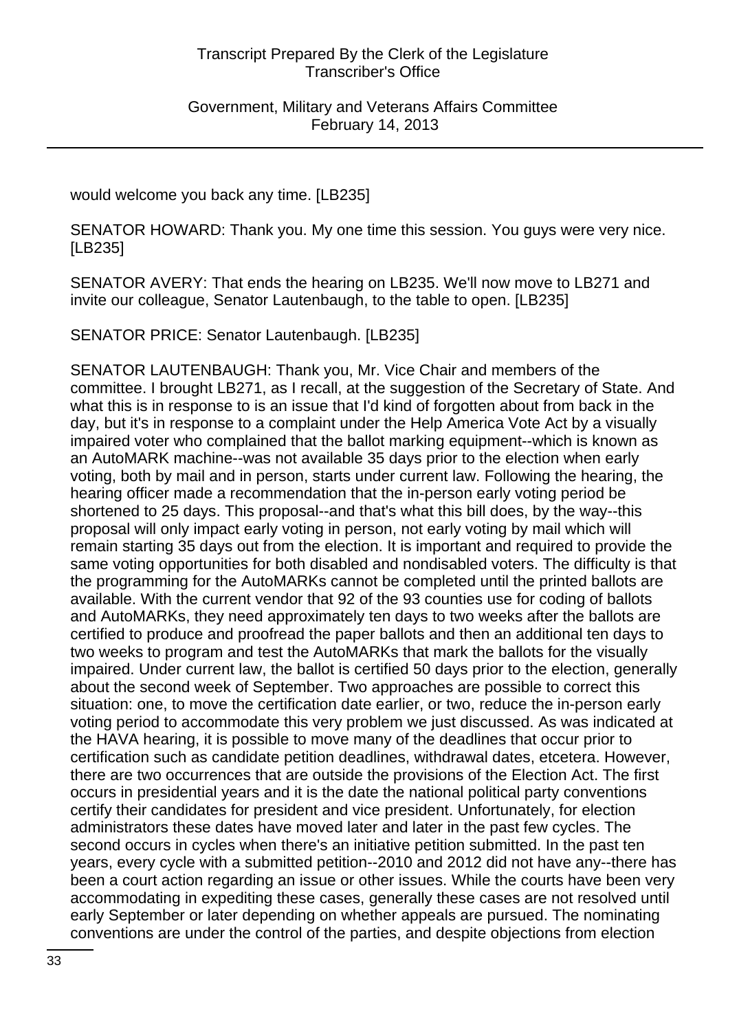would welcome you back any time. [LB235]

SENATOR HOWARD: Thank you. My one time this session. You guys were very nice. [LB235]

SENATOR AVERY: That ends the hearing on LB235. We'll now move to LB271 and invite our colleague, Senator Lautenbaugh, to the table to open. [LB235]

SENATOR PRICE: Senator Lautenbaugh. [LB235]

SENATOR LAUTENBAUGH: Thank you, Mr. Vice Chair and members of the committee. I brought LB271, as I recall, at the suggestion of the Secretary of State. And what this is in response to is an issue that I'd kind of forgotten about from back in the day, but it's in response to a complaint under the Help America Vote Act by a visually impaired voter who complained that the ballot marking equipment--which is known as an AutoMARK machine--was not available 35 days prior to the election when early voting, both by mail and in person, starts under current law. Following the hearing, the hearing officer made a recommendation that the in-person early voting period be shortened to 25 days. This proposal--and that's what this bill does, by the way--this proposal will only impact early voting in person, not early voting by mail which will remain starting 35 days out from the election. It is important and required to provide the same voting opportunities for both disabled and nondisabled voters. The difficulty is that the programming for the AutoMARKs cannot be completed until the printed ballots are available. With the current vendor that 92 of the 93 counties use for coding of ballots and AutoMARKs, they need approximately ten days to two weeks after the ballots are certified to produce and proofread the paper ballots and then an additional ten days to two weeks to program and test the AutoMARKs that mark the ballots for the visually impaired. Under current law, the ballot is certified 50 days prior to the election, generally about the second week of September. Two approaches are possible to correct this situation: one, to move the certification date earlier, or two, reduce the in-person early voting period to accommodate this very problem we just discussed. As was indicated at the HAVA hearing, it is possible to move many of the deadlines that occur prior to certification such as candidate petition deadlines, withdrawal dates, etcetera. However, there are two occurrences that are outside the provisions of the Election Act. The first occurs in presidential years and it is the date the national political party conventions certify their candidates for president and vice president. Unfortunately, for election administrators these dates have moved later and later in the past few cycles. The second occurs in cycles when there's an initiative petition submitted. In the past ten years, every cycle with a submitted petition--2010 and 2012 did not have any--there has been a court action regarding an issue or other issues. While the courts have been very accommodating in expediting these cases, generally these cases are not resolved until early September or later depending on whether appeals are pursued. The nominating conventions are under the control of the parties, and despite objections from election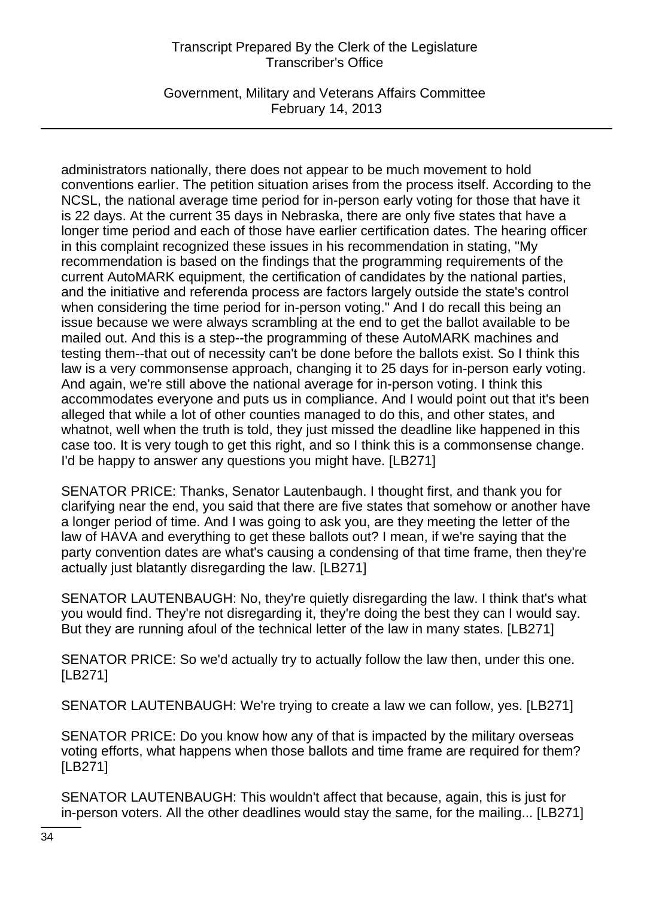administrators nationally, there does not appear to be much movement to hold conventions earlier. The petition situation arises from the process itself. According to the NCSL, the national average time period for in-person early voting for those that have it is 22 days. At the current 35 days in Nebraska, there are only five states that have a longer time period and each of those have earlier certification dates. The hearing officer in this complaint recognized these issues in his recommendation in stating, "My recommendation is based on the findings that the programming requirements of the current AutoMARK equipment, the certification of candidates by the national parties, and the initiative and referenda process are factors largely outside the state's control when considering the time period for in-person voting." And I do recall this being an issue because we were always scrambling at the end to get the ballot available to be mailed out. And this is a step--the programming of these AutoMARK machines and testing them--that out of necessity can't be done before the ballots exist. So I think this law is a very commonsense approach, changing it to 25 days for in-person early voting. And again, we're still above the national average for in-person voting. I think this accommodates everyone and puts us in compliance. And I would point out that it's been alleged that while a lot of other counties managed to do this, and other states, and whatnot, well when the truth is told, they just missed the deadline like happened in this case too. It is very tough to get this right, and so I think this is a commonsense change. I'd be happy to answer any questions you might have. [LB271]

SENATOR PRICE: Thanks, Senator Lautenbaugh. I thought first, and thank you for clarifying near the end, you said that there are five states that somehow or another have a longer period of time. And I was going to ask you, are they meeting the letter of the law of HAVA and everything to get these ballots out? I mean, if we're saying that the party convention dates are what's causing a condensing of that time frame, then they're actually just blatantly disregarding the law. [LB271]

SENATOR LAUTENBAUGH: No, they're quietly disregarding the law. I think that's what you would find. They're not disregarding it, they're doing the best they can I would say. But they are running afoul of the technical letter of the law in many states. [LB271]

SENATOR PRICE: So we'd actually try to actually follow the law then, under this one. [LB271]

SENATOR LAUTENBAUGH: We're trying to create a law we can follow, yes. [LB271]

SENATOR PRICE: Do you know how any of that is impacted by the military overseas voting efforts, what happens when those ballots and time frame are required for them? [LB271]

SENATOR LAUTENBAUGH: This wouldn't affect that because, again, this is just for in-person voters. All the other deadlines would stay the same, for the mailing... [LB271]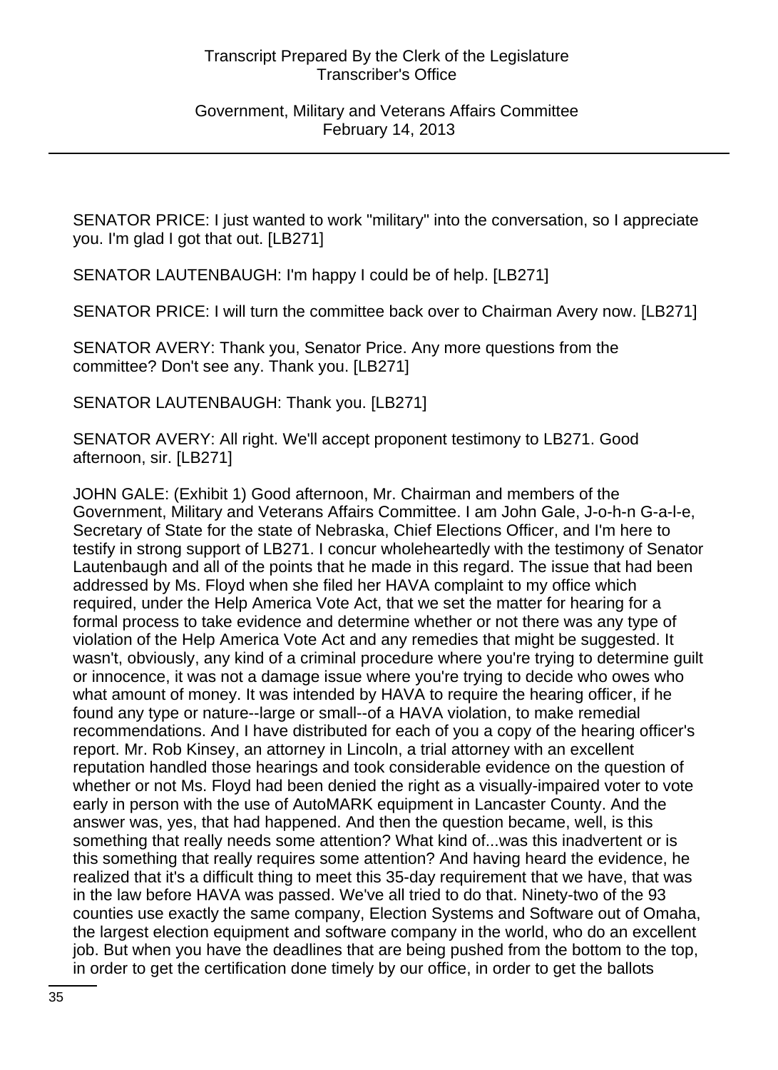SENATOR PRICE: I just wanted to work "military" into the conversation, so I appreciate you. I'm glad I got that out. [LB271]

SENATOR LAUTENBAUGH: I'm happy I could be of help. [LB271]

SENATOR PRICE: I will turn the committee back over to Chairman Avery now. [LB271]

SENATOR AVERY: Thank you, Senator Price. Any more questions from the committee? Don't see any. Thank you. [LB271]

SENATOR LAUTENBAUGH: Thank you. [LB271]

SENATOR AVERY: All right. We'll accept proponent testimony to LB271. Good afternoon, sir. [LB271]

JOHN GALE: (Exhibit 1) Good afternoon, Mr. Chairman and members of the Government, Military and Veterans Affairs Committee. I am John Gale, J-o-h-n G-a-l-e, Secretary of State for the state of Nebraska, Chief Elections Officer, and I'm here to testify in strong support of LB271. I concur wholeheartedly with the testimony of Senator Lautenbaugh and all of the points that he made in this regard. The issue that had been addressed by Ms. Floyd when she filed her HAVA complaint to my office which required, under the Help America Vote Act, that we set the matter for hearing for a formal process to take evidence and determine whether or not there was any type of violation of the Help America Vote Act and any remedies that might be suggested. It wasn't, obviously, any kind of a criminal procedure where you're trying to determine guilt or innocence, it was not a damage issue where you're trying to decide who owes who what amount of money. It was intended by HAVA to require the hearing officer, if he found any type or nature--large or small--of a HAVA violation, to make remedial recommendations. And I have distributed for each of you a copy of the hearing officer's report. Mr. Rob Kinsey, an attorney in Lincoln, a trial attorney with an excellent reputation handled those hearings and took considerable evidence on the question of whether or not Ms. Floyd had been denied the right as a visually-impaired voter to vote early in person with the use of AutoMARK equipment in Lancaster County. And the answer was, yes, that had happened. And then the question became, well, is this something that really needs some attention? What kind of...was this inadvertent or is this something that really requires some attention? And having heard the evidence, he realized that it's a difficult thing to meet this 35-day requirement that we have, that was in the law before HAVA was passed. We've all tried to do that. Ninety-two of the 93 counties use exactly the same company, Election Systems and Software out of Omaha, the largest election equipment and software company in the world, who do an excellent job. But when you have the deadlines that are being pushed from the bottom to the top, in order to get the certification done timely by our office, in order to get the ballots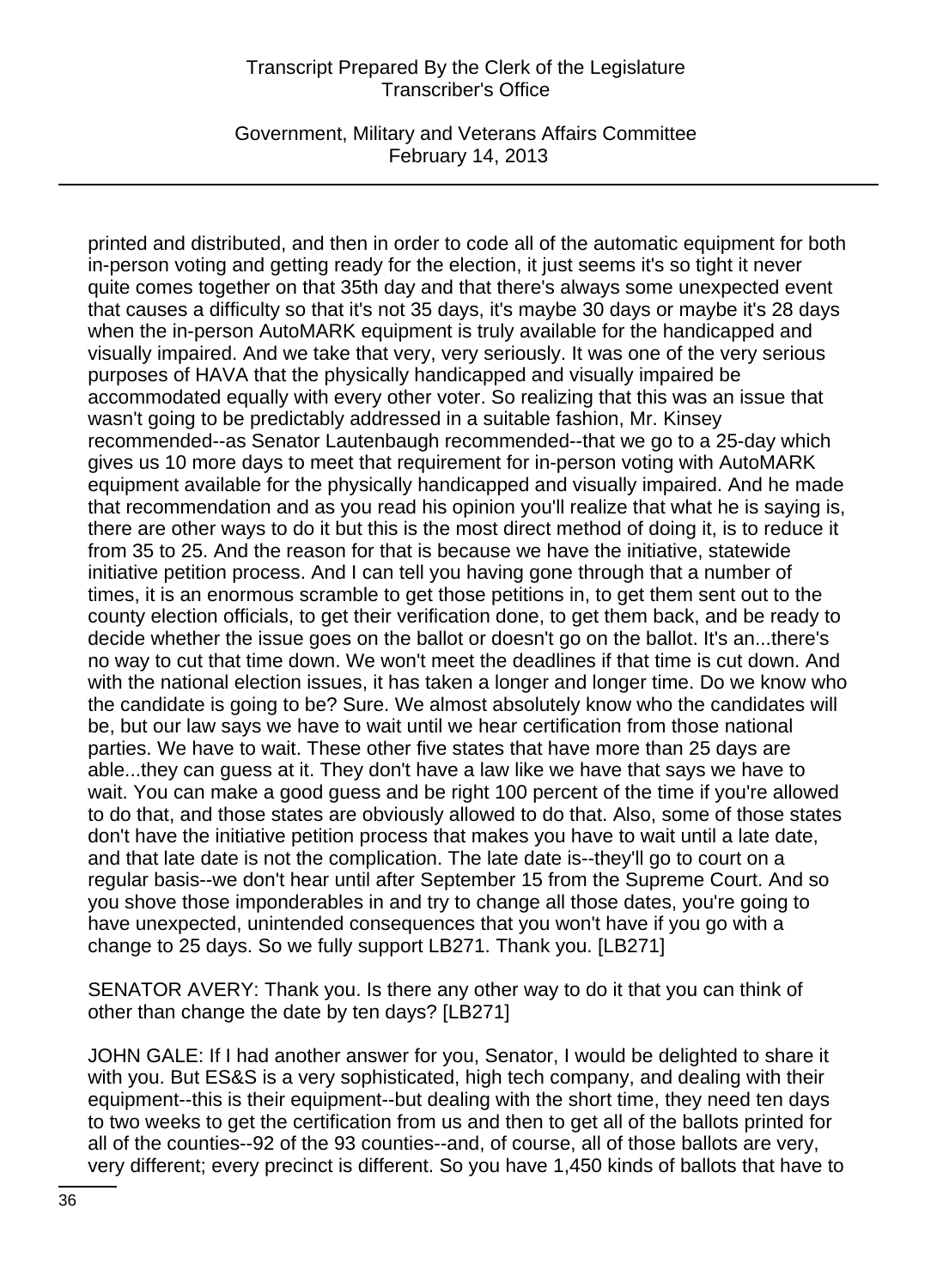printed and distributed, and then in order to code all of the automatic equipment for both in-person voting and getting ready for the election, it just seems it's so tight it never quite comes together on that 35th day and that there's always some unexpected event that causes a difficulty so that it's not 35 days, it's maybe 30 days or maybe it's 28 days when the in-person AutoMARK equipment is truly available for the handicapped and visually impaired. And we take that very, very seriously. It was one of the very serious purposes of HAVA that the physically handicapped and visually impaired be accommodated equally with every other voter. So realizing that this was an issue that wasn't going to be predictably addressed in a suitable fashion, Mr. Kinsey recommended--as Senator Lautenbaugh recommended--that we go to a 25-day which gives us 10 more days to meet that requirement for in-person voting with AutoMARK equipment available for the physically handicapped and visually impaired. And he made that recommendation and as you read his opinion you'll realize that what he is saying is, there are other ways to do it but this is the most direct method of doing it, is to reduce it from 35 to 25. And the reason for that is because we have the initiative, statewide initiative petition process. And I can tell you having gone through that a number of times, it is an enormous scramble to get those petitions in, to get them sent out to the county election officials, to get their verification done, to get them back, and be ready to decide whether the issue goes on the ballot or doesn't go on the ballot. It's an...there's no way to cut that time down. We won't meet the deadlines if that time is cut down. And with the national election issues, it has taken a longer and longer time. Do we know who the candidate is going to be? Sure. We almost absolutely know who the candidates will be, but our law says we have to wait until we hear certification from those national parties. We have to wait. These other five states that have more than 25 days are able...they can guess at it. They don't have a law like we have that says we have to wait. You can make a good guess and be right 100 percent of the time if you're allowed to do that, and those states are obviously allowed to do that. Also, some of those states don't have the initiative petition process that makes you have to wait until a late date, and that late date is not the complication. The late date is--they'll go to court on a regular basis--we don't hear until after September 15 from the Supreme Court. And so you shove those imponderables in and try to change all those dates, you're going to have unexpected, unintended consequences that you won't have if you go with a change to 25 days. So we fully support LB271. Thank you. [LB271]

SENATOR AVERY: Thank you. Is there any other way to do it that you can think of other than change the date by ten days? [LB271]

JOHN GALE: If I had another answer for you, Senator, I would be delighted to share it with you. But ES&S is a very sophisticated, high tech company, and dealing with their equipment--this is their equipment--but dealing with the short time, they need ten days to two weeks to get the certification from us and then to get all of the ballots printed for all of the counties--92 of the 93 counties--and, of course, all of those ballots are very, very different; every precinct is different. So you have 1,450 kinds of ballots that have to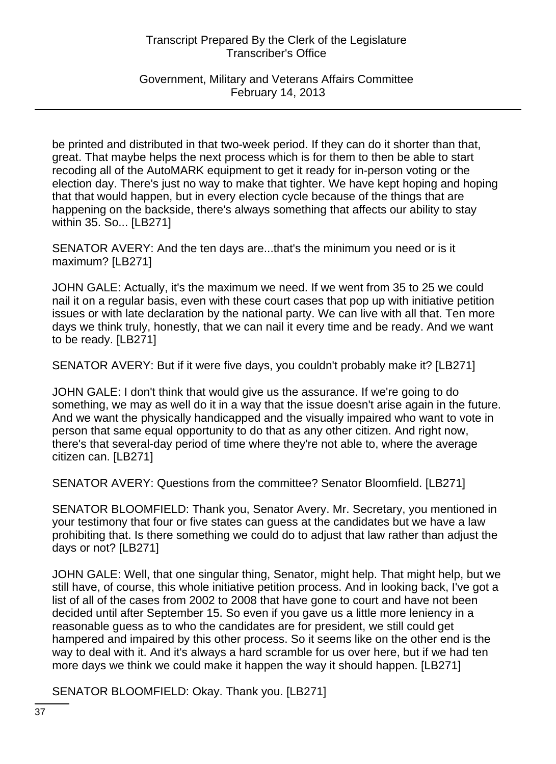be printed and distributed in that two-week period. If they can do it shorter than that, great. That maybe helps the next process which is for them to then be able to start recoding all of the AutoMARK equipment to get it ready for in-person voting or the election day. There's just no way to make that tighter. We have kept hoping and hoping that that would happen, but in every election cycle because of the things that are happening on the backside, there's always something that affects our ability to stay within 35. So... [LB271]

SENATOR AVERY: And the ten days are...that's the minimum you need or is it maximum? [LB271]

JOHN GALE: Actually, it's the maximum we need. If we went from 35 to 25 we could nail it on a regular basis, even with these court cases that pop up with initiative petition issues or with late declaration by the national party. We can live with all that. Ten more days we think truly, honestly, that we can nail it every time and be ready. And we want to be ready. [LB271]

SENATOR AVERY: But if it were five days, you couldn't probably make it? [LB271]

JOHN GALE: I don't think that would give us the assurance. If we're going to do something, we may as well do it in a way that the issue doesn't arise again in the future. And we want the physically handicapped and the visually impaired who want to vote in person that same equal opportunity to do that as any other citizen. And right now, there's that several-day period of time where they're not able to, where the average citizen can. [LB271]

SENATOR AVERY: Questions from the committee? Senator Bloomfield. [LB271]

SENATOR BLOOMFIELD: Thank you, Senator Avery. Mr. Secretary, you mentioned in your testimony that four or five states can guess at the candidates but we have a law prohibiting that. Is there something we could do to adjust that law rather than adjust the days or not? [LB271]

JOHN GALE: Well, that one singular thing, Senator, might help. That might help, but we still have, of course, this whole initiative petition process. And in looking back, I've got a list of all of the cases from 2002 to 2008 that have gone to court and have not been decided until after September 15. So even if you gave us a little more leniency in a reasonable guess as to who the candidates are for president, we still could get hampered and impaired by this other process. So it seems like on the other end is the way to deal with it. And it's always a hard scramble for us over here, but if we had ten more days we think we could make it happen the way it should happen. [LB271]

SENATOR BLOOMFIELD: Okay. Thank you. [LB271]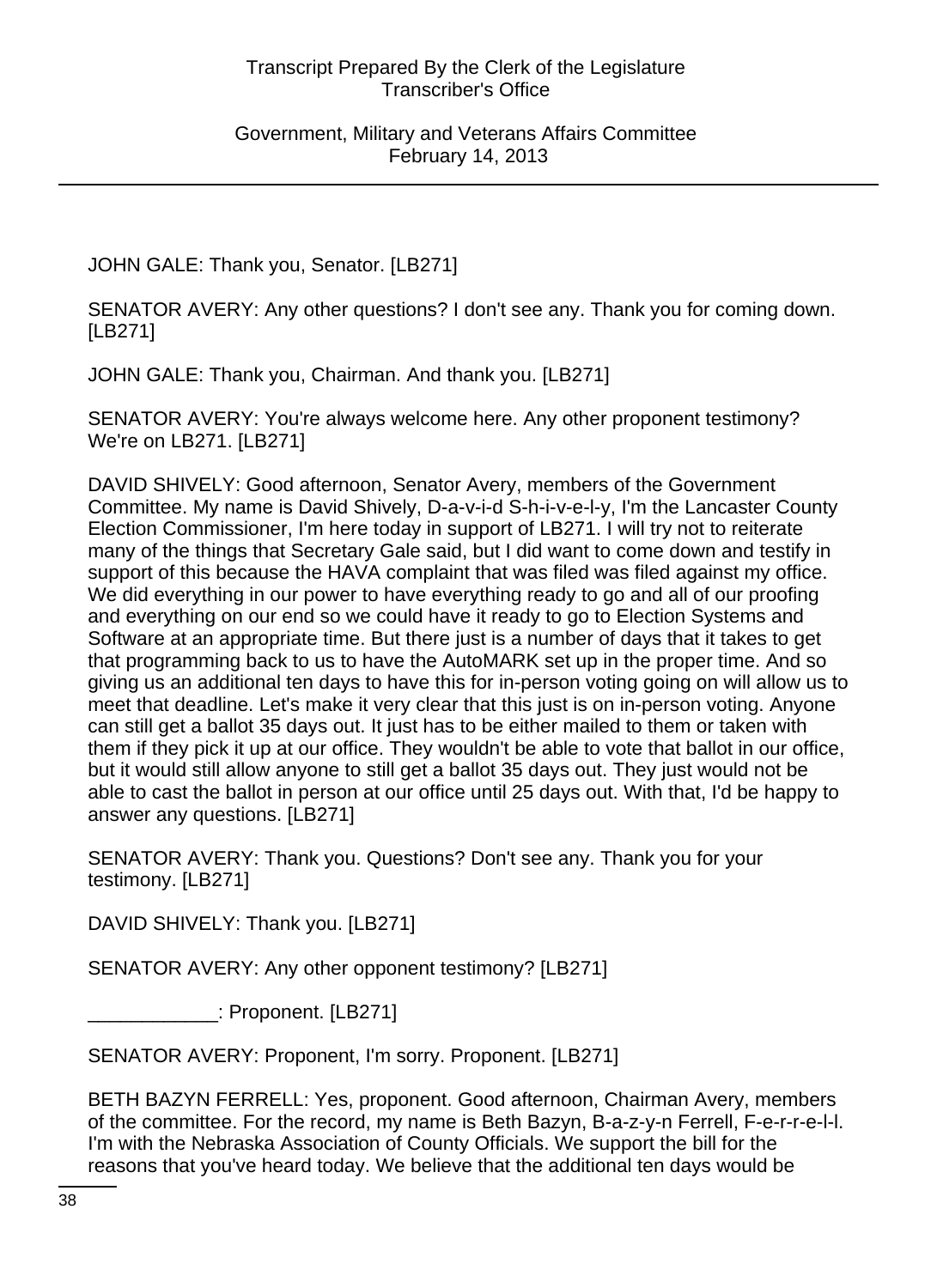JOHN GALE: Thank you, Senator. [LB271]

SENATOR AVERY: Any other questions? I don't see any. Thank you for coming down. [LB271]

JOHN GALE: Thank you, Chairman. And thank you. [LB271]

SENATOR AVERY: You're always welcome here. Any other proponent testimony? We're on LB271. [LB271]

DAVID SHIVELY: Good afternoon, Senator Avery, members of the Government Committee. My name is David Shively, D-a-v-i-d S-h-i-v-e-l-y, I'm the Lancaster County Election Commissioner, I'm here today in support of LB271. I will try not to reiterate many of the things that Secretary Gale said, but I did want to come down and testify in support of this because the HAVA complaint that was filed was filed against my office. We did everything in our power to have everything ready to go and all of our proofing and everything on our end so we could have it ready to go to Election Systems and Software at an appropriate time. But there just is a number of days that it takes to get that programming back to us to have the AutoMARK set up in the proper time. And so giving us an additional ten days to have this for in-person voting going on will allow us to meet that deadline. Let's make it very clear that this just is on in-person voting. Anyone can still get a ballot 35 days out. It just has to be either mailed to them or taken with them if they pick it up at our office. They wouldn't be able to vote that ballot in our office, but it would still allow anyone to still get a ballot 35 days out. They just would not be able to cast the ballot in person at our office until 25 days out. With that, I'd be happy to answer any questions. [LB271]

SENATOR AVERY: Thank you. Questions? Don't see any. Thank you for your testimony. [LB271]

DAVID SHIVELY: Thank you. [LB271]

SENATOR AVERY: Any other opponent testimony? [LB271]

____________: Proponent. [LB271]

SENATOR AVERY: Proponent, I'm sorry. Proponent. [LB271]

BETH BAZYN FERRELL: Yes, proponent. Good afternoon, Chairman Avery, members of the committee. For the record, my name is Beth Bazyn, B-a-z-y-n Ferrell, F-e-r-r-e-l-l. I'm with the Nebraska Association of County Officials. We support the bill for the reasons that you've heard today. We believe that the additional ten days would be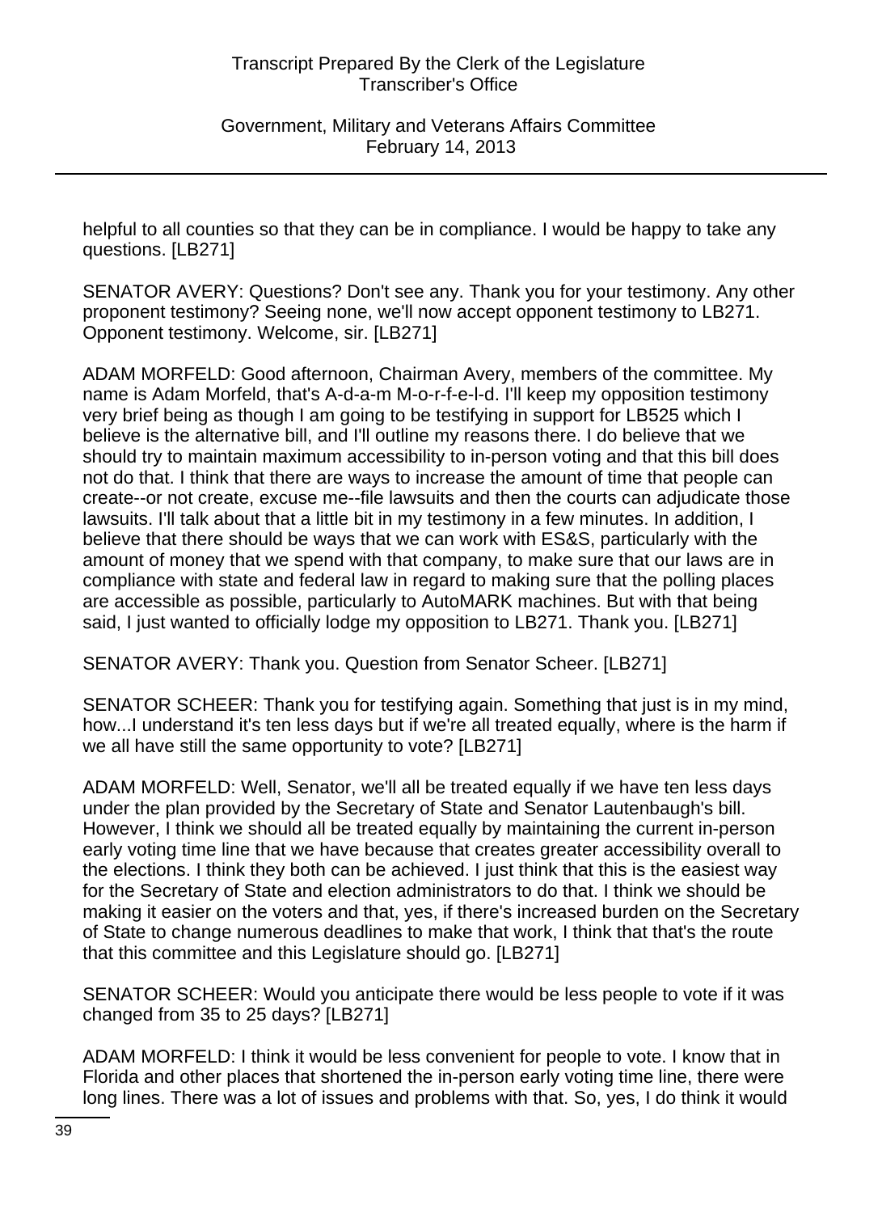helpful to all counties so that they can be in compliance. I would be happy to take any questions. [LB271]

SENATOR AVERY: Questions? Don't see any. Thank you for your testimony. Any other proponent testimony? Seeing none, we'll now accept opponent testimony to LB271. Opponent testimony. Welcome, sir. [LB271]

ADAM MORFELD: Good afternoon, Chairman Avery, members of the committee. My name is Adam Morfeld, that's A-d-a-m M-o-r-f-e-l-d. I'll keep my opposition testimony very brief being as though I am going to be testifying in support for LB525 which I believe is the alternative bill, and I'll outline my reasons there. I do believe that we should try to maintain maximum accessibility to in-person voting and that this bill does not do that. I think that there are ways to increase the amount of time that people can create--or not create, excuse me--file lawsuits and then the courts can adjudicate those lawsuits. I'll talk about that a little bit in my testimony in a few minutes. In addition, I believe that there should be ways that we can work with ES&S, particularly with the amount of money that we spend with that company, to make sure that our laws are in compliance with state and federal law in regard to making sure that the polling places are accessible as possible, particularly to AutoMARK machines. But with that being said, I just wanted to officially lodge my opposition to LB271. Thank you. [LB271]

SENATOR AVERY: Thank you. Question from Senator Scheer. [LB271]

SENATOR SCHEER: Thank you for testifying again. Something that just is in my mind, how...I understand it's ten less days but if we're all treated equally, where is the harm if we all have still the same opportunity to vote? [LB271]

ADAM MORFELD: Well, Senator, we'll all be treated equally if we have ten less days under the plan provided by the Secretary of State and Senator Lautenbaugh's bill. However, I think we should all be treated equally by maintaining the current in-person early voting time line that we have because that creates greater accessibility overall to the elections. I think they both can be achieved. I just think that this is the easiest way for the Secretary of State and election administrators to do that. I think we should be making it easier on the voters and that, yes, if there's increased burden on the Secretary of State to change numerous deadlines to make that work, I think that that's the route that this committee and this Legislature should go. [LB271]

SENATOR SCHEER: Would you anticipate there would be less people to vote if it was changed from 35 to 25 days? [LB271]

ADAM MORFELD: I think it would be less convenient for people to vote. I know that in Florida and other places that shortened the in-person early voting time line, there were long lines. There was a lot of issues and problems with that. So, yes, I do think it would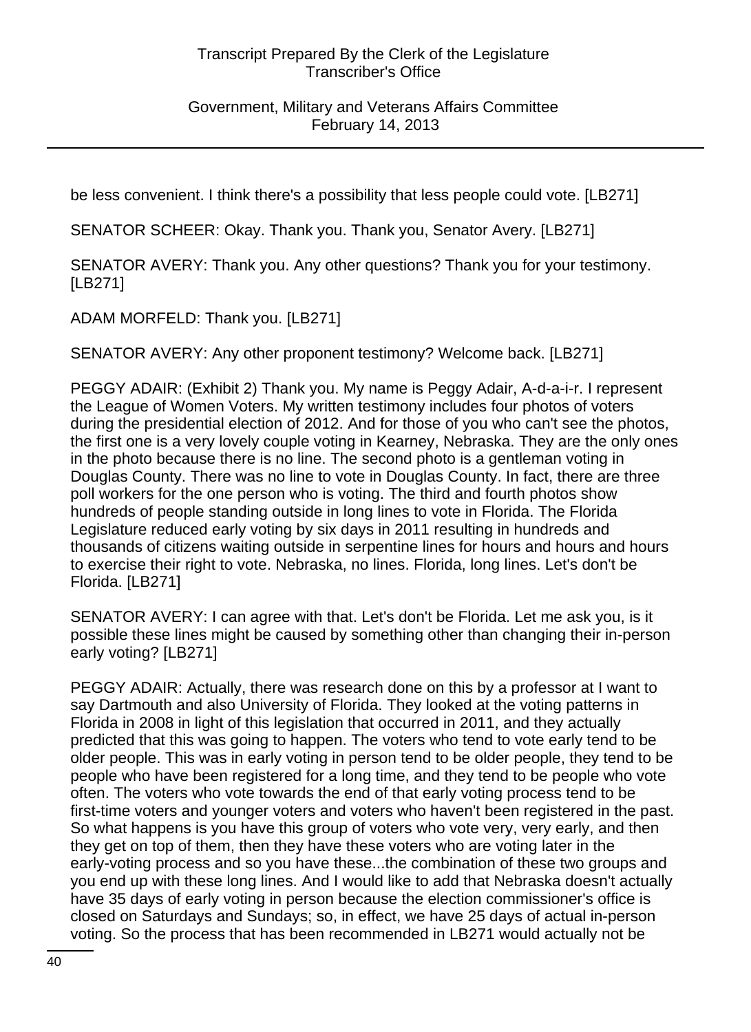be less convenient. I think there's a possibility that less people could vote. [LB271]

SENATOR SCHEER: Okay. Thank you. Thank you, Senator Avery. [LB271]

SENATOR AVERY: Thank you. Any other questions? Thank you for your testimony. [LB271]

ADAM MORFELD: Thank you. [LB271]

SENATOR AVERY: Any other proponent testimony? Welcome back. [LB271]

PEGGY ADAIR: (Exhibit 2) Thank you. My name is Peggy Adair, A-d-a-i-r. I represent the League of Women Voters. My written testimony includes four photos of voters during the presidential election of 2012. And for those of you who can't see the photos, the first one is a very lovely couple voting in Kearney, Nebraska. They are the only ones in the photo because there is no line. The second photo is a gentleman voting in Douglas County. There was no line to vote in Douglas County. In fact, there are three poll workers for the one person who is voting. The third and fourth photos show hundreds of people standing outside in long lines to vote in Florida. The Florida Legislature reduced early voting by six days in 2011 resulting in hundreds and thousands of citizens waiting outside in serpentine lines for hours and hours and hours to exercise their right to vote. Nebraska, no lines. Florida, long lines. Let's don't be Florida. [LB271]

SENATOR AVERY: I can agree with that. Let's don't be Florida. Let me ask you, is it possible these lines might be caused by something other than changing their in-person early voting? [LB271]

PEGGY ADAIR: Actually, there was research done on this by a professor at I want to say Dartmouth and also University of Florida. They looked at the voting patterns in Florida in 2008 in light of this legislation that occurred in 2011, and they actually predicted that this was going to happen. The voters who tend to vote early tend to be older people. This was in early voting in person tend to be older people, they tend to be people who have been registered for a long time, and they tend to be people who vote often. The voters who vote towards the end of that early voting process tend to be first-time voters and younger voters and voters who haven't been registered in the past. So what happens is you have this group of voters who vote very, very early, and then they get on top of them, then they have these voters who are voting later in the early-voting process and so you have these...the combination of these two groups and you end up with these long lines. And I would like to add that Nebraska doesn't actually have 35 days of early voting in person because the election commissioner's office is closed on Saturdays and Sundays; so, in effect, we have 25 days of actual in-person voting. So the process that has been recommended in LB271 would actually not be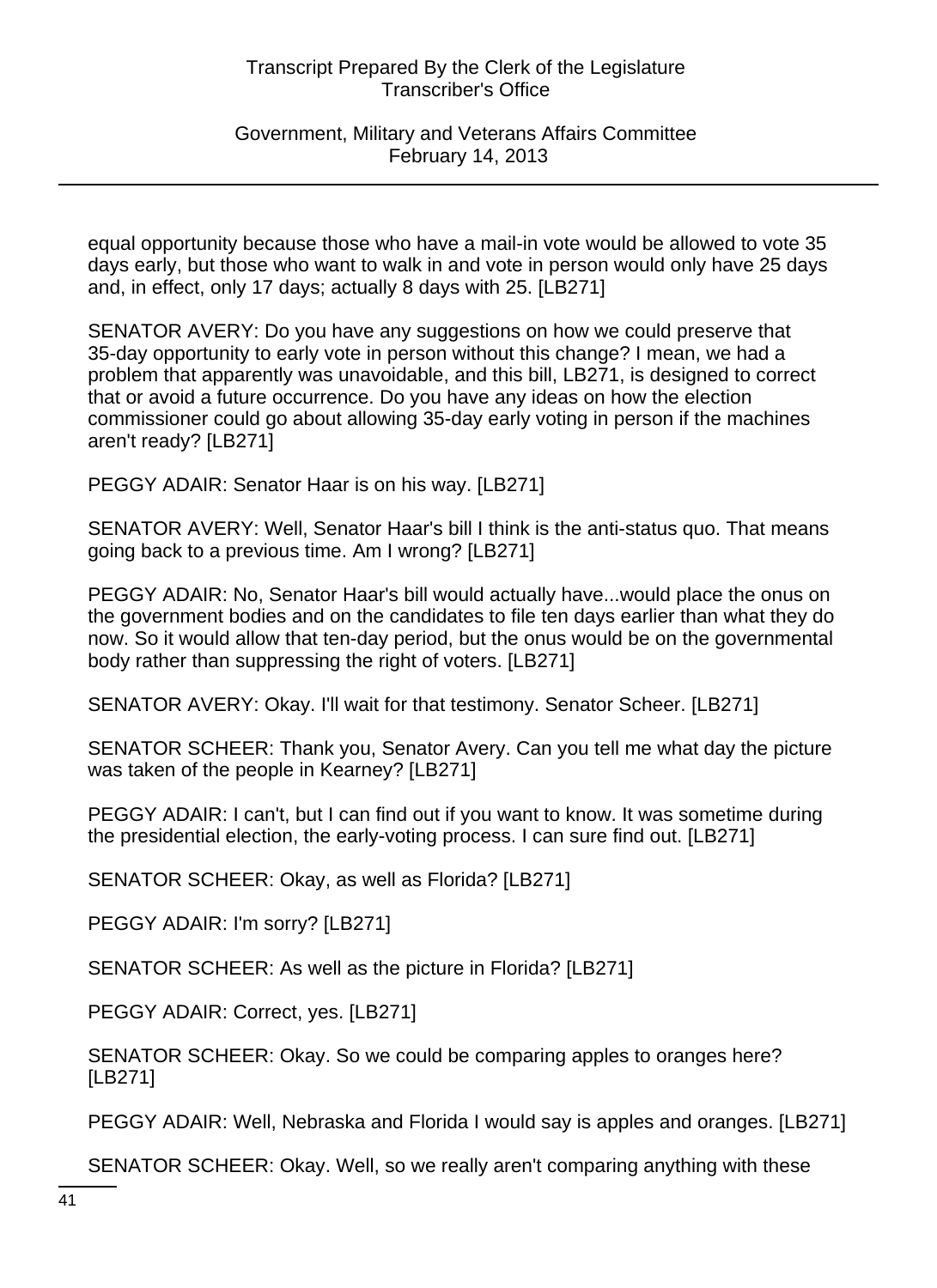equal opportunity because those who have a mail-in vote would be allowed to vote 35 days early, but those who want to walk in and vote in person would only have 25 days and, in effect, only 17 days; actually 8 days with 25. [LB271]

SENATOR AVERY: Do you have any suggestions on how we could preserve that 35-day opportunity to early vote in person without this change? I mean, we had a problem that apparently was unavoidable, and this bill, LB271, is designed to correct that or avoid a future occurrence. Do you have any ideas on how the election commissioner could go about allowing 35-day early voting in person if the machines aren't ready? [LB271]

PEGGY ADAIR: Senator Haar is on his way. [LB271]

SENATOR AVERY: Well, Senator Haar's bill I think is the anti-status quo. That means going back to a previous time. Am I wrong? [LB271]

PEGGY ADAIR: No, Senator Haar's bill would actually have...would place the onus on the government bodies and on the candidates to file ten days earlier than what they do now. So it would allow that ten-day period, but the onus would be on the governmental body rather than suppressing the right of voters. [LB271]

SENATOR AVERY: Okay. I'll wait for that testimony. Senator Scheer. [LB271]

SENATOR SCHEER: Thank you, Senator Avery. Can you tell me what day the picture was taken of the people in Kearney? [LB271]

PEGGY ADAIR: I can't, but I can find out if you want to know. It was sometime during the presidential election, the early-voting process. I can sure find out. [LB271]

SENATOR SCHEER: Okay, as well as Florida? [LB271]

PEGGY ADAIR: I'm sorry? [LB271]

SENATOR SCHEER: As well as the picture in Florida? [LB271]

PEGGY ADAIR: Correct, yes. [LB271]

SENATOR SCHEER: Okay. So we could be comparing apples to oranges here? [LB271]

PEGGY ADAIR: Well, Nebraska and Florida I would say is apples and oranges. [LB271]

SENATOR SCHEER: Okay. Well, so we really aren't comparing anything with these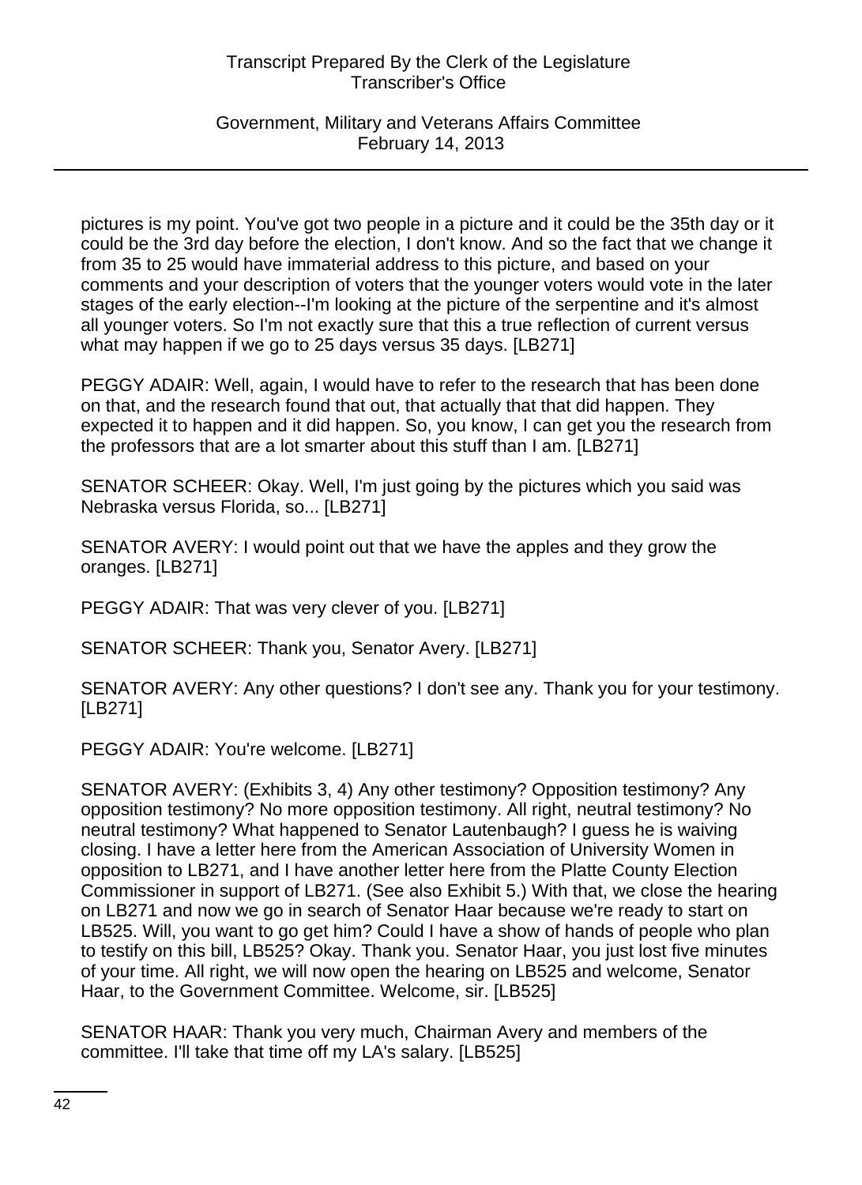pictures is my point. You've got two people in a picture and it could be the 35th day or it could be the 3rd day before the election, I don't know. And so the fact that we change it from 35 to 25 would have immaterial address to this picture, and based on your comments and your description of voters that the younger voters would vote in the later stages of the early election--I'm looking at the picture of the serpentine and it's almost all younger voters. So I'm not exactly sure that this a true reflection of current versus what may happen if we go to 25 days versus 35 days. [LB271]

PEGGY ADAIR: Well, again, I would have to refer to the research that has been done on that, and the research found that out, that actually that that did happen. They expected it to happen and it did happen. So, you know, I can get you the research from the professors that are a lot smarter about this stuff than I am. [LB271]

SENATOR SCHEER: Okay. Well, I'm just going by the pictures which you said was Nebraska versus Florida, so... [LB271]

SENATOR AVERY: I would point out that we have the apples and they grow the oranges. [LB271]

PEGGY ADAIR: That was very clever of you. [LB271]

SENATOR SCHEER: Thank you, Senator Avery. [LB271]

SENATOR AVERY: Any other questions? I don't see any. Thank you for your testimony. [LB271]

PEGGY ADAIR: You're welcome. [LB271]

SENATOR AVERY: (Exhibits 3, 4) Any other testimony? Opposition testimony? Any opposition testimony? No more opposition testimony. All right, neutral testimony? No neutral testimony? What happened to Senator Lautenbaugh? I guess he is waiving closing. I have a letter here from the American Association of University Women in opposition to LB271, and I have another letter here from the Platte County Election Commissioner in support of LB271. (See also Exhibit 5.) With that, we close the hearing on LB271 and now we go in search of Senator Haar because we're ready to start on LB525. Will, you want to go get him? Could I have a show of hands of people who plan to testify on this bill, LB525? Okay. Thank you. Senator Haar, you just lost five minutes of your time. All right, we will now open the hearing on LB525 and welcome, Senator Haar, to the Government Committee. Welcome, sir. [LB525]

SENATOR HAAR: Thank you very much, Chairman Avery and members of the committee. I'll take that time off my LA's salary. [LB525]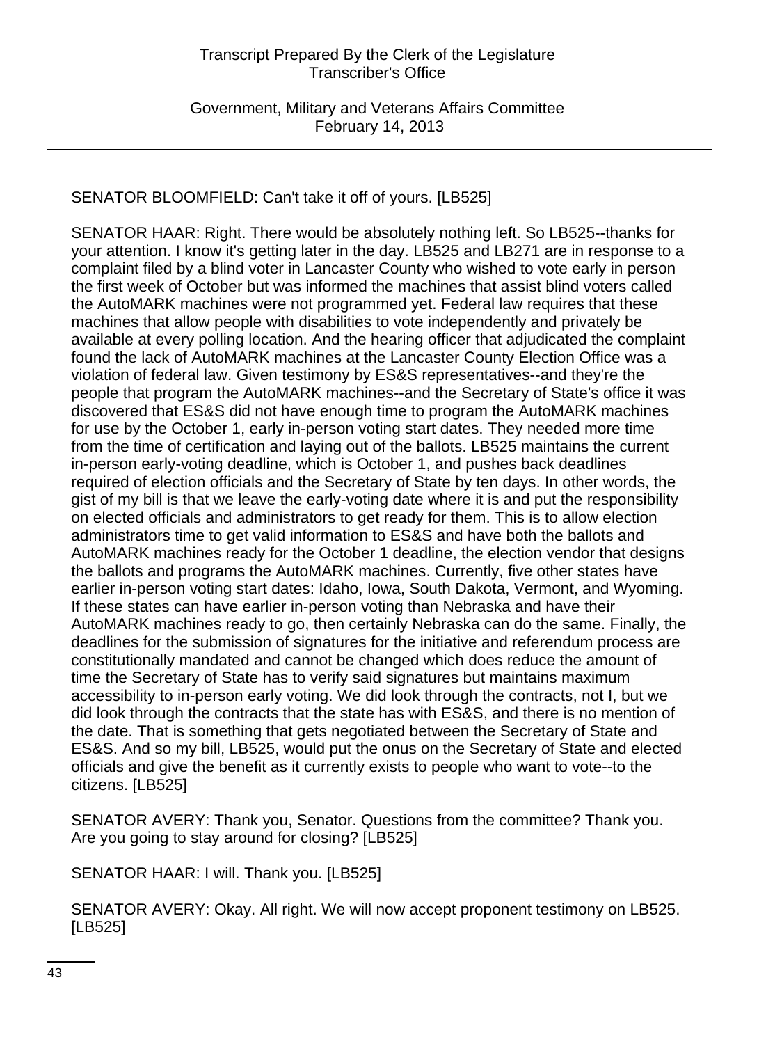SENATOR BLOOMFIELD: Can't take it off of yours. [LB525]

SENATOR HAAR: Right. There would be absolutely nothing left. So LB525--thanks for your attention. I know it's getting later in the day. LB525 and LB271 are in response to a complaint filed by a blind voter in Lancaster County who wished to vote early in person the first week of October but was informed the machines that assist blind voters called the AutoMARK machines were not programmed yet. Federal law requires that these machines that allow people with disabilities to vote independently and privately be available at every polling location. And the hearing officer that adjudicated the complaint found the lack of AutoMARK machines at the Lancaster County Election Office was a violation of federal law. Given testimony by ES&S representatives--and they're the people that program the AutoMARK machines--and the Secretary of State's office it was discovered that ES&S did not have enough time to program the AutoMARK machines for use by the October 1, early in-person voting start dates. They needed more time from the time of certification and laying out of the ballots. LB525 maintains the current in-person early-voting deadline, which is October 1, and pushes back deadlines required of election officials and the Secretary of State by ten days. In other words, the gist of my bill is that we leave the early-voting date where it is and put the responsibility on elected officials and administrators to get ready for them. This is to allow election administrators time to get valid information to ES&S and have both the ballots and AutoMARK machines ready for the October 1 deadline, the election vendor that designs the ballots and programs the AutoMARK machines. Currently, five other states have earlier in-person voting start dates: Idaho, Iowa, South Dakota, Vermont, and Wyoming. If these states can have earlier in-person voting than Nebraska and have their AutoMARK machines ready to go, then certainly Nebraska can do the same. Finally, the deadlines for the submission of signatures for the initiative and referendum process are constitutionally mandated and cannot be changed which does reduce the amount of time the Secretary of State has to verify said signatures but maintains maximum accessibility to in-person early voting. We did look through the contracts, not I, but we did look through the contracts that the state has with ES&S, and there is no mention of the date. That is something that gets negotiated between the Secretary of State and ES&S. And so my bill, LB525, would put the onus on the Secretary of State and elected officials and give the benefit as it currently exists to people who want to vote--to the citizens. [LB525]

SENATOR AVERY: Thank you, Senator. Questions from the committee? Thank you. Are you going to stay around for closing? [LB525]

SENATOR HAAR: I will. Thank you. [LB525]

SENATOR AVERY: Okay. All right. We will now accept proponent testimony on LB525. [LB525]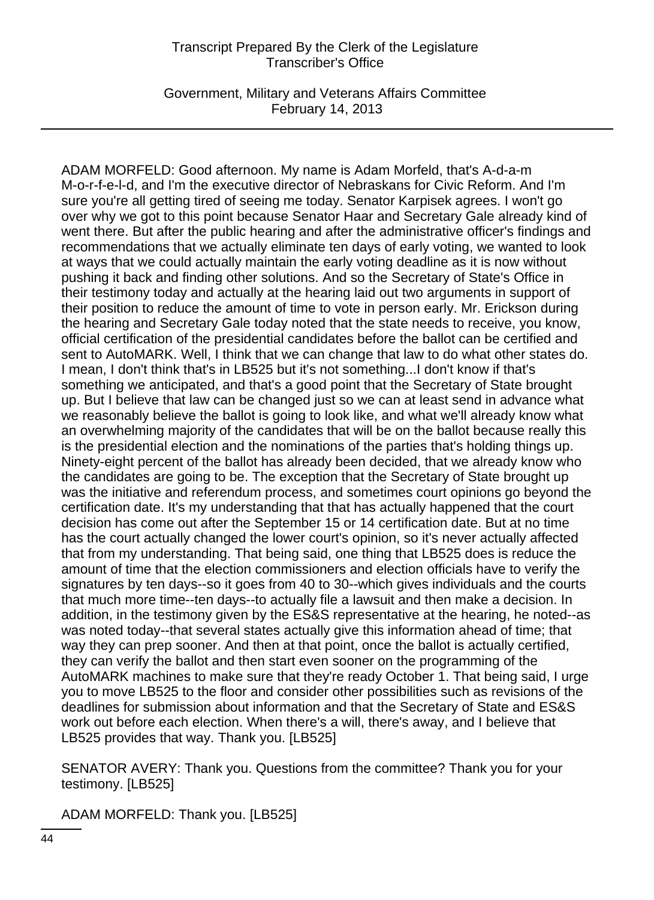ADAM MORFELD: Good afternoon. My name is Adam Morfeld, that's A-d-a-m M-o-r-f-e-l-d, and I'm the executive director of Nebraskans for Civic Reform. And I'm sure you're all getting tired of seeing me today. Senator Karpisek agrees. I won't go over why we got to this point because Senator Haar and Secretary Gale already kind of went there. But after the public hearing and after the administrative officer's findings and recommendations that we actually eliminate ten days of early voting, we wanted to look at ways that we could actually maintain the early voting deadline as it is now without pushing it back and finding other solutions. And so the Secretary of State's Office in their testimony today and actually at the hearing laid out two arguments in support of their position to reduce the amount of time to vote in person early. Mr. Erickson during the hearing and Secretary Gale today noted that the state needs to receive, you know, official certification of the presidential candidates before the ballot can be certified and sent to AutoMARK. Well, I think that we can change that law to do what other states do. I mean, I don't think that's in LB525 but it's not something...I don't know if that's something we anticipated, and that's a good point that the Secretary of State brought up. But I believe that law can be changed just so we can at least send in advance what we reasonably believe the ballot is going to look like, and what we'll already know what an overwhelming majority of the candidates that will be on the ballot because really this is the presidential election and the nominations of the parties that's holding things up. Ninety-eight percent of the ballot has already been decided, that we already know who the candidates are going to be. The exception that the Secretary of State brought up was the initiative and referendum process, and sometimes court opinions go beyond the certification date. It's my understanding that that has actually happened that the court decision has come out after the September 15 or 14 certification date. But at no time has the court actually changed the lower court's opinion, so it's never actually affected that from my understanding. That being said, one thing that LB525 does is reduce the amount of time that the election commissioners and election officials have to verify the signatures by ten days--so it goes from 40 to 30--which gives individuals and the courts that much more time--ten days--to actually file a lawsuit and then make a decision. In addition, in the testimony given by the ES&S representative at the hearing, he noted--as was noted today--that several states actually give this information ahead of time; that way they can prep sooner. And then at that point, once the ballot is actually certified, they can verify the ballot and then start even sooner on the programming of the AutoMARK machines to make sure that they're ready October 1. That being said, I urge you to move LB525 to the floor and consider other possibilities such as revisions of the deadlines for submission about information and that the Secretary of State and ES&S work out before each election. When there's a will, there's away, and I believe that LB525 provides that way. Thank you. [LB525]

SENATOR AVERY: Thank you. Questions from the committee? Thank you for your testimony. [LB525]

ADAM MORFELD: Thank you. [LB525]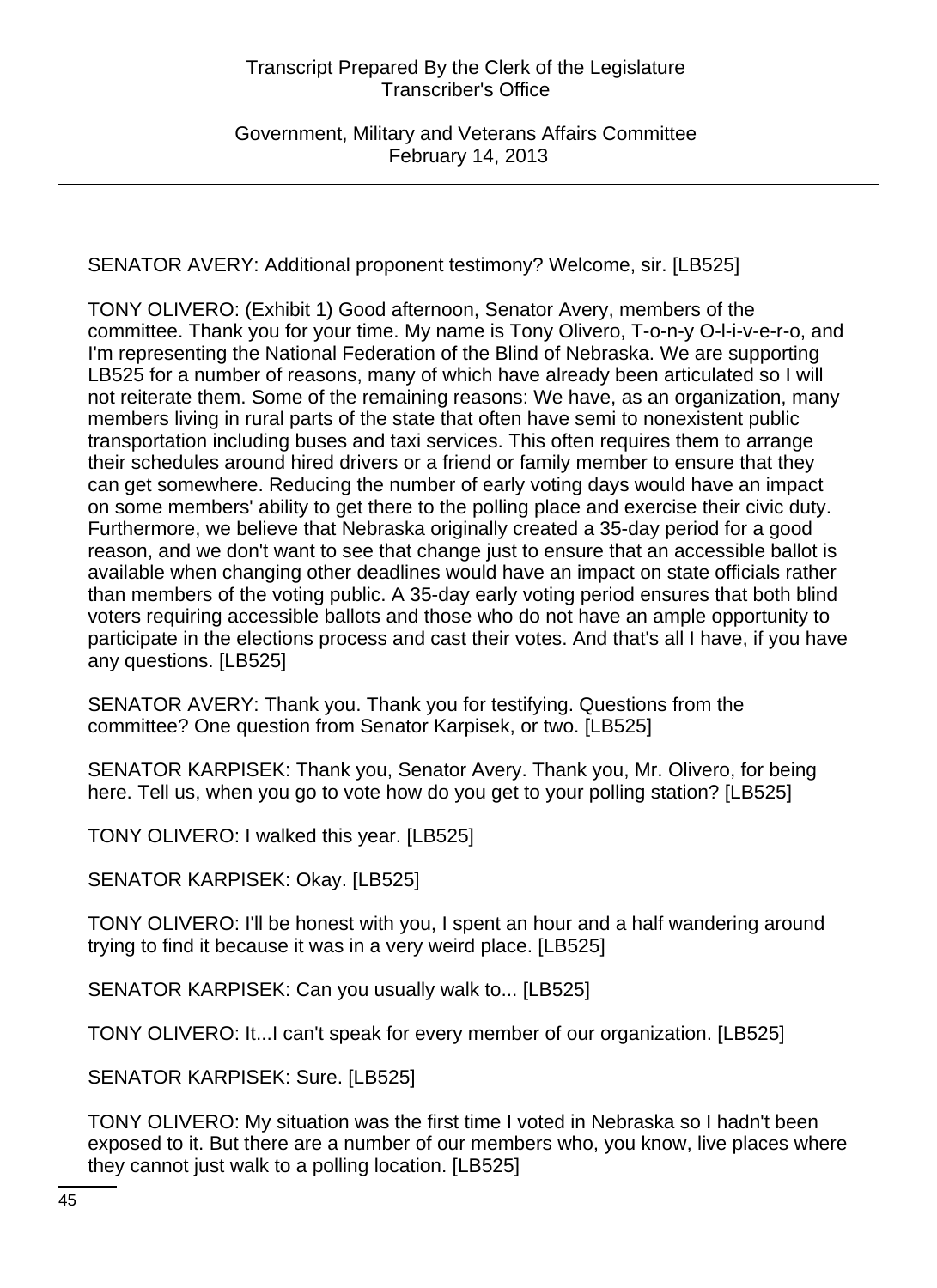SENATOR AVERY: Additional proponent testimony? Welcome, sir. [LB525]

TONY OLIVERO: (Exhibit 1) Good afternoon, Senator Avery, members of the committee. Thank you for your time. My name is Tony Olivero, T-o-n-y O-l-i-v-e-r-o, and I'm representing the National Federation of the Blind of Nebraska. We are supporting LB525 for a number of reasons, many of which have already been articulated so I will not reiterate them. Some of the remaining reasons: We have, as an organization, many members living in rural parts of the state that often have semi to nonexistent public transportation including buses and taxi services. This often requires them to arrange their schedules around hired drivers or a friend or family member to ensure that they can get somewhere. Reducing the number of early voting days would have an impact on some members' ability to get there to the polling place and exercise their civic duty. Furthermore, we believe that Nebraska originally created a 35-day period for a good reason, and we don't want to see that change just to ensure that an accessible ballot is available when changing other deadlines would have an impact on state officials rather than members of the voting public. A 35-day early voting period ensures that both blind voters requiring accessible ballots and those who do not have an ample opportunity to participate in the elections process and cast their votes. And that's all I have, if you have any questions. [LB525]

SENATOR AVERY: Thank you. Thank you for testifying. Questions from the committee? One question from Senator Karpisek, or two. [LB525]

SENATOR KARPISEK: Thank you, Senator Avery. Thank you, Mr. Olivero, for being here. Tell us, when you go to vote how do you get to your polling station? [LB525]

TONY OLIVERO: I walked this year. [LB525]

SENATOR KARPISEK: Okay. [LB525]

TONY OLIVERO: I'll be honest with you, I spent an hour and a half wandering around trying to find it because it was in a very weird place. [LB525]

SENATOR KARPISEK: Can you usually walk to... [LB525]

TONY OLIVERO: It...I can't speak for every member of our organization. [LB525]

SENATOR KARPISEK: Sure. [LB525]

TONY OLIVERO: My situation was the first time I voted in Nebraska so I hadn't been exposed to it. But there are a number of our members who, you know, live places where they cannot just walk to a polling location. [LB525]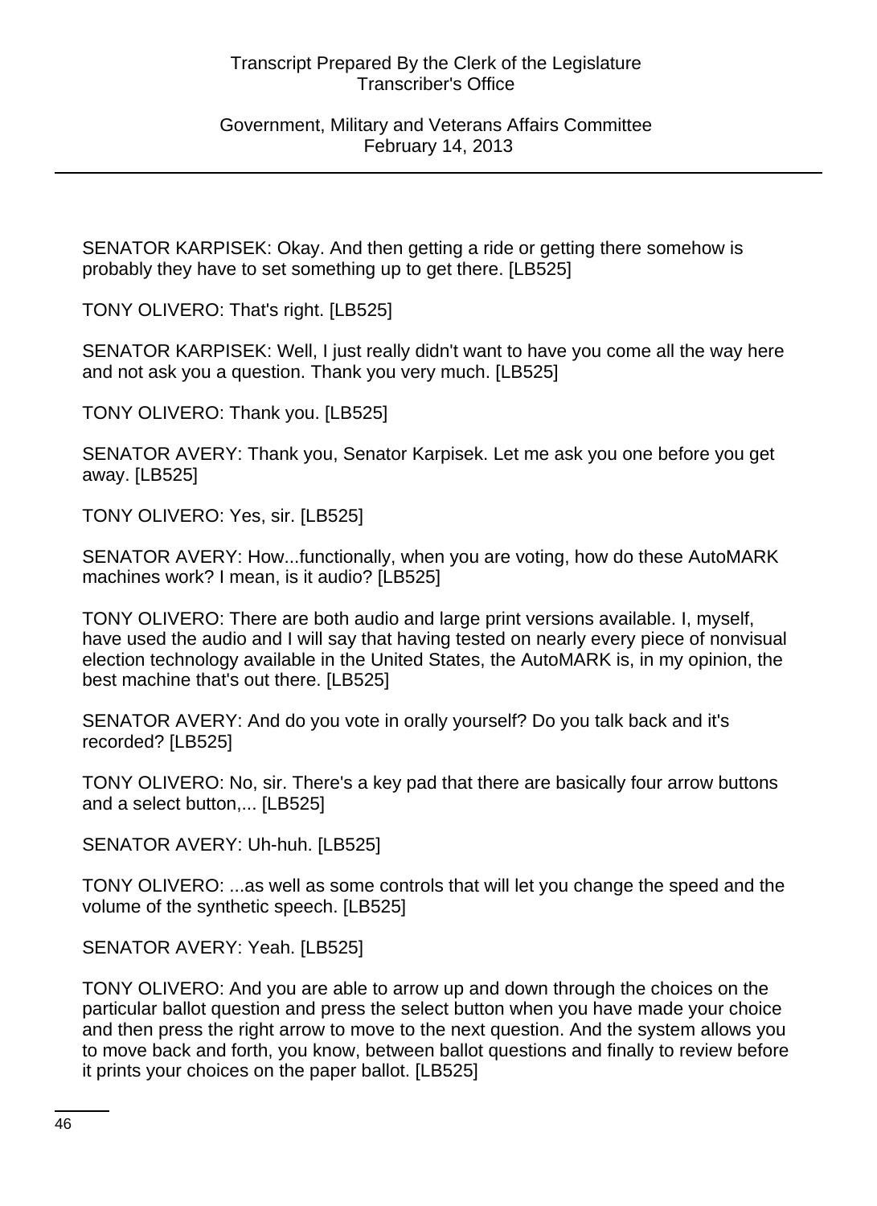SENATOR KARPISEK: Okay. And then getting a ride or getting there somehow is probably they have to set something up to get there. [LB525]

TONY OLIVERO: That's right. [LB525]

SENATOR KARPISEK: Well, I just really didn't want to have you come all the way here and not ask you a question. Thank you very much. [LB525]

TONY OLIVERO: Thank you. [LB525]

SENATOR AVERY: Thank you, Senator Karpisek. Let me ask you one before you get away. [LB525]

TONY OLIVERO: Yes, sir. [LB525]

SENATOR AVERY: How...functionally, when you are voting, how do these AutoMARK machines work? I mean, is it audio? [LB525]

TONY OLIVERO: There are both audio and large print versions available. I, myself, have used the audio and I will say that having tested on nearly every piece of nonvisual election technology available in the United States, the AutoMARK is, in my opinion, the best machine that's out there. [LB525]

SENATOR AVERY: And do you vote in orally yourself? Do you talk back and it's recorded? [LB525]

TONY OLIVERO: No, sir. There's a key pad that there are basically four arrow buttons and a select button,... [LB525]

SENATOR AVERY: Uh-huh. [LB525]

TONY OLIVERO: ...as well as some controls that will let you change the speed and the volume of the synthetic speech. [LB525]

SENATOR AVERY: Yeah. [LB525]

TONY OLIVERO: And you are able to arrow up and down through the choices on the particular ballot question and press the select button when you have made your choice and then press the right arrow to move to the next question. And the system allows you to move back and forth, you know, between ballot questions and finally to review before it prints your choices on the paper ballot. [LB525]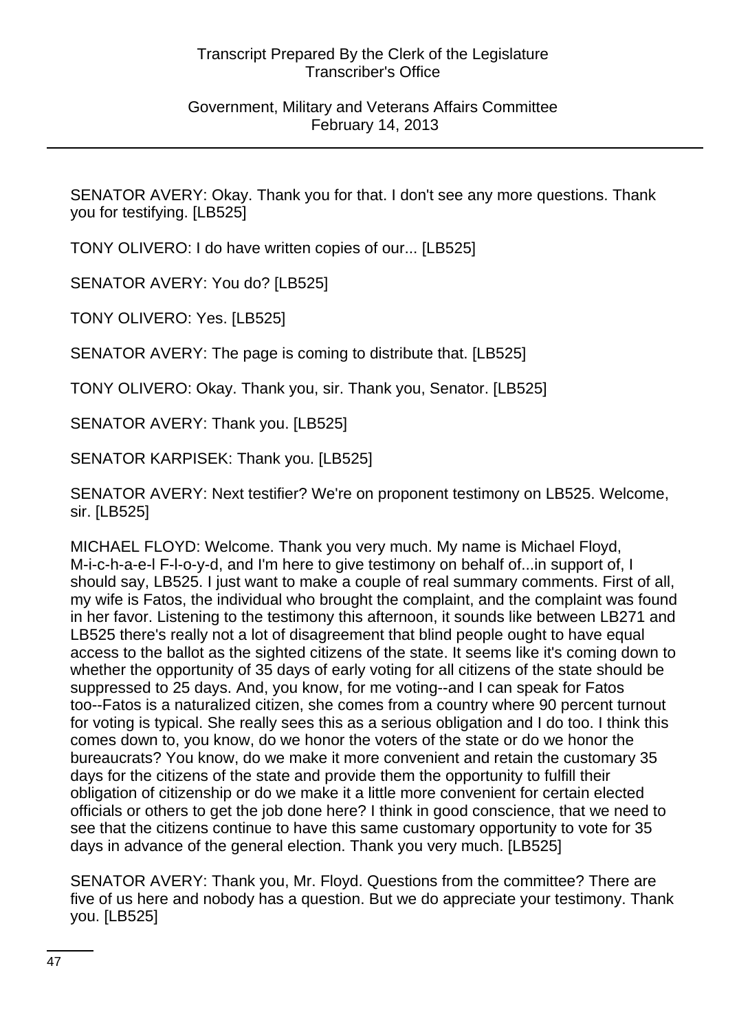SENATOR AVERY: Okay. Thank you for that. I don't see any more questions. Thank you for testifying. [LB525]

TONY OLIVERO: I do have written copies of our... [LB525]

SENATOR AVERY: You do? [LB525]

TONY OLIVERO: Yes. [LB525]

SENATOR AVERY: The page is coming to distribute that. [LB525]

TONY OLIVERO: Okay. Thank you, sir. Thank you, Senator. [LB525]

SENATOR AVERY: Thank you. [LB525]

SENATOR KARPISEK: Thank you. [LB525]

SENATOR AVERY: Next testifier? We're on proponent testimony on LB525. Welcome, sir. [LB525]

MICHAEL FLOYD: Welcome. Thank you very much. My name is Michael Floyd, M-i-c-h-a-e-l F-l-o-y-d, and I'm here to give testimony on behalf of...in support of, I should say, LB525. I just want to make a couple of real summary comments. First of all, my wife is Fatos, the individual who brought the complaint, and the complaint was found in her favor. Listening to the testimony this afternoon, it sounds like between LB271 and LB525 there's really not a lot of disagreement that blind people ought to have equal access to the ballot as the sighted citizens of the state. It seems like it's coming down to whether the opportunity of 35 days of early voting for all citizens of the state should be suppressed to 25 days. And, you know, for me voting--and I can speak for Fatos too--Fatos is a naturalized citizen, she comes from a country where 90 percent turnout for voting is typical. She really sees this as a serious obligation and I do too. I think this comes down to, you know, do we honor the voters of the state or do we honor the bureaucrats? You know, do we make it more convenient and retain the customary 35 days for the citizens of the state and provide them the opportunity to fulfill their obligation of citizenship or do we make it a little more convenient for certain elected officials or others to get the job done here? I think in good conscience, that we need to see that the citizens continue to have this same customary opportunity to vote for 35 days in advance of the general election. Thank you very much. [LB525]

SENATOR AVERY: Thank you, Mr. Floyd. Questions from the committee? There are five of us here and nobody has a question. But we do appreciate your testimony. Thank you. [LB525]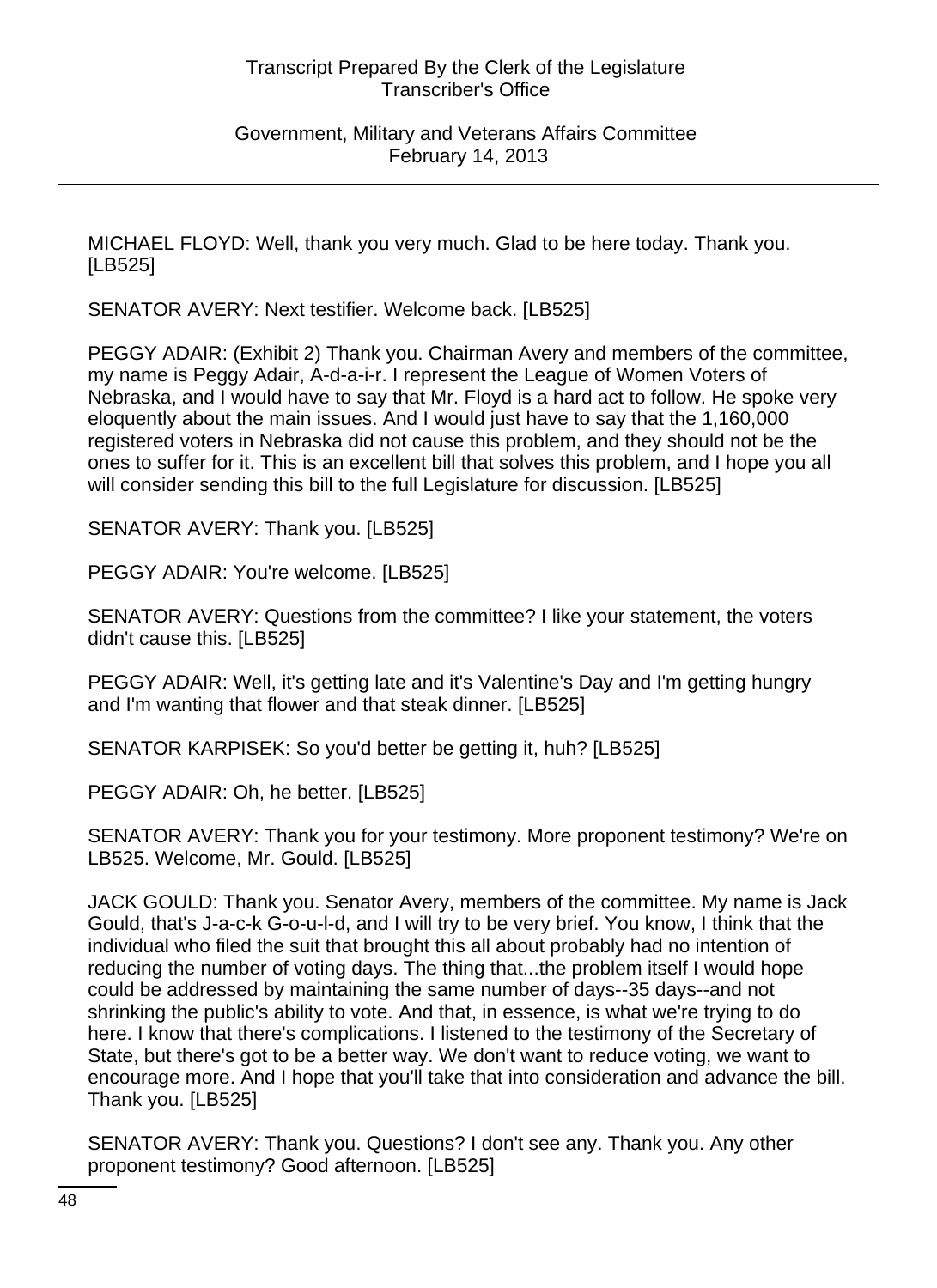MICHAEL FLOYD: Well, thank you very much. Glad to be here today. Thank you. [LB525]

SENATOR AVERY: Next testifier. Welcome back. [LB525]

PEGGY ADAIR: (Exhibit 2) Thank you. Chairman Avery and members of the committee, my name is Peggy Adair, A-d-a-i-r. I represent the League of Women Voters of Nebraska, and I would have to say that Mr. Floyd is a hard act to follow. He spoke very eloquently about the main issues. And I would just have to say that the 1,160,000 registered voters in Nebraska did not cause this problem, and they should not be the ones to suffer for it. This is an excellent bill that solves this problem, and I hope you all will consider sending this bill to the full Legislature for discussion. [LB525]

SENATOR AVERY: Thank you. [LB525]

PEGGY ADAIR: You're welcome. [LB525]

SENATOR AVERY: Questions from the committee? I like your statement, the voters didn't cause this. [LB525]

PEGGY ADAIR: Well, it's getting late and it's Valentine's Day and I'm getting hungry and I'm wanting that flower and that steak dinner. [LB525]

SENATOR KARPISEK: So you'd better be getting it, huh? [LB525]

PEGGY ADAIR: Oh, he better. [LB525]

SENATOR AVERY: Thank you for your testimony. More proponent testimony? We're on LB525. Welcome, Mr. Gould. [LB525]

JACK GOULD: Thank you. Senator Avery, members of the committee. My name is Jack Gould, that's J-a-c-k G-o-u-l-d, and I will try to be very brief. You know, I think that the individual who filed the suit that brought this all about probably had no intention of reducing the number of voting days. The thing that...the problem itself I would hope could be addressed by maintaining the same number of days--35 days--and not shrinking the public's ability to vote. And that, in essence, is what we're trying to do here. I know that there's complications. I listened to the testimony of the Secretary of State, but there's got to be a better way. We don't want to reduce voting, we want to encourage more. And I hope that you'll take that into consideration and advance the bill. Thank you. [LB525]

SENATOR AVERY: Thank you. Questions? I don't see any. Thank you. Any other proponent testimony? Good afternoon. [LB525]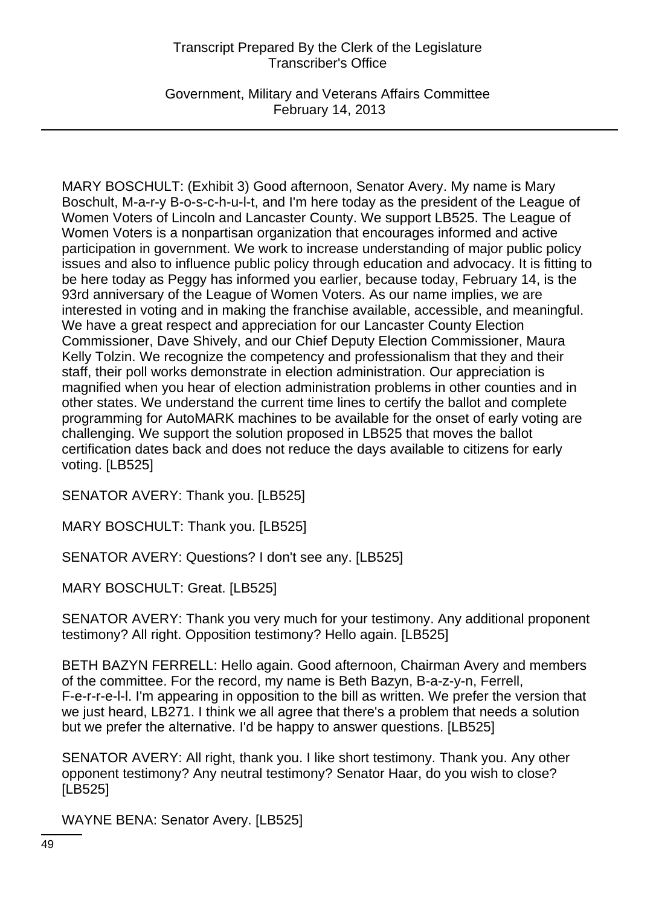MARY BOSCHULT: (Exhibit 3) Good afternoon, Senator Avery. My name is Mary Boschult, M-a-r-y B-o-s-c-h-u-l-t, and I'm here today as the president of the League of Women Voters of Lincoln and Lancaster County. We support LB525. The League of Women Voters is a nonpartisan organization that encourages informed and active participation in government. We work to increase understanding of major public policy issues and also to influence public policy through education and advocacy. It is fitting to be here today as Peggy has informed you earlier, because today, February 14, is the 93rd anniversary of the League of Women Voters. As our name implies, we are interested in voting and in making the franchise available, accessible, and meaningful. We have a great respect and appreciation for our Lancaster County Election Commissioner, Dave Shively, and our Chief Deputy Election Commissioner, Maura Kelly Tolzin. We recognize the competency and professionalism that they and their staff, their poll works demonstrate in election administration. Our appreciation is magnified when you hear of election administration problems in other counties and in other states. We understand the current time lines to certify the ballot and complete programming for AutoMARK machines to be available for the onset of early voting are challenging. We support the solution proposed in LB525 that moves the ballot certification dates back and does not reduce the days available to citizens for early voting. [LB525]

SENATOR AVERY: Thank you. [LB525]

MARY BOSCHULT: Thank you. [LB525]

SENATOR AVERY: Questions? I don't see any. [LB525]

MARY BOSCHULT: Great. [LB525]

SENATOR AVERY: Thank you very much for your testimony. Any additional proponent testimony? All right. Opposition testimony? Hello again. [LB525]

BETH BAZYN FERRELL: Hello again. Good afternoon, Chairman Avery and members of the committee. For the record, my name is Beth Bazyn, B-a-z-y-n, Ferrell, F-e-r-r-e-l-l. I'm appearing in opposition to the bill as written. We prefer the version that we just heard, LB271. I think we all agree that there's a problem that needs a solution but we prefer the alternative. I'd be happy to answer questions. [LB525]

SENATOR AVERY: All right, thank you. I like short testimony. Thank you. Any other opponent testimony? Any neutral testimony? Senator Haar, do you wish to close? [LB525]

WAYNE BENA: Senator Avery. [LB525]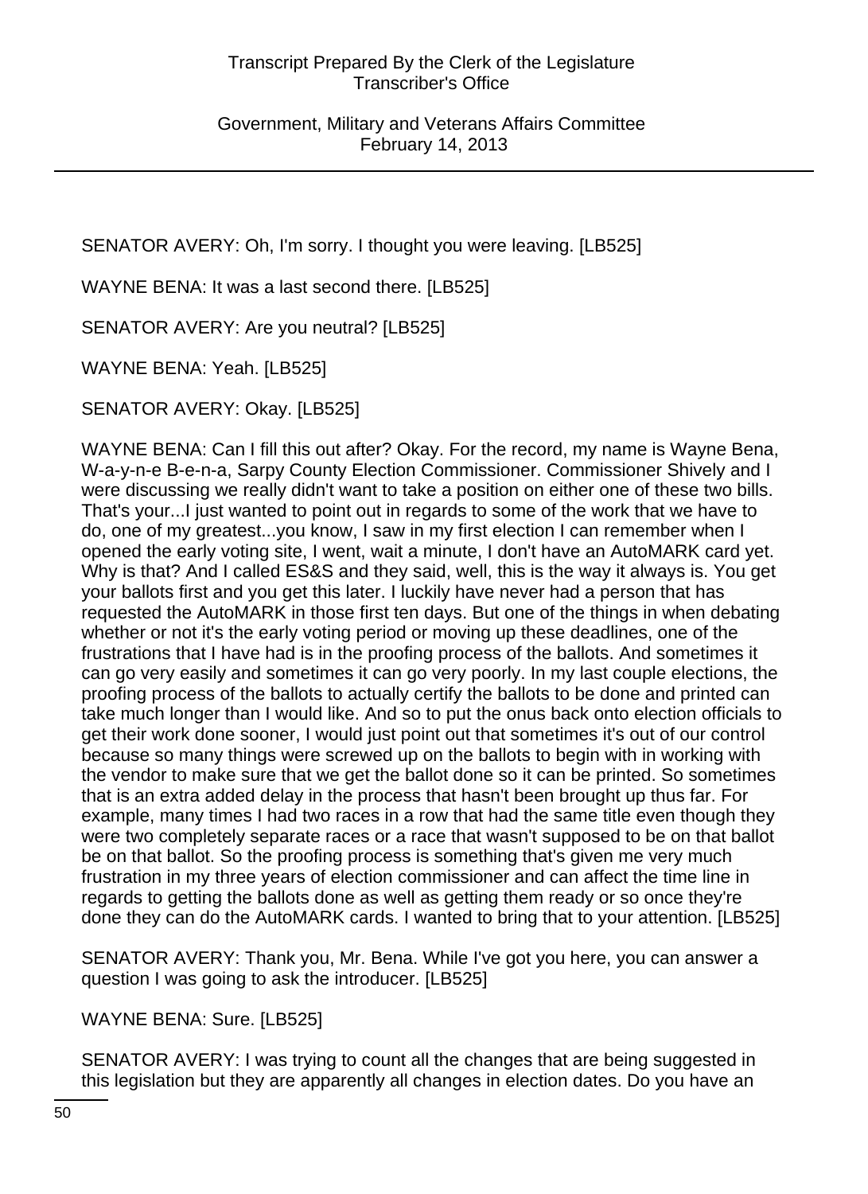SENATOR AVERY: Oh, I'm sorry. I thought you were leaving. [LB525]

WAYNE BENA: It was a last second there. [LB525]

SENATOR AVERY: Are you neutral? [LB525]

WAYNE BENA: Yeah. [LB525]

SENATOR AVERY: Okay. [LB525]

WAYNE BENA: Can I fill this out after? Okay. For the record, my name is Wayne Bena, W-a-y-n-e B-e-n-a, Sarpy County Election Commissioner. Commissioner Shively and I were discussing we really didn't want to take a position on either one of these two bills. That's your...I just wanted to point out in regards to some of the work that we have to do, one of my greatest...you know, I saw in my first election I can remember when I opened the early voting site, I went, wait a minute, I don't have an AutoMARK card yet. Why is that? And I called ES&S and they said, well, this is the way it always is. You get your ballots first and you get this later. I luckily have never had a person that has requested the AutoMARK in those first ten days. But one of the things in when debating whether or not it's the early voting period or moving up these deadlines, one of the frustrations that I have had is in the proofing process of the ballots. And sometimes it can go very easily and sometimes it can go very poorly. In my last couple elections, the proofing process of the ballots to actually certify the ballots to be done and printed can take much longer than I would like. And so to put the onus back onto election officials to get their work done sooner, I would just point out that sometimes it's out of our control because so many things were screwed up on the ballots to begin with in working with the vendor to make sure that we get the ballot done so it can be printed. So sometimes that is an extra added delay in the process that hasn't been brought up thus far. For example, many times I had two races in a row that had the same title even though they were two completely separate races or a race that wasn't supposed to be on that ballot be on that ballot. So the proofing process is something that's given me very much frustration in my three years of election commissioner and can affect the time line in regards to getting the ballots done as well as getting them ready or so once they're done they can do the AutoMARK cards. I wanted to bring that to your attention. [LB525]

SENATOR AVERY: Thank you, Mr. Bena. While I've got you here, you can answer a question I was going to ask the introducer. [LB525]

WAYNE BENA: Sure. [LB525]

SENATOR AVERY: I was trying to count all the changes that are being suggested in this legislation but they are apparently all changes in election dates. Do you have an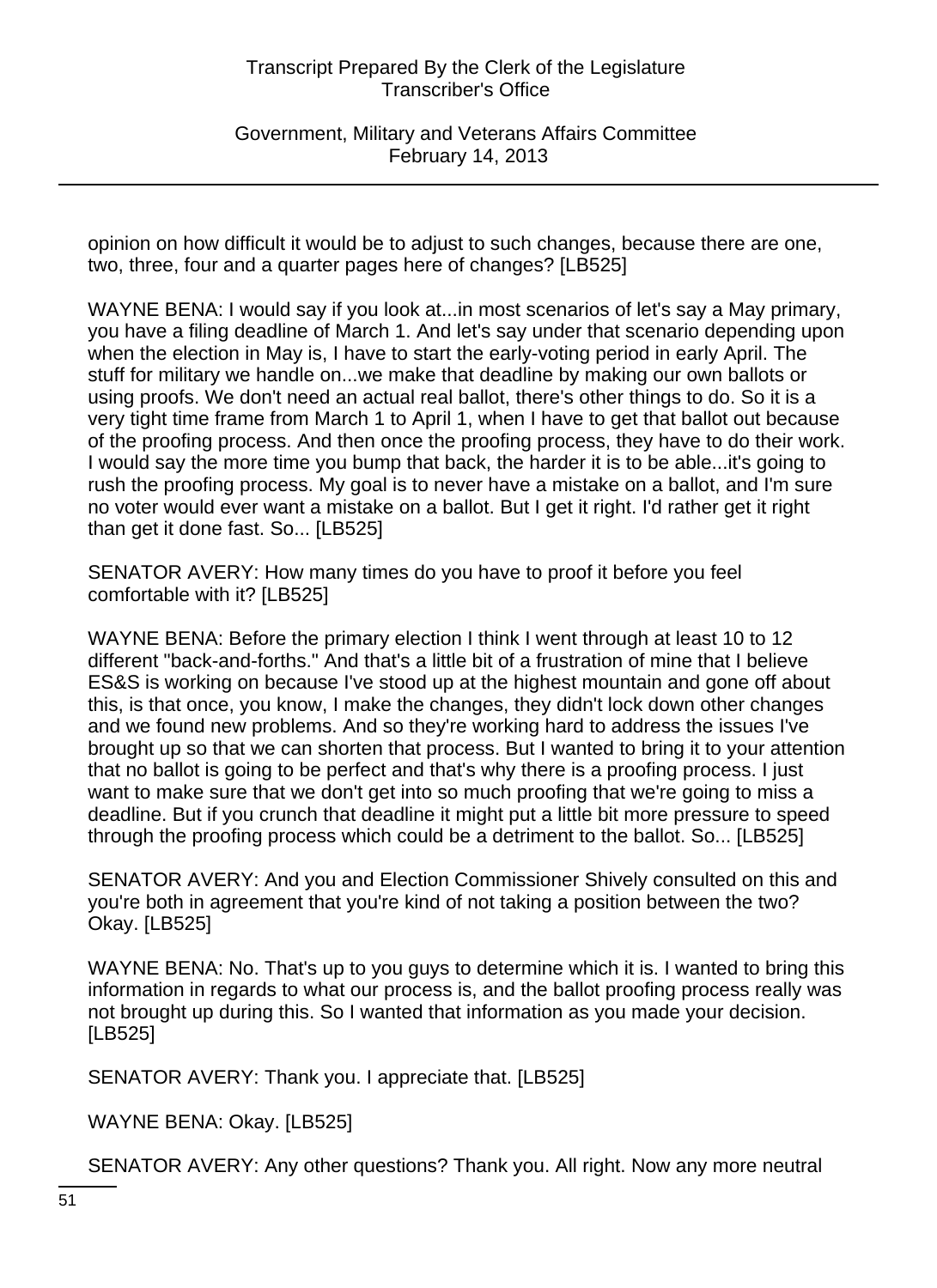opinion on how difficult it would be to adjust to such changes, because there are one, two, three, four and a quarter pages here of changes? [LB525]

WAYNE BENA: I would say if you look at...in most scenarios of let's say a May primary, you have a filing deadline of March 1. And let's say under that scenario depending upon when the election in May is, I have to start the early-voting period in early April. The stuff for military we handle on...we make that deadline by making our own ballots or using proofs. We don't need an actual real ballot, there's other things to do. So it is a very tight time frame from March 1 to April 1, when I have to get that ballot out because of the proofing process. And then once the proofing process, they have to do their work. I would say the more time you bump that back, the harder it is to be able...it's going to rush the proofing process. My goal is to never have a mistake on a ballot, and I'm sure no voter would ever want a mistake on a ballot. But I get it right. I'd rather get it right than get it done fast. So... [LB525]

SENATOR AVERY: How many times do you have to proof it before you feel comfortable with it? [LB525]

WAYNE BENA: Before the primary election I think I went through at least 10 to 12 different "back-and-forths." And that's a little bit of a frustration of mine that I believe ES&S is working on because I've stood up at the highest mountain and gone off about this, is that once, you know, I make the changes, they didn't lock down other changes and we found new problems. And so they're working hard to address the issues I've brought up so that we can shorten that process. But I wanted to bring it to your attention that no ballot is going to be perfect and that's why there is a proofing process. I just want to make sure that we don't get into so much proofing that we're going to miss a deadline. But if you crunch that deadline it might put a little bit more pressure to speed through the proofing process which could be a detriment to the ballot. So... [LB525]

SENATOR AVERY: And you and Election Commissioner Shively consulted on this and you're both in agreement that you're kind of not taking a position between the two? Okay. [LB525]

WAYNE BENA: No. That's up to you guys to determine which it is. I wanted to bring this information in regards to what our process is, and the ballot proofing process really was not brought up during this. So I wanted that information as you made your decision. [LB525]

SENATOR AVERY: Thank you. I appreciate that. [LB525]

WAYNE BENA: Okay. [LB525]

SENATOR AVERY: Any other questions? Thank you. All right. Now any more neutral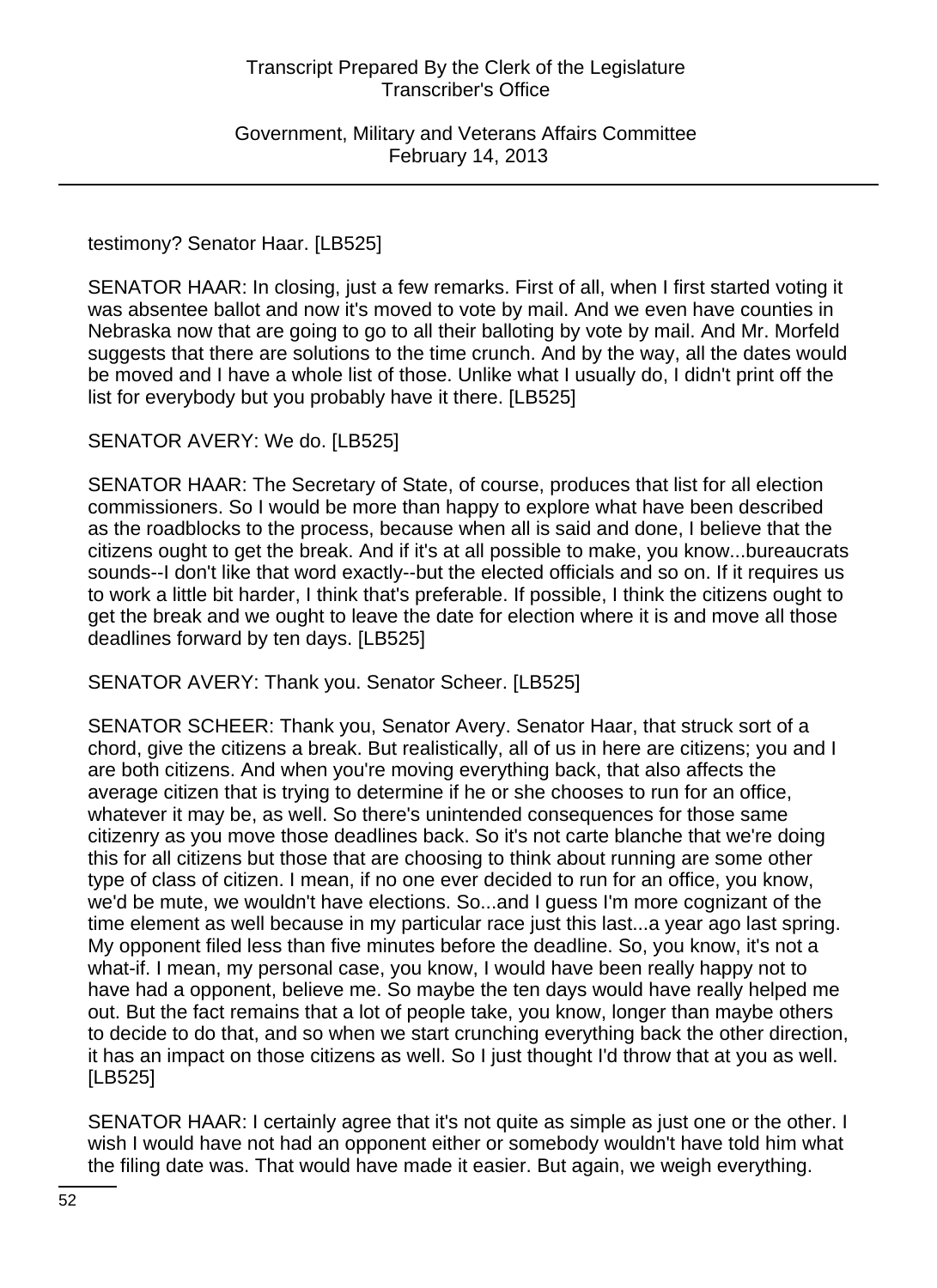testimony? Senator Haar. [LB525]

SENATOR HAAR: In closing, just a few remarks. First of all, when I first started voting it was absentee ballot and now it's moved to vote by mail. And we even have counties in Nebraska now that are going to go to all their balloting by vote by mail. And Mr. Morfeld suggests that there are solutions to the time crunch. And by the way, all the dates would be moved and I have a whole list of those. Unlike what I usually do, I didn't print off the list for everybody but you probably have it there. [LB525]

SENATOR AVERY: We do. [LB525]

SENATOR HAAR: The Secretary of State, of course, produces that list for all election commissioners. So I would be more than happy to explore what have been described as the roadblocks to the process, because when all is said and done, I believe that the citizens ought to get the break. And if it's at all possible to make, you know...bureaucrats sounds--I don't like that word exactly--but the elected officials and so on. If it requires us to work a little bit harder, I think that's preferable. If possible, I think the citizens ought to get the break and we ought to leave the date for election where it is and move all those deadlines forward by ten days. [LB525]

SENATOR AVERY: Thank you. Senator Scheer. [LB525]

SENATOR SCHEER: Thank you, Senator Avery. Senator Haar, that struck sort of a chord, give the citizens a break. But realistically, all of us in here are citizens; you and I are both citizens. And when you're moving everything back, that also affects the average citizen that is trying to determine if he or she chooses to run for an office, whatever it may be, as well. So there's unintended consequences for those same citizenry as you move those deadlines back. So it's not carte blanche that we're doing this for all citizens but those that are choosing to think about running are some other type of class of citizen. I mean, if no one ever decided to run for an office, you know, we'd be mute, we wouldn't have elections. So...and I guess I'm more cognizant of the time element as well because in my particular race just this last...a year ago last spring. My opponent filed less than five minutes before the deadline. So, you know, it's not a what-if. I mean, my personal case, you know, I would have been really happy not to have had a opponent, believe me. So maybe the ten days would have really helped me out. But the fact remains that a lot of people take, you know, longer than maybe others to decide to do that, and so when we start crunching everything back the other direction, it has an impact on those citizens as well. So I just thought I'd throw that at you as well. [LB525]

SENATOR HAAR: I certainly agree that it's not quite as simple as just one or the other. I wish I would have not had an opponent either or somebody wouldn't have told him what the filing date was. That would have made it easier. But again, we weigh everything.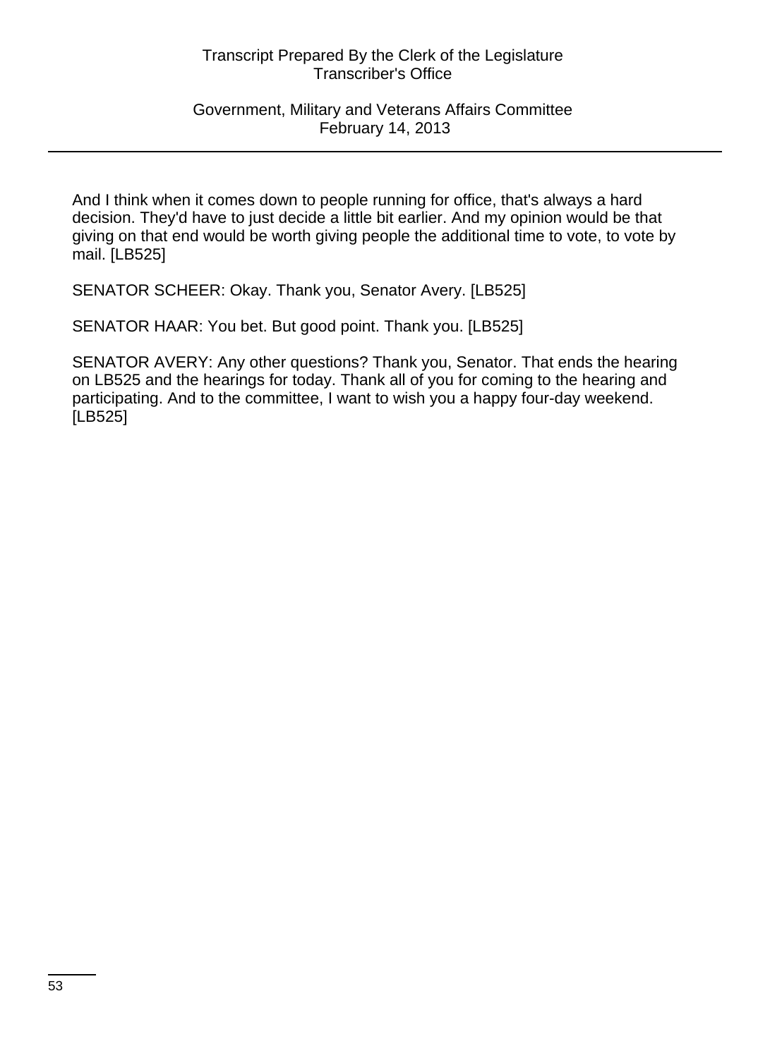And I think when it comes down to people running for office, that's always a hard decision. They'd have to just decide a little bit earlier. And my opinion would be that giving on that end would be worth giving people the additional time to vote, to vote by mail. [LB525]

SENATOR SCHEER: Okay. Thank you, Senator Avery. [LB525]

SENATOR HAAR: You bet. But good point. Thank you. [LB525]

SENATOR AVERY: Any other questions? Thank you, Senator. That ends the hearing on LB525 and the hearings for today. Thank all of you for coming to the hearing and participating. And to the committee, I want to wish you a happy four-day weekend. [LB525]